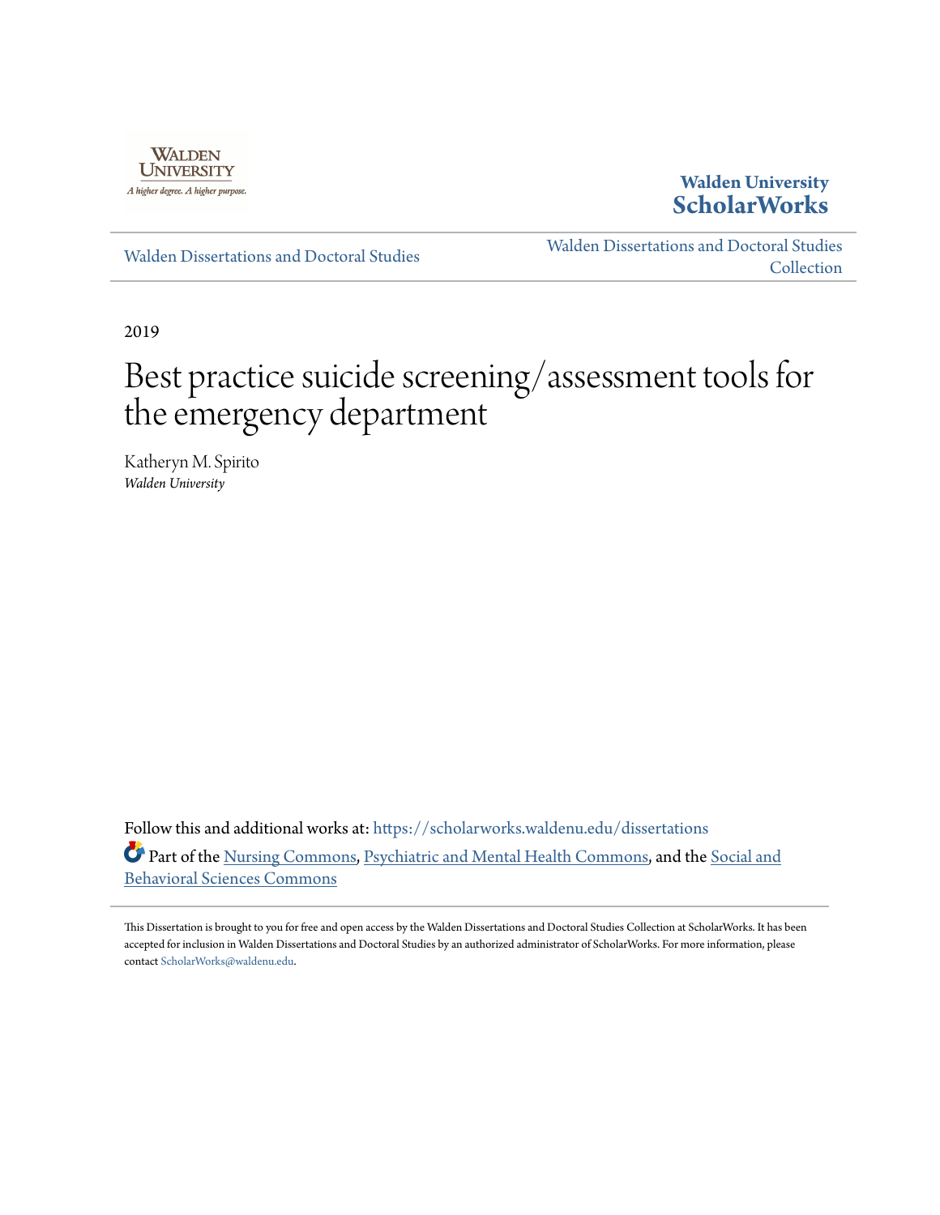Walden University
A higher degree. A higher purpose.

**Walden University**
**ScholarWorks**

Walden Dissertations and Doctoral Studies

Walden Dissertations and Doctoral Studies Collection

2019

# Best practice suicide screening/assessment tools for the emergency department

Katheryn M. Spirito
*Walden University*

Follow this and additional works at: https://scholarworks.waldenu.edu/dissertations

Part of the Nursing Commons, Psychiatric and Mental Health Commons, and the Social and Behavioral Sciences Commons

This Dissertation is brought to you for free and open access by the Walden Dissertations and Doctoral Studies Collection at ScholarWorks. It has been accepted for inclusion in Walden Dissertations and Doctoral Studies by an authorized administrator of ScholarWorks. For more information, please contact ScholarWorks@waldenu.edu.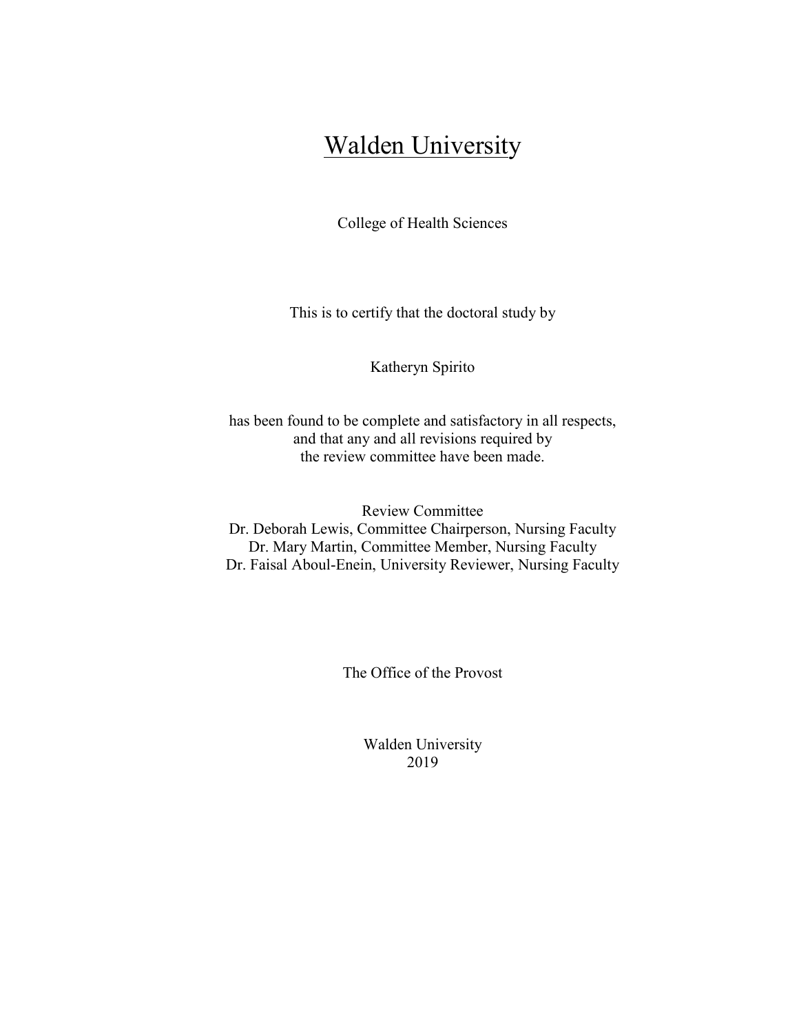# Walden University

College of Health Sciences

This is to certify that the doctoral study by

Katheryn Spirito

has been found to be complete and satisfactory in all respects,
and that any and all revisions required by
the review committee have been made.

Review Committee
Dr. Deborah Lewis, Committee Chairperson, Nursing Faculty
Dr. Mary Martin, Committee Member, Nursing Faculty
Dr. Faisal Aboul-Enein, University Reviewer, Nursing Faculty

The Office of the Provost

Walden University
2019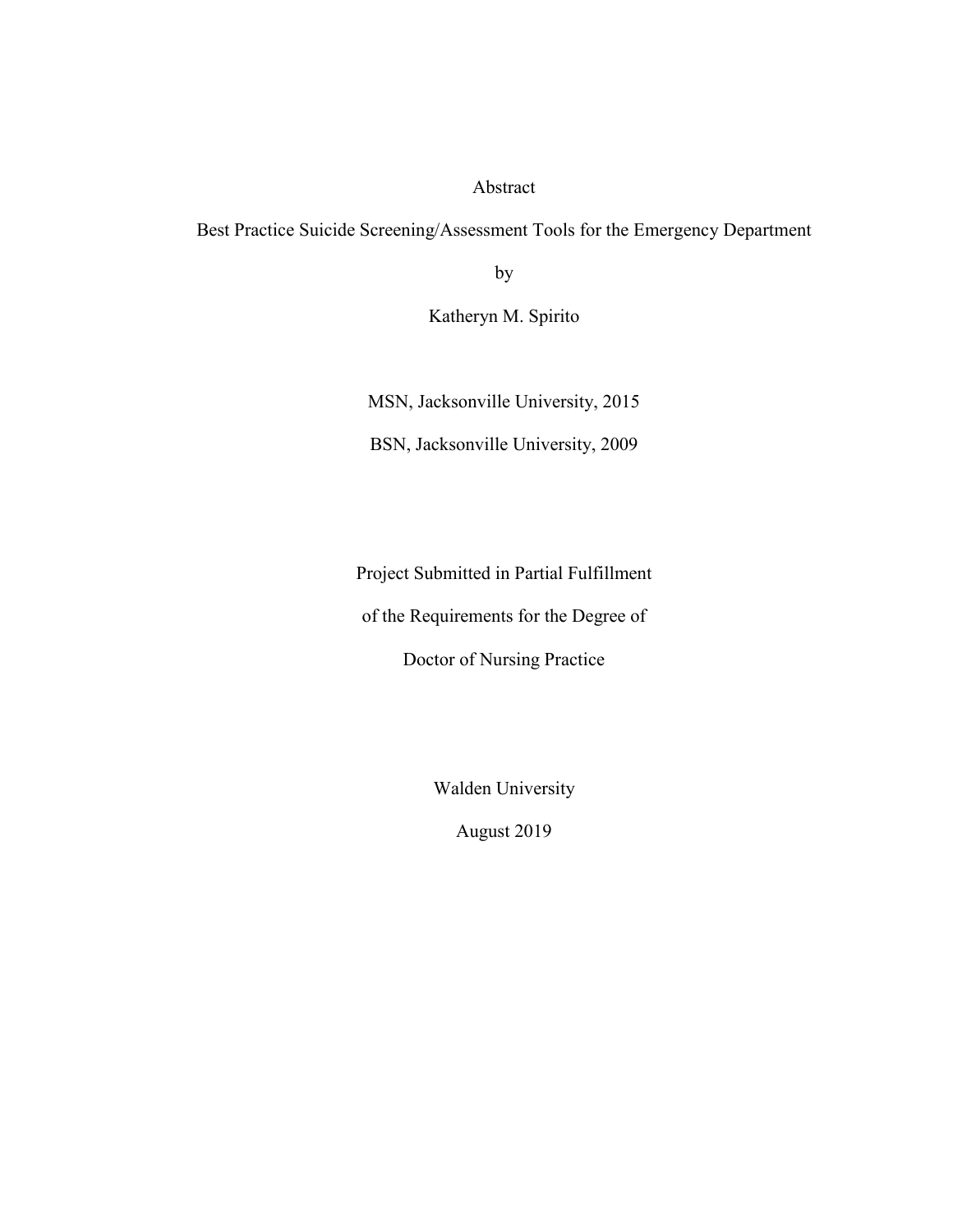Abstract

Best Practice Suicide Screening/Assessment Tools for the Emergency Department

by

Katheryn M. Spirito

MSN, Jacksonville University, 2015

BSN, Jacksonville University, 2009

Project Submitted in Partial Fulfillment

of the Requirements for the Degree of

Doctor of Nursing Practice

Walden University

August 2019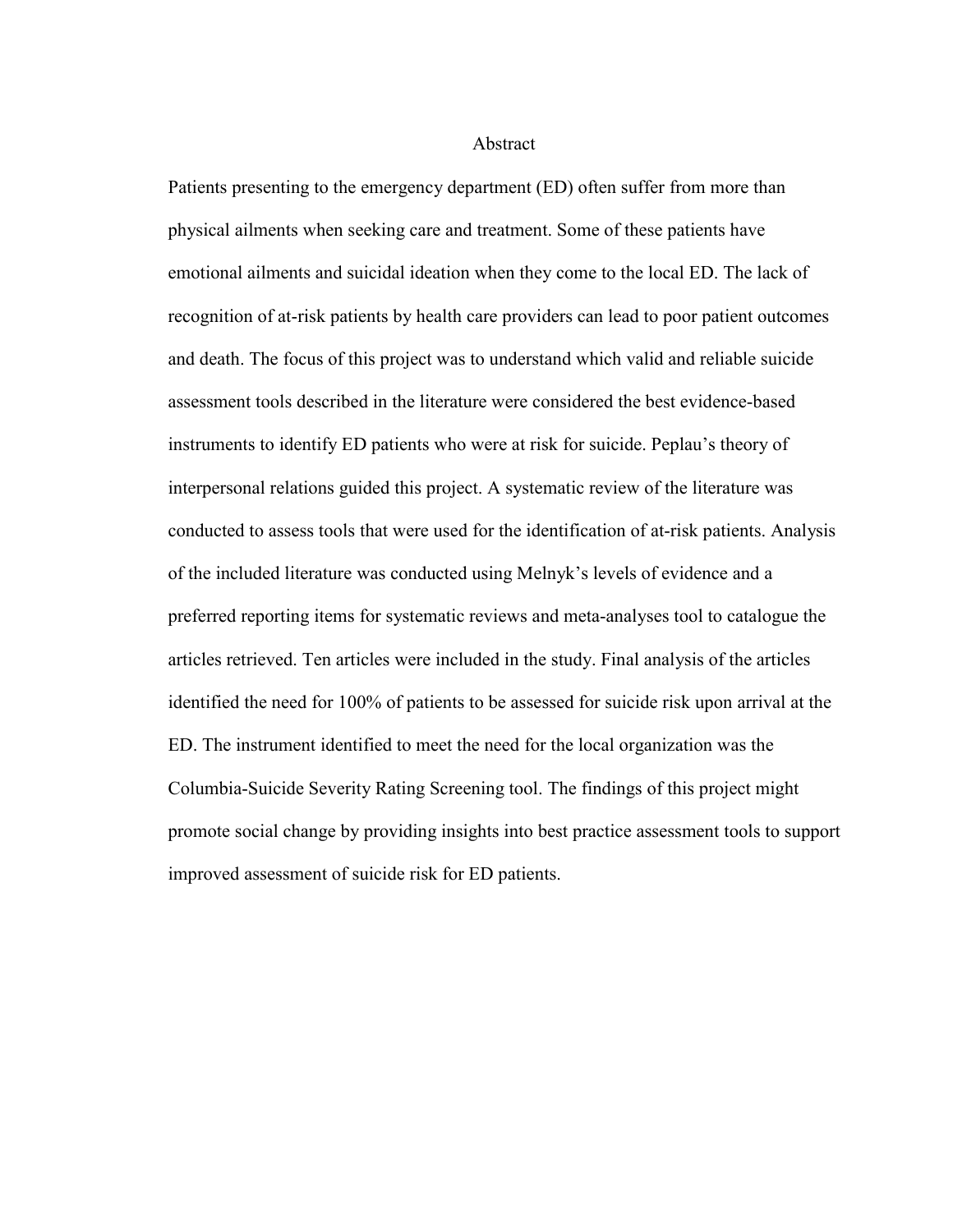# Abstract

Patients presenting to the emergency department (ED) often suffer from more than physical ailments when seeking care and treatment. Some of these patients have emotional ailments and suicidal ideation when they come to the local ED. The lack of recognition of at-risk patients by health care providers can lead to poor patient outcomes and death. The focus of this project was to understand which valid and reliable suicide assessment tools described in the literature were considered the best evidence-based instruments to identify ED patients who were at risk for suicide. Peplau's theory of interpersonal relations guided this project. A systematic review of the literature was conducted to assess tools that were used for the identification of at-risk patients. Analysis of the included literature was conducted using Melnyk's levels of evidence and a preferred reporting items for systematic reviews and meta-analyses tool to catalogue the articles retrieved. Ten articles were included in the study. Final analysis of the articles identified the need for 100% of patients to be assessed for suicide risk upon arrival at the ED. The instrument identified to meet the need for the local organization was the Columbia-Suicide Severity Rating Screening tool. The findings of this project might promote social change by providing insights into best practice assessment tools to support improved assessment of suicide risk for ED patients.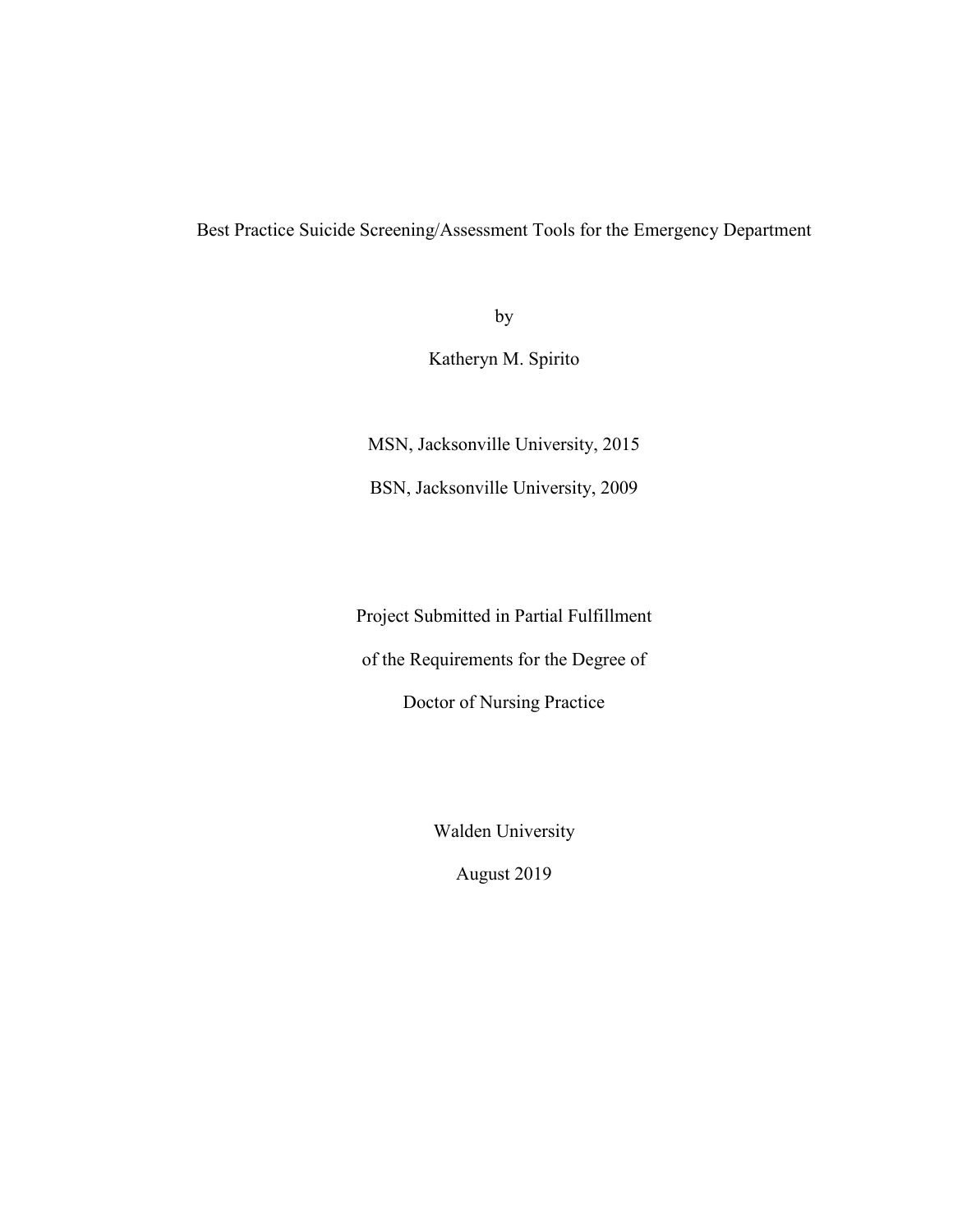# Best Practice Suicide Screening/Assessment Tools for the Emergency Department

by

Katheryn M. Spirito

MSN, Jacksonville University, 2015

BSN, Jacksonville University, 2009

Project Submitted in Partial Fulfillment

of the Requirements for the Degree of

Doctor of Nursing Practice

Walden University

August 2019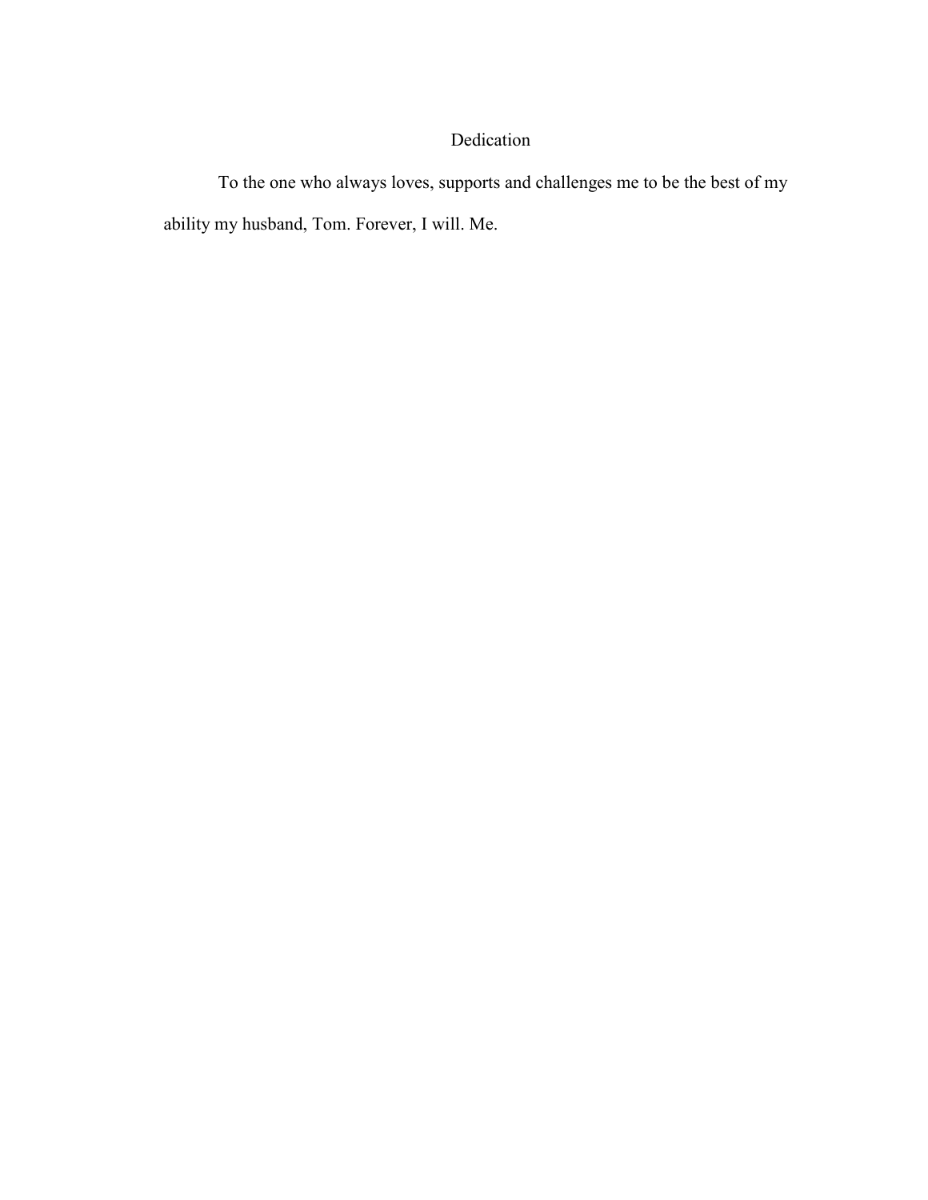# Dedication

To the one who always loves, supports and challenges me to be the best of my ability my husband, Tom. Forever, I will. Me.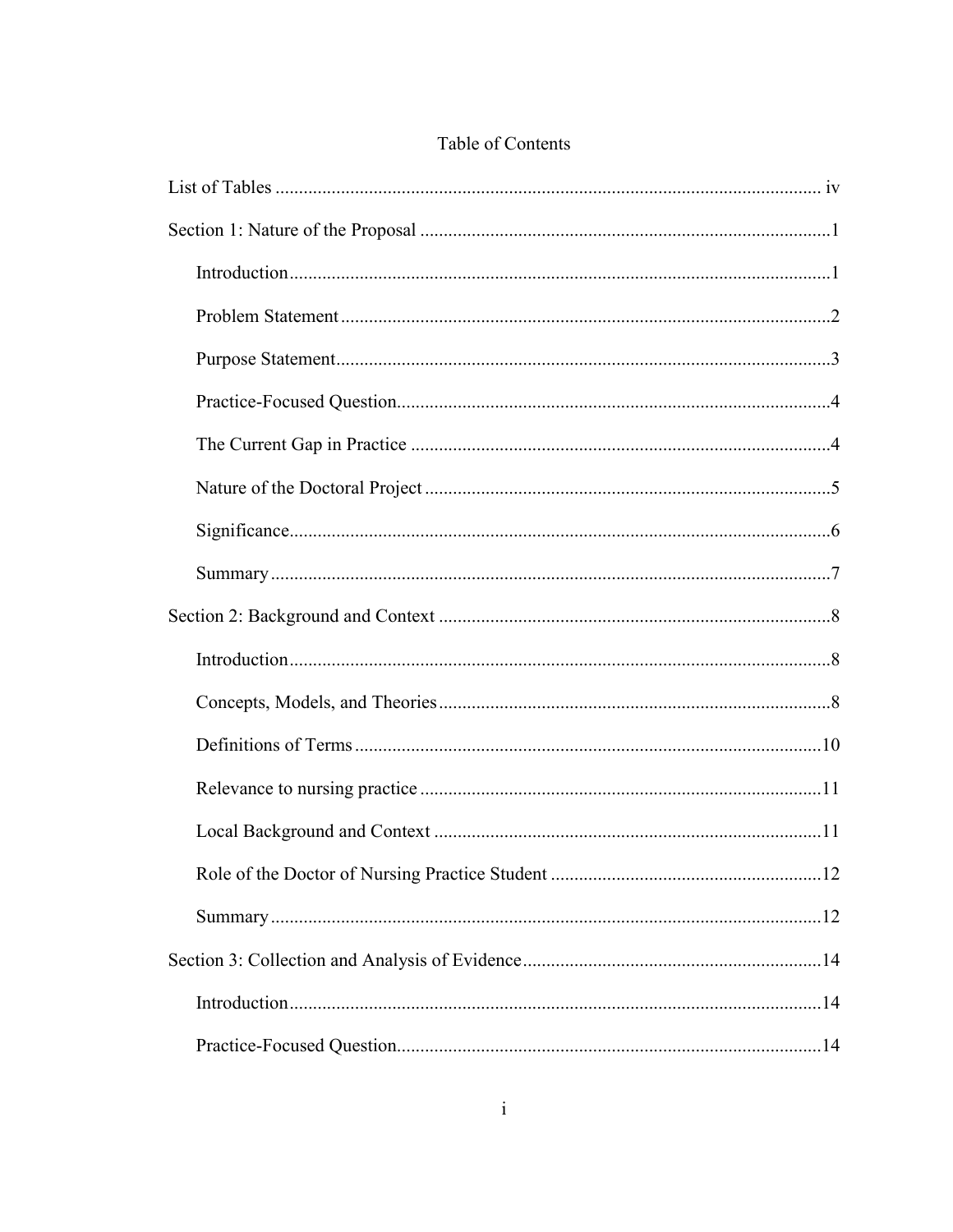# Table of Contents

List of Tables ..... iv

Section 1: Nature of the Proposal ..... 1

- Introduction ..... 1
- Problem Statement ..... 2
- Purpose Statement ..... 3
- Practice-Focused Question ..... 4
- The Current Gap in Practice ..... 4
- Nature of the Doctoral Project ..... 5
- Significance ..... 6
- Summary ..... 7

Section 2: Background and Context ..... 8

- Introduction ..... 8
- Concepts, Models, and Theories ..... 8
- Definitions of Terms ..... 10
- Relevance to nursing practice ..... 11
- Local Background and Context ..... 11
- Role of the Doctor of Nursing Practice Student ..... 12
- Summary ..... 12

Section 3: Collection and Analysis of Evidence ..... 14

- Introduction ..... 14
- Practice-Focused Question ..... 14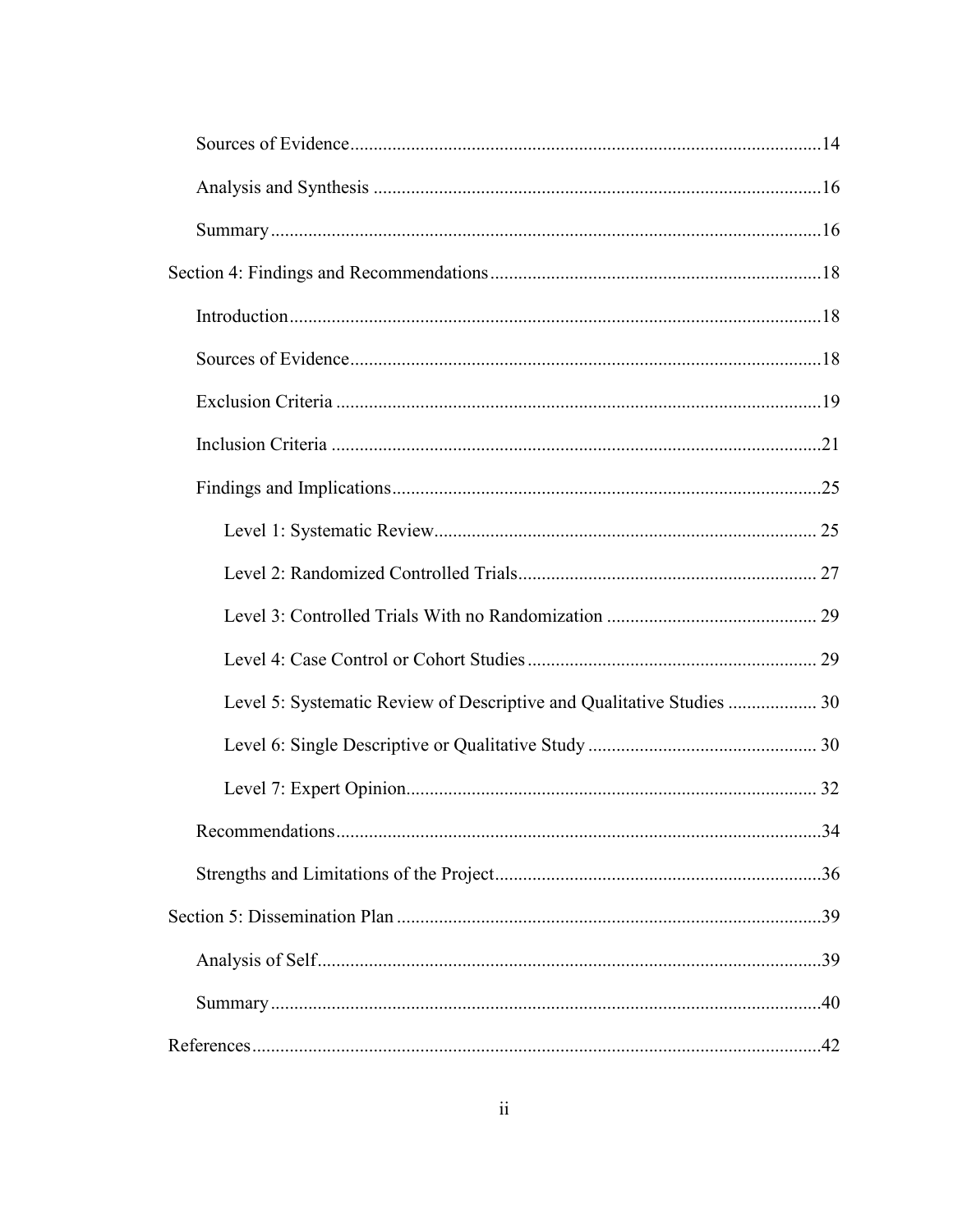Sources of Evidence....................................................................................................14

Analysis and Synthesis ...............................................................................................16

Summary.....................................................................................................................16

Section 4: Findings and Recommendations......................................................................18

Introduction.................................................................................................................18

Sources of Evidence....................................................................................................18

Exclusion Criteria .......................................................................................................19

Inclusion Criteria ........................................................................................................21

Findings and Implications...........................................................................................25

Level 1: Systematic Review................................................................................. 25

Level 2: Randomized Controlled Trials................................................................ 27

Level 3: Controlled Trials With no Randomization ............................................. 29

Level 4: Case Control or Cohort Studies.............................................................. 29

Level 5: Systematic Review of Descriptive and Qualitative Studies ................... 30

Level 6: Single Descriptive or Qualitative Study ................................................ 30

Level 7: Expert Opinion....................................................................................... 32

Recommendations.......................................................................................................34

Strengths and Limitations of the Project.....................................................................36

Section 5: Dissemination Plan ..........................................................................................39

Analysis of Self...........................................................................................................39

Summary.....................................................................................................................40

References.........................................................................................................................42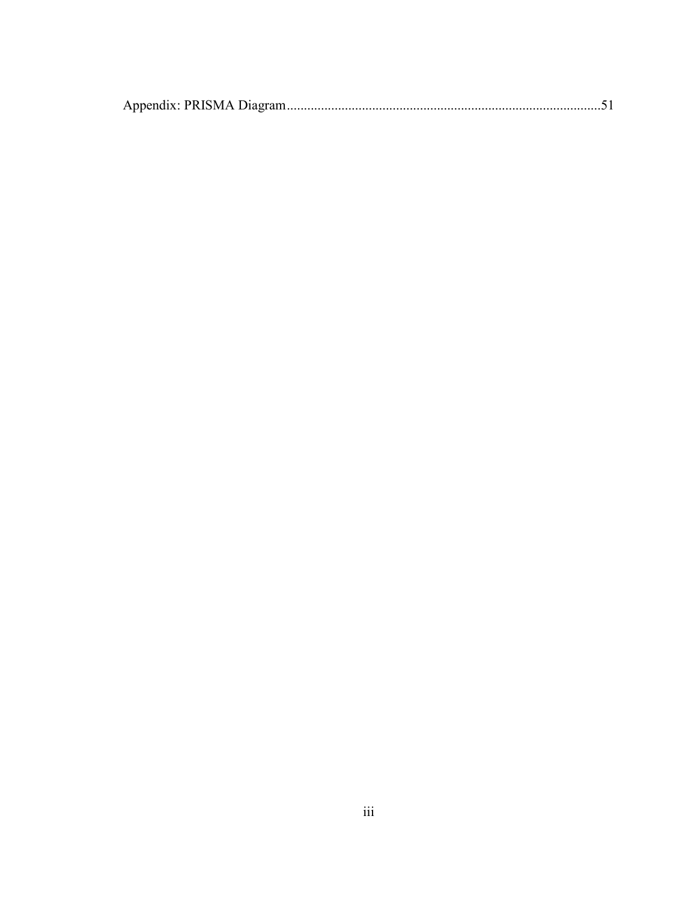Appendix: PRISMA Diagram........................................................................................51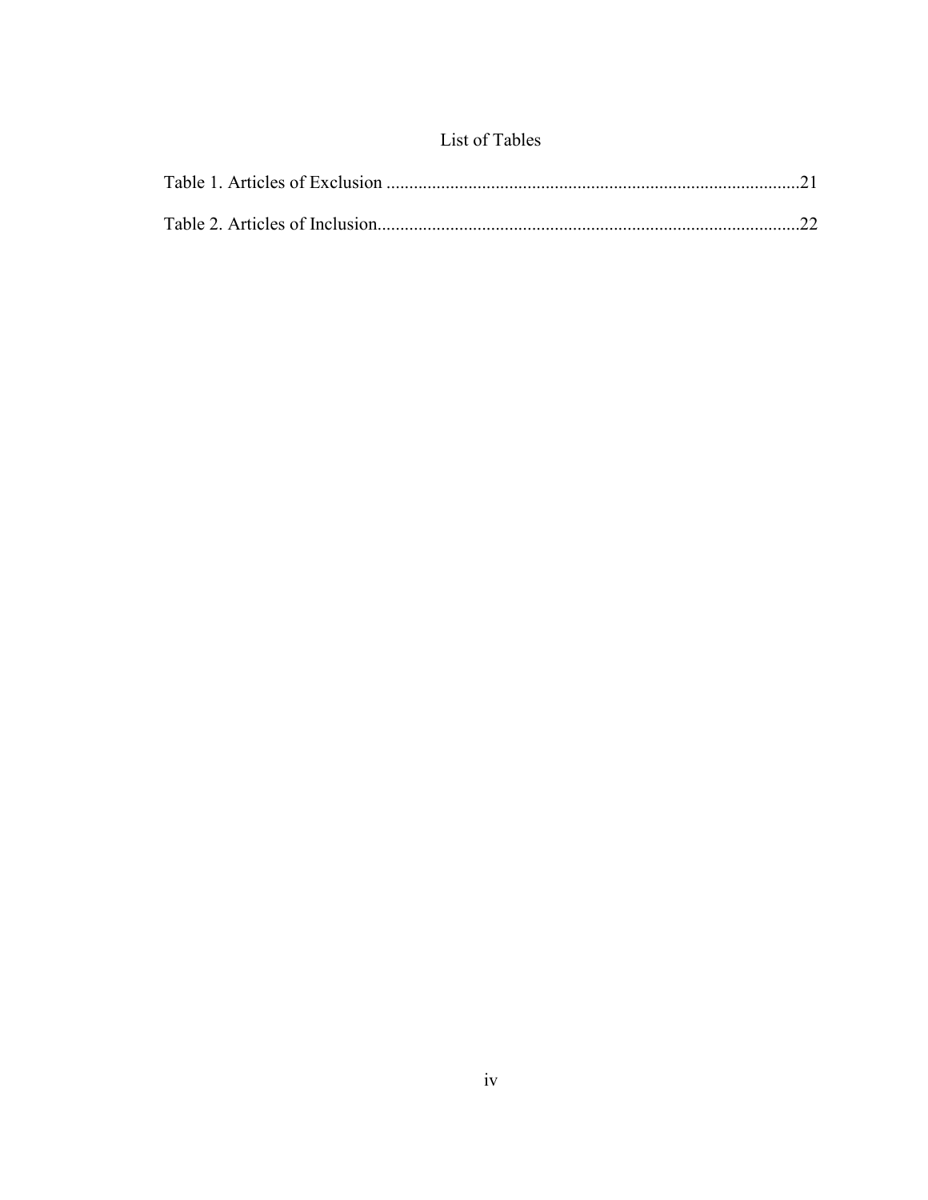# List of Tables

Table 1. Articles of Exclusion ..........................................................................................21

Table 2. Articles of Inclusion............................................................................................22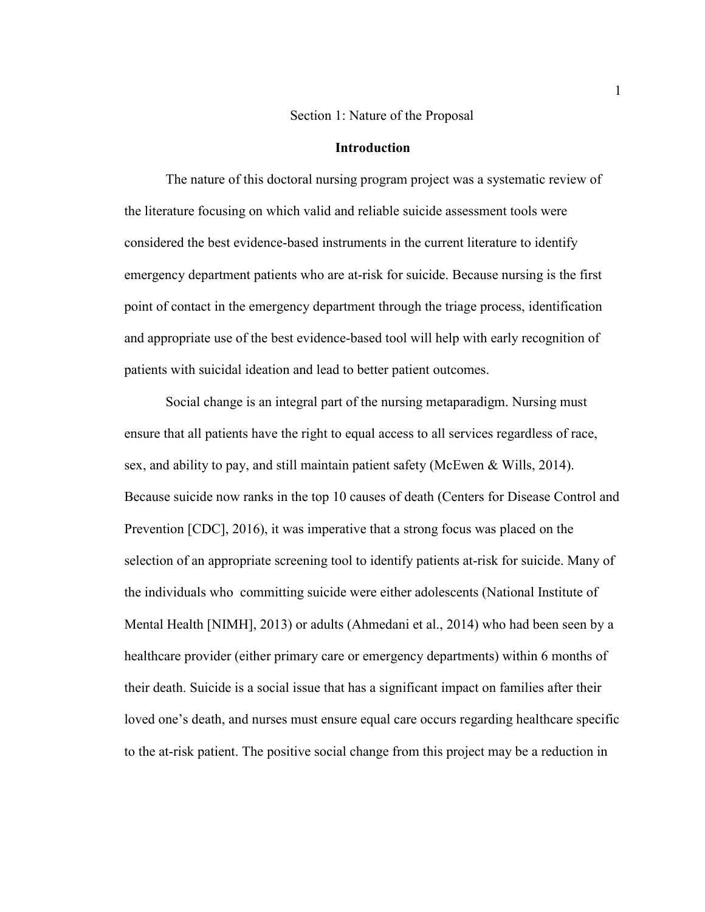Section 1: Nature of the Proposal

## Introduction

The nature of this doctoral nursing program project was a systematic review of the literature focusing on which valid and reliable suicide assessment tools were considered the best evidence-based instruments in the current literature to identify emergency department patients who are at-risk for suicide. Because nursing is the first point of contact in the emergency department through the triage process, identification and appropriate use of the best evidence-based tool will help with early recognition of patients with suicidal ideation and lead to better patient outcomes.

Social change is an integral part of the nursing metaparadigm. Nursing must ensure that all patients have the right to equal access to all services regardless of race, sex, and ability to pay, and still maintain patient safety (McEwen & Wills, 2014). Because suicide now ranks in the top 10 causes of death (Centers for Disease Control and Prevention [CDC], 2016), it was imperative that a strong focus was placed on the selection of an appropriate screening tool to identify patients at-risk for suicide. Many of the individuals who committing suicide were either adolescents (National Institute of Mental Health [NIMH], 2013) or adults (Ahmedani et al., 2014) who had been seen by a healthcare provider (either primary care or emergency departments) within 6 months of their death. Suicide is a social issue that has a significant impact on families after their loved one's death, and nurses must ensure equal care occurs regarding healthcare specific to the at-risk patient. The positive social change from this project may be a reduction in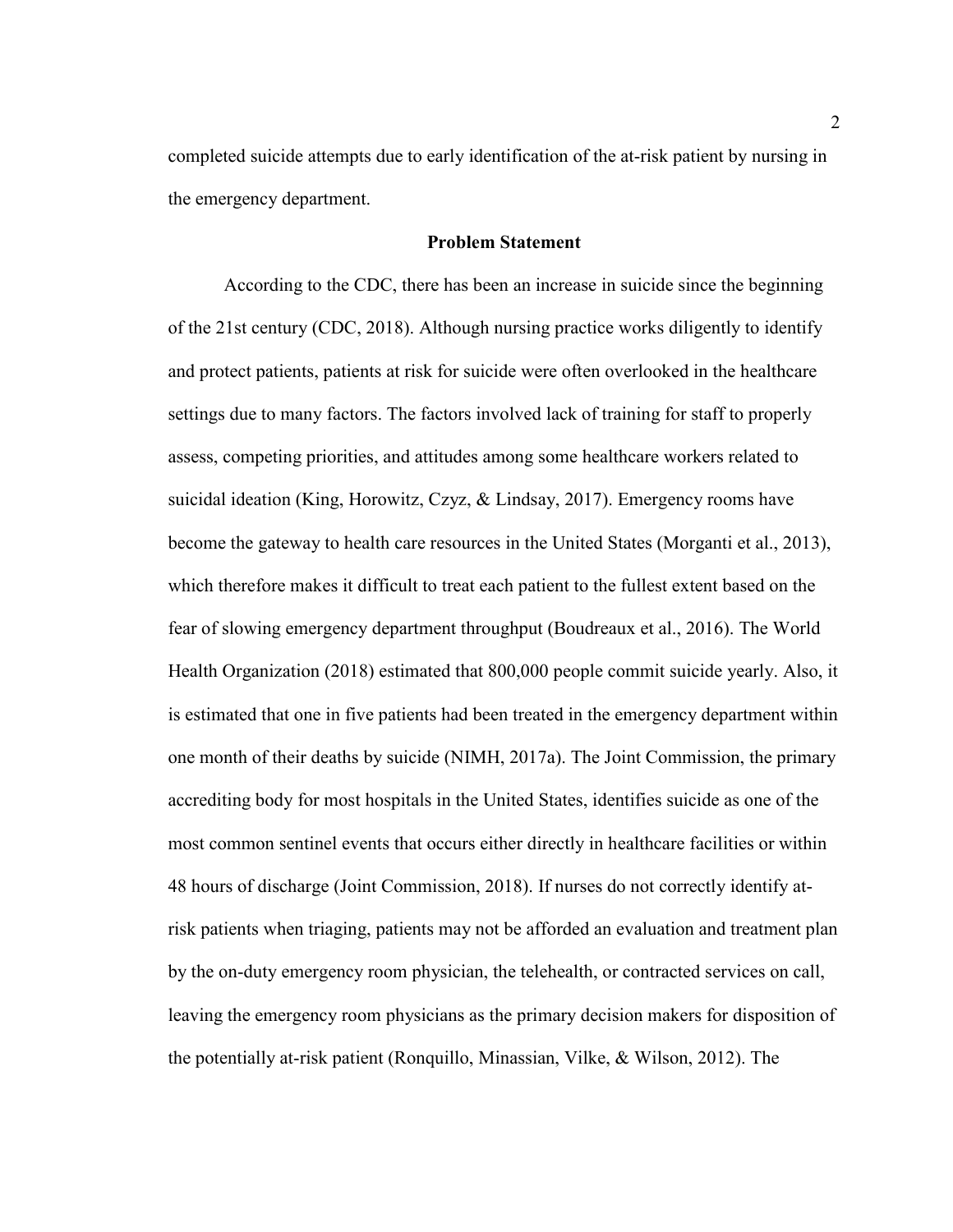completed suicide attempts due to early identification of the at-risk patient by nursing in the emergency department.

## Problem Statement

According to the CDC, there has been an increase in suicide since the beginning of the 21st century (CDC, 2018). Although nursing practice works diligently to identify and protect patients, patients at risk for suicide were often overlooked in the healthcare settings due to many factors. The factors involved lack of training for staff to properly assess, competing priorities, and attitudes among some healthcare workers related to suicidal ideation (King, Horowitz, Czyz, & Lindsay, 2017). Emergency rooms have become the gateway to health care resources in the United States (Morganti et al., 2013), which therefore makes it difficult to treat each patient to the fullest extent based on the fear of slowing emergency department throughput (Boudreaux et al., 2016). The World Health Organization (2018) estimated that 800,000 people commit suicide yearly. Also, it is estimated that one in five patients had been treated in the emergency department within one month of their deaths by suicide (NIMH, 2017a). The Joint Commission, the primary accrediting body for most hospitals in the United States, identifies suicide as one of the most common sentinel events that occurs either directly in healthcare facilities or within 48 hours of discharge (Joint Commission, 2018). If nurses do not correctly identify at-risk patients when triaging, patients may not be afforded an evaluation and treatment plan by the on-duty emergency room physician, the telehealth, or contracted services on call, leaving the emergency room physicians as the primary decision makers for disposition of the potentially at-risk patient (Ronquillo, Minassian, Vilke, & Wilson, 2012). The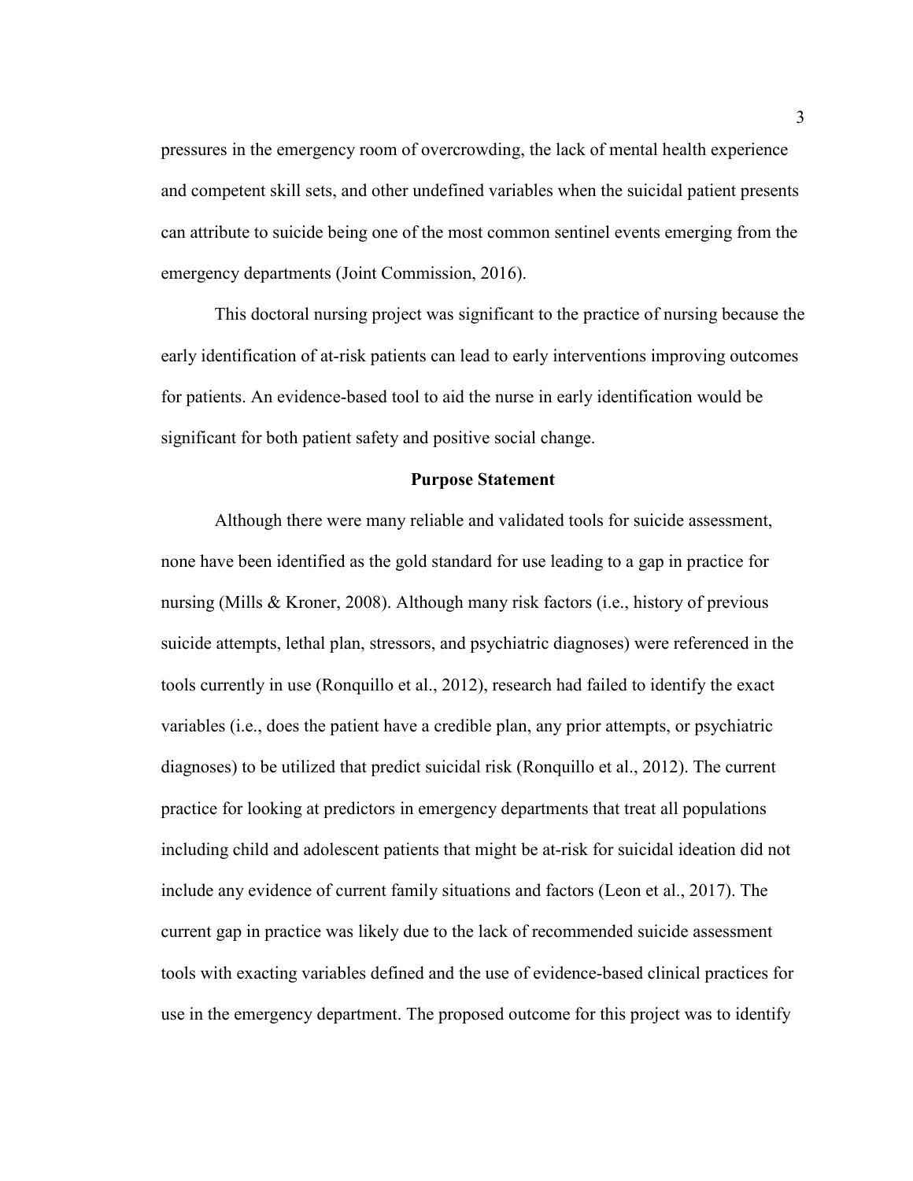pressures in the emergency room of overcrowding, the lack of mental health experience and competent skill sets, and other undefined variables when the suicidal patient presents can attribute to suicide being one of the most common sentinel events emerging from the emergency departments (Joint Commission, 2016).

This doctoral nursing project was significant to the practice of nursing because the early identification of at-risk patients can lead to early interventions improving outcomes for patients. An evidence-based tool to aid the nurse in early identification would be significant for both patient safety and positive social change.

## Purpose Statement

Although there were many reliable and validated tools for suicide assessment, none have been identified as the gold standard for use leading to a gap in practice for nursing (Mills & Kroner, 2008). Although many risk factors (i.e., history of previous suicide attempts, lethal plan, stressors, and psychiatric diagnoses) were referenced in the tools currently in use (Ronquillo et al., 2012), research had failed to identify the exact variables (i.e., does the patient have a credible plan, any prior attempts, or psychiatric diagnoses) to be utilized that predict suicidal risk (Ronquillo et al., 2012). The current practice for looking at predictors in emergency departments that treat all populations including child and adolescent patients that might be at-risk for suicidal ideation did not include any evidence of current family situations and factors (Leon et al., 2017). The current gap in practice was likely due to the lack of recommended suicide assessment tools with exacting variables defined and the use of evidence-based clinical practices for use in the emergency department. The proposed outcome for this project was to identify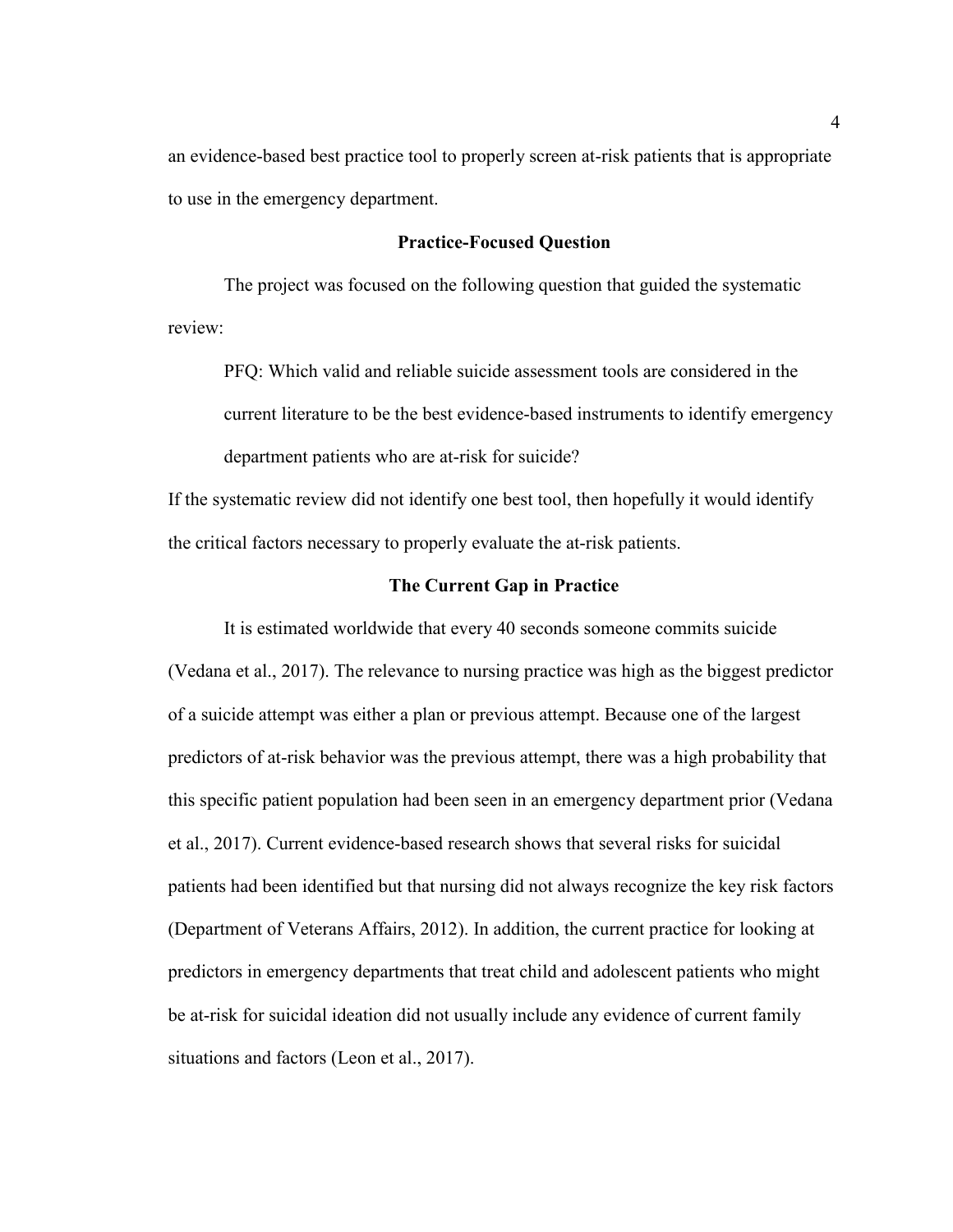an evidence-based best practice tool to properly screen at-risk patients that is appropriate to use in the emergency department.

## Practice-Focused Question

The project was focused on the following question that guided the systematic review:

> PFQ: Which valid and reliable suicide assessment tools are considered in the current literature to be the best evidence-based instruments to identify emergency department patients who are at-risk for suicide?

If the systematic review did not identify one best tool, then hopefully it would identify the critical factors necessary to properly evaluate the at-risk patients.

## The Current Gap in Practice

It is estimated worldwide that every 40 seconds someone commits suicide (Vedana et al., 2017). The relevance to nursing practice was high as the biggest predictor of a suicide attempt was either a plan or previous attempt. Because one of the largest predictors of at-risk behavior was the previous attempt, there was a high probability that this specific patient population had been seen in an emergency department prior (Vedana et al., 2017). Current evidence-based research shows that several risks for suicidal patients had been identified but that nursing did not always recognize the key risk factors (Department of Veterans Affairs, 2012). In addition, the current practice for looking at predictors in emergency departments that treat child and adolescent patients who might be at-risk for suicidal ideation did not usually include any evidence of current family situations and factors (Leon et al., 2017).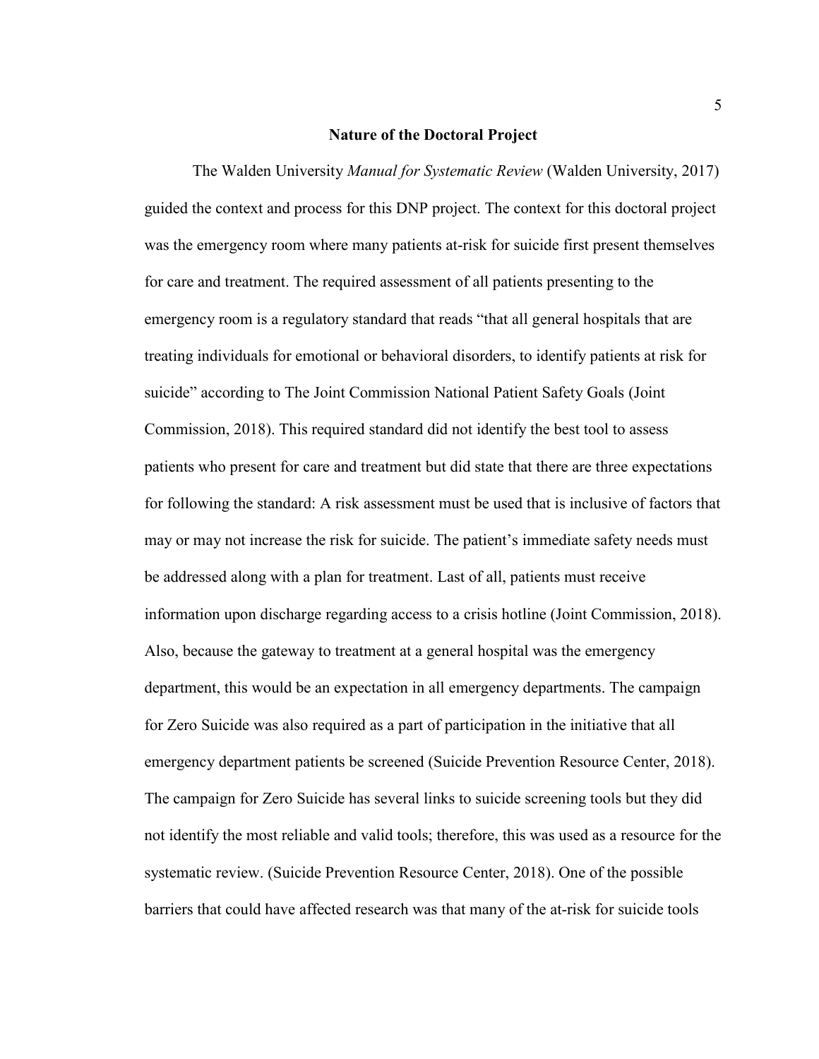## Nature of the Doctoral Project

The Walden University *Manual for Systematic Review* (Walden University, 2017) guided the context and process for this DNP project. The context for this doctoral project was the emergency room where many patients at-risk for suicide first present themselves for care and treatment. The required assessment of all patients presenting to the emergency room is a regulatory standard that reads "that all general hospitals that are treating individuals for emotional or behavioral disorders, to identify patients at risk for suicide" according to The Joint Commission National Patient Safety Goals (Joint Commission, 2018). This required standard did not identify the best tool to assess patients who present for care and treatment but did state that there are three expectations for following the standard: A risk assessment must be used that is inclusive of factors that may or may not increase the risk for suicide. The patient's immediate safety needs must be addressed along with a plan for treatment. Last of all, patients must receive information upon discharge regarding access to a crisis hotline (Joint Commission, 2018). Also, because the gateway to treatment at a general hospital was the emergency department, this would be an expectation in all emergency departments. The campaign for Zero Suicide was also required as a part of participation in the initiative that all emergency department patients be screened (Suicide Prevention Resource Center, 2018). The campaign for Zero Suicide has several links to suicide screening tools but they did not identify the most reliable and valid tools; therefore, this was used as a resource for the systematic review. (Suicide Prevention Resource Center, 2018). One of the possible barriers that could have affected research was that many of the at-risk for suicide tools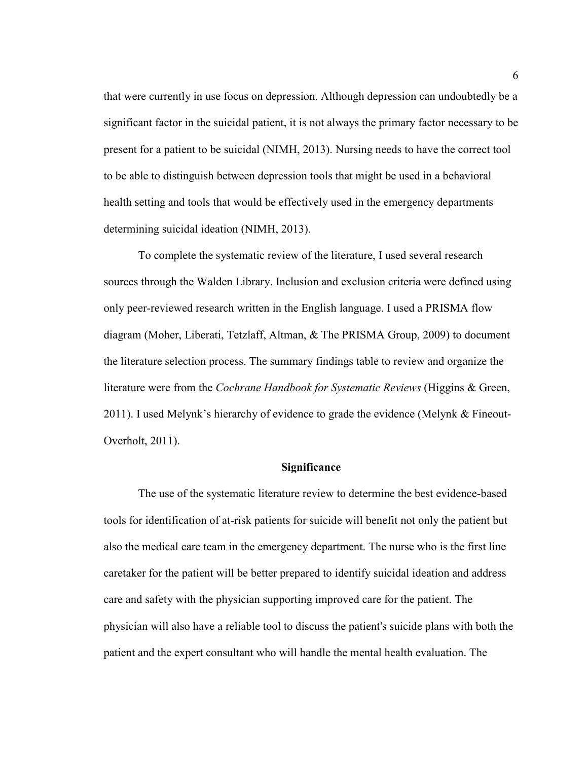that were currently in use focus on depression. Although depression can undoubtedly be a significant factor in the suicidal patient, it is not always the primary factor necessary to be present for a patient to be suicidal (NIMH, 2013). Nursing needs to have the correct tool to be able to distinguish between depression tools that might be used in a behavioral health setting and tools that would be effectively used in the emergency departments determining suicidal ideation (NIMH, 2013).

To complete the systematic review of the literature, I used several research sources through the Walden Library. Inclusion and exclusion criteria were defined using only peer-reviewed research written in the English language. I used a PRISMA flow diagram (Moher, Liberati, Tetzlaff, Altman, & The PRISMA Group, 2009) to document the literature selection process. The summary findings table to review and organize the literature were from the *Cochrane Handbook for Systematic Reviews* (Higgins & Green, 2011). I used Melynk's hierarchy of evidence to grade the evidence (Melynk & Fineout-Overholt, 2011).

## Significance

The use of the systematic literature review to determine the best evidence-based tools for identification of at-risk patients for suicide will benefit not only the patient but also the medical care team in the emergency department. The nurse who is the first line caretaker for the patient will be better prepared to identify suicidal ideation and address care and safety with the physician supporting improved care for the patient. The physician will also have a reliable tool to discuss the patient's suicide plans with both the patient and the expert consultant who will handle the mental health evaluation. The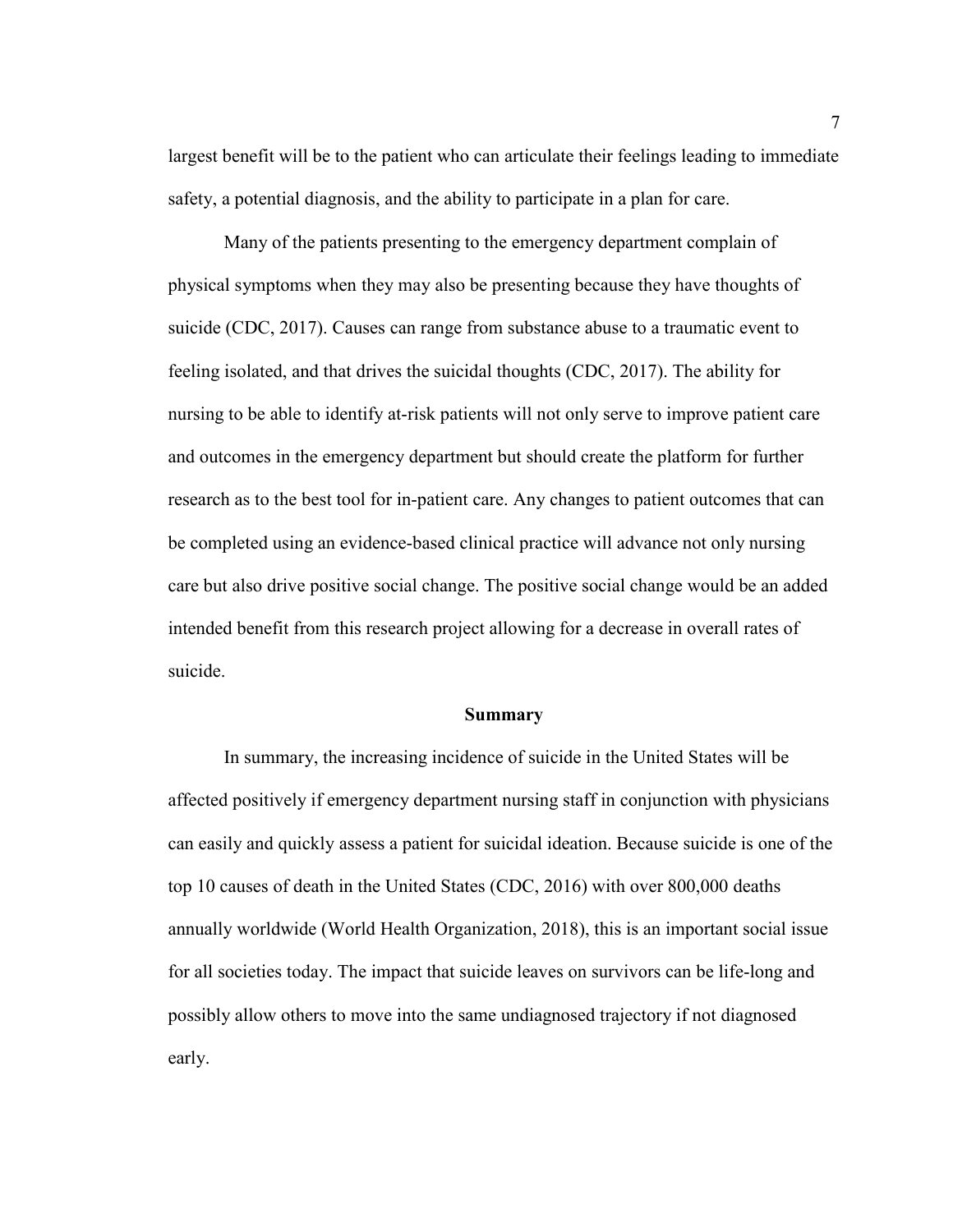largest benefit will be to the patient who can articulate their feelings leading to immediate safety, a potential diagnosis, and the ability to participate in a plan for care.

Many of the patients presenting to the emergency department complain of physical symptoms when they may also be presenting because they have thoughts of suicide (CDC, 2017). Causes can range from substance abuse to a traumatic event to feeling isolated, and that drives the suicidal thoughts (CDC, 2017). The ability for nursing to be able to identify at-risk patients will not only serve to improve patient care and outcomes in the emergency department but should create the platform for further research as to the best tool for in-patient care. Any changes to patient outcomes that can be completed using an evidence-based clinical practice will advance not only nursing care but also drive positive social change. The positive social change would be an added intended benefit from this research project allowing for a decrease in overall rates of suicide.

## Summary

In summary, the increasing incidence of suicide in the United States will be affected positively if emergency department nursing staff in conjunction with physicians can easily and quickly assess a patient for suicidal ideation. Because suicide is one of the top 10 causes of death in the United States (CDC, 2016) with over 800,000 deaths annually worldwide (World Health Organization, 2018), this is an important social issue for all societies today. The impact that suicide leaves on survivors can be life-long and possibly allow others to move into the same undiagnosed trajectory if not diagnosed early.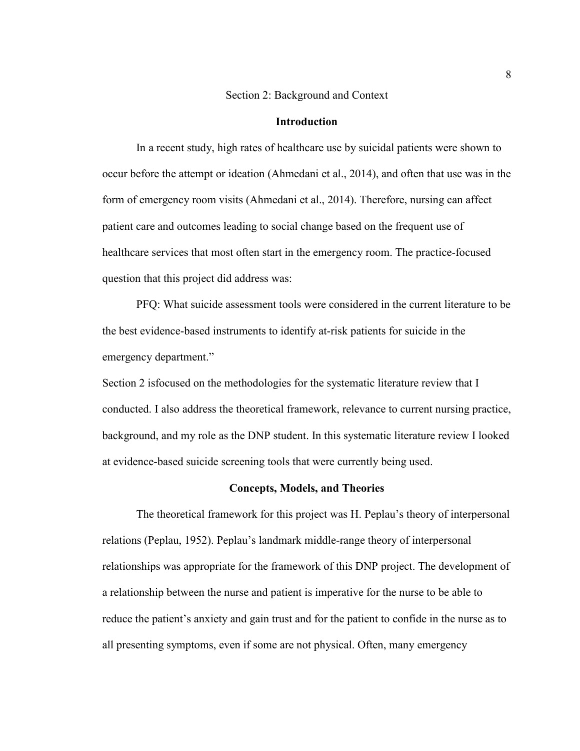## Section 2: Background and Context

### Introduction

In a recent study, high rates of healthcare use by suicidal patients were shown to occur before the attempt or ideation (Ahmedani et al., 2014), and often that use was in the form of emergency room visits (Ahmedani et al., 2014). Therefore, nursing can affect patient care and outcomes leading to social change based on the frequent use of healthcare services that most often start in the emergency room. The practice-focused question that this project did address was:

PFQ: What suicide assessment tools were considered in the current literature to be the best evidence-based instruments to identify at-risk patients for suicide in the emergency department."

Section 2 isfocused on the methodologies for the systematic literature review that I conducted. I also address the theoretical framework, relevance to current nursing practice, background, and my role as the DNP student. In this systematic literature review I looked at evidence-based suicide screening tools that were currently being used.

### Concepts, Models, and Theories

The theoretical framework for this project was H. Peplau's theory of interpersonal relations (Peplau, 1952). Peplau's landmark middle-range theory of interpersonal relationships was appropriate for the framework of this DNP project. The development of a relationship between the nurse and patient is imperative for the nurse to be able to reduce the patient's anxiety and gain trust and for the patient to confide in the nurse as to all presenting symptoms, even if some are not physical. Often, many emergency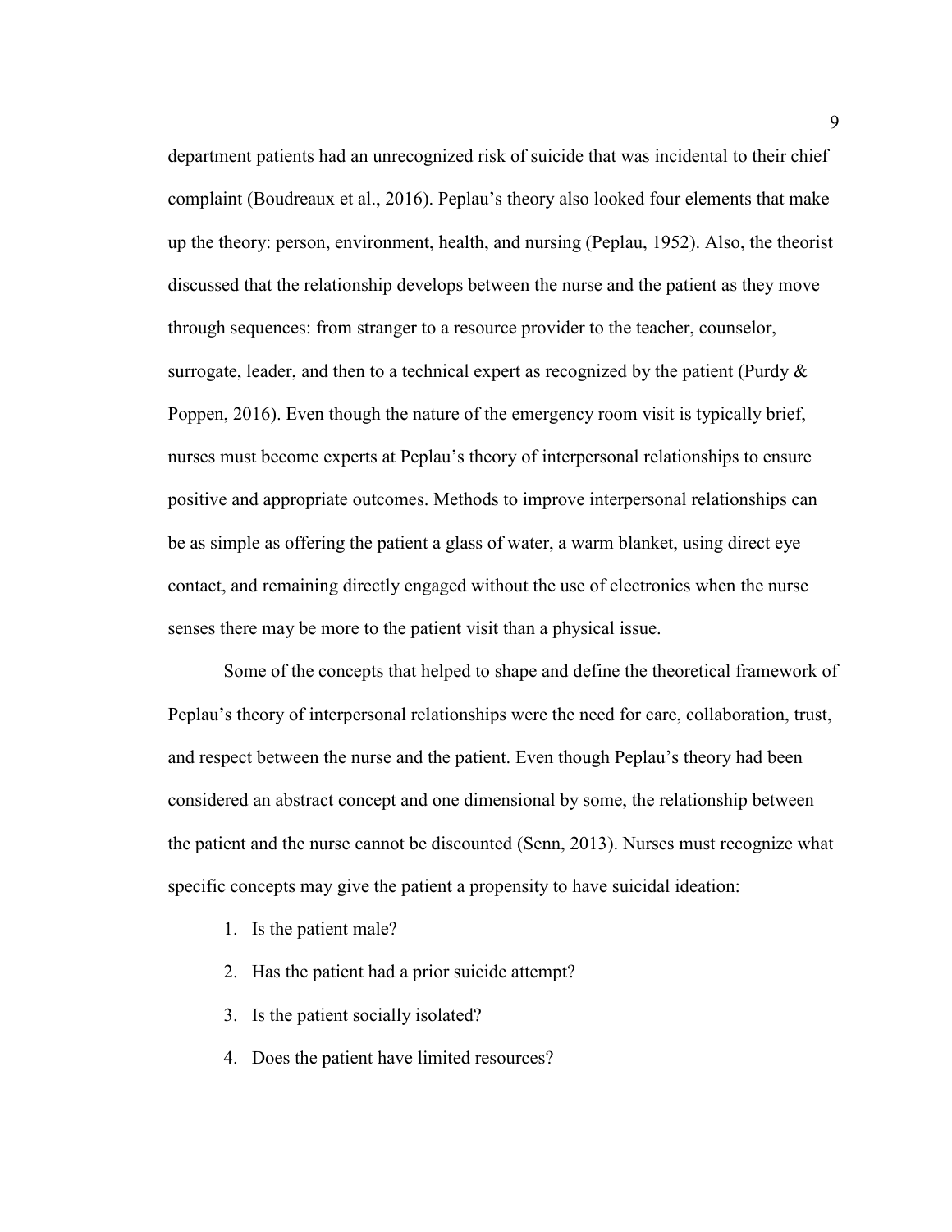department patients had an unrecognized risk of suicide that was incidental to their chief complaint (Boudreaux et al., 2016). Peplau's theory also looked four elements that make up the theory: person, environment, health, and nursing (Peplau, 1952). Also, the theorist discussed that the relationship develops between the nurse and the patient as they move through sequences: from stranger to a resource provider to the teacher, counselor, surrogate, leader, and then to a technical expert as recognized by the patient (Purdy & Poppen, 2016). Even though the nature of the emergency room visit is typically brief, nurses must become experts at Peplau's theory of interpersonal relationships to ensure positive and appropriate outcomes. Methods to improve interpersonal relationships can be as simple as offering the patient a glass of water, a warm blanket, using direct eye contact, and remaining directly engaged without the use of electronics when the nurse senses there may be more to the patient visit than a physical issue.

Some of the concepts that helped to shape and define the theoretical framework of Peplau's theory of interpersonal relationships were the need for care, collaboration, trust, and respect between the nurse and the patient. Even though Peplau's theory had been considered an abstract concept and one dimensional by some, the relationship between the patient and the nurse cannot be discounted (Senn, 2013). Nurses must recognize what specific concepts may give the patient a propensity to have suicidal ideation:

1. Is the patient male?
2. Has the patient had a prior suicide attempt?
3. Is the patient socially isolated?
4. Does the patient have limited resources?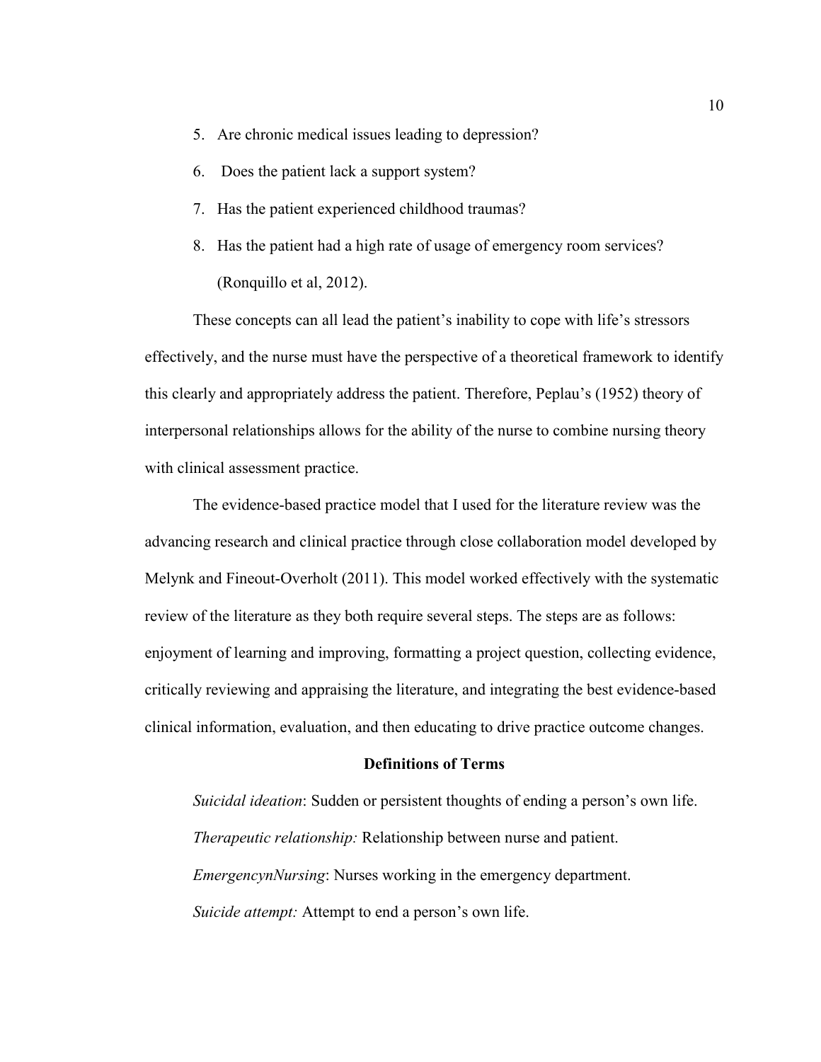5. Are chronic medical issues leading to depression?
6. Does the patient lack a support system?
7. Has the patient experienced childhood traumas?
8. Has the patient had a high rate of usage of emergency room services? (Ronquillo et al, 2012).

These concepts can all lead the patient's inability to cope with life's stressors effectively, and the nurse must have the perspective of a theoretical framework to identify this clearly and appropriately address the patient. Therefore, Peplau's (1952) theory of interpersonal relationships allows for the ability of the nurse to combine nursing theory with clinical assessment practice.

The evidence-based practice model that I used for the literature review was the advancing research and clinical practice through close collaboration model developed by Melynk and Fineout-Overholt (2011). This model worked effectively with the systematic review of the literature as they both require several steps. The steps are as follows: enjoyment of learning and improving, formatting a project question, collecting evidence, critically reviewing and appraising the literature, and integrating the best evidence-based clinical information, evaluation, and then educating to drive practice outcome changes.

## Definitions of Terms

*Suicidal ideation*: Sudden or persistent thoughts of ending a person's own life.

*Therapeutic relationship:* Relationship between nurse and patient.

*EmergencynNursing*: Nurses working in the emergency department.

*Suicide attempt:* Attempt to end a person's own life.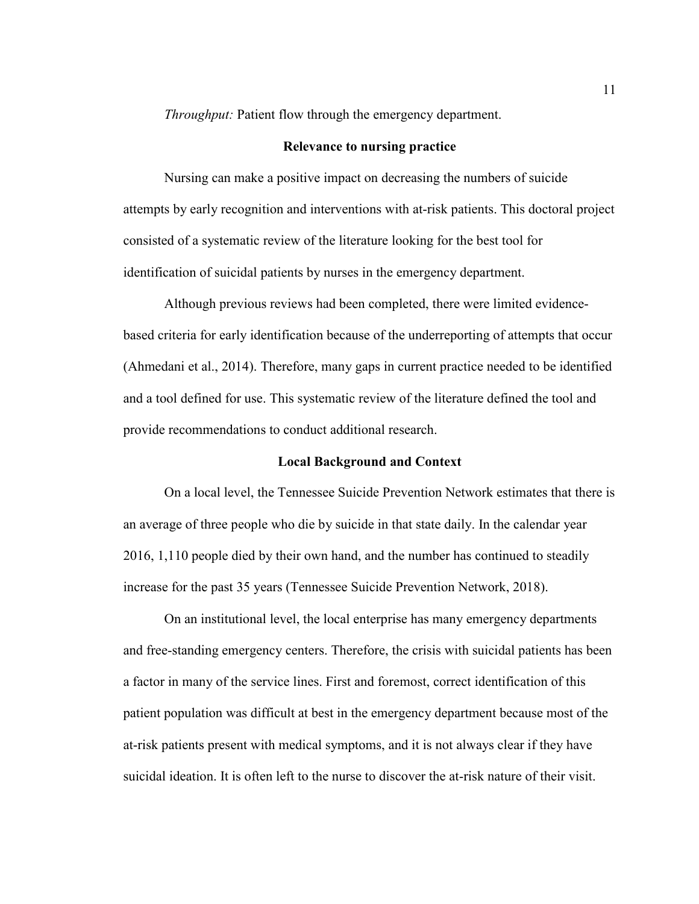*Throughput:* Patient flow through the emergency department.

## Relevance to nursing practice

Nursing can make a positive impact on decreasing the numbers of suicide attempts by early recognition and interventions with at-risk patients. This doctoral project consisted of a systematic review of the literature looking for the best tool for identification of suicidal patients by nurses in the emergency department.

Although previous reviews had been completed, there were limited evidence-based criteria for early identification because of the underreporting of attempts that occur (Ahmedani et al., 2014). Therefore, many gaps in current practice needed to be identified and a tool defined for use. This systematic review of the literature defined the tool and provide recommendations to conduct additional research.

## Local Background and Context

On a local level, the Tennessee Suicide Prevention Network estimates that there is an average of three people who die by suicide in that state daily. In the calendar year 2016, 1,110 people died by their own hand, and the number has continued to steadily increase for the past 35 years (Tennessee Suicide Prevention Network, 2018).

On an institutional level, the local enterprise has many emergency departments and free-standing emergency centers. Therefore, the crisis with suicidal patients has been a factor in many of the service lines. First and foremost, correct identification of this patient population was difficult at best in the emergency department because most of the at-risk patients present with medical symptoms, and it is not always clear if they have suicidal ideation. It is often left to the nurse to discover the at-risk nature of their visit.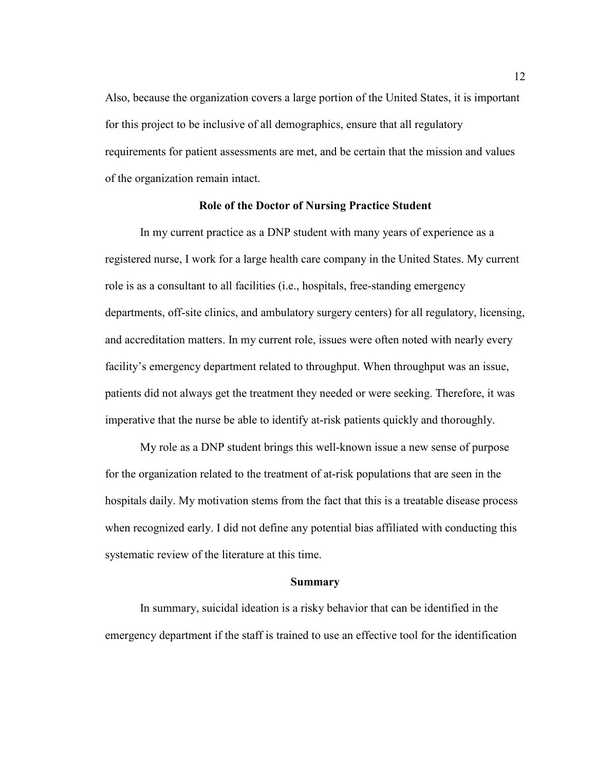Also, because the organization covers a large portion of the United States, it is important for this project to be inclusive of all demographics, ensure that all regulatory requirements for patient assessments are met, and be certain that the mission and values of the organization remain intact.

## Role of the Doctor of Nursing Practice Student

In my current practice as a DNP student with many years of experience as a registered nurse, I work for a large health care company in the United States. My current role is as a consultant to all facilities (i.e., hospitals, free-standing emergency departments, off-site clinics, and ambulatory surgery centers) for all regulatory, licensing, and accreditation matters. In my current role, issues were often noted with nearly every facility's emergency department related to throughput. When throughput was an issue, patients did not always get the treatment they needed or were seeking. Therefore, it was imperative that the nurse be able to identify at-risk patients quickly and thoroughly.

My role as a DNP student brings this well-known issue a new sense of purpose for the organization related to the treatment of at-risk populations that are seen in the hospitals daily. My motivation stems from the fact that this is a treatable disease process when recognized early. I did not define any potential bias affiliated with conducting this systematic review of the literature at this time.

## Summary

In summary, suicidal ideation is a risky behavior that can be identified in the emergency department if the staff is trained to use an effective tool for the identification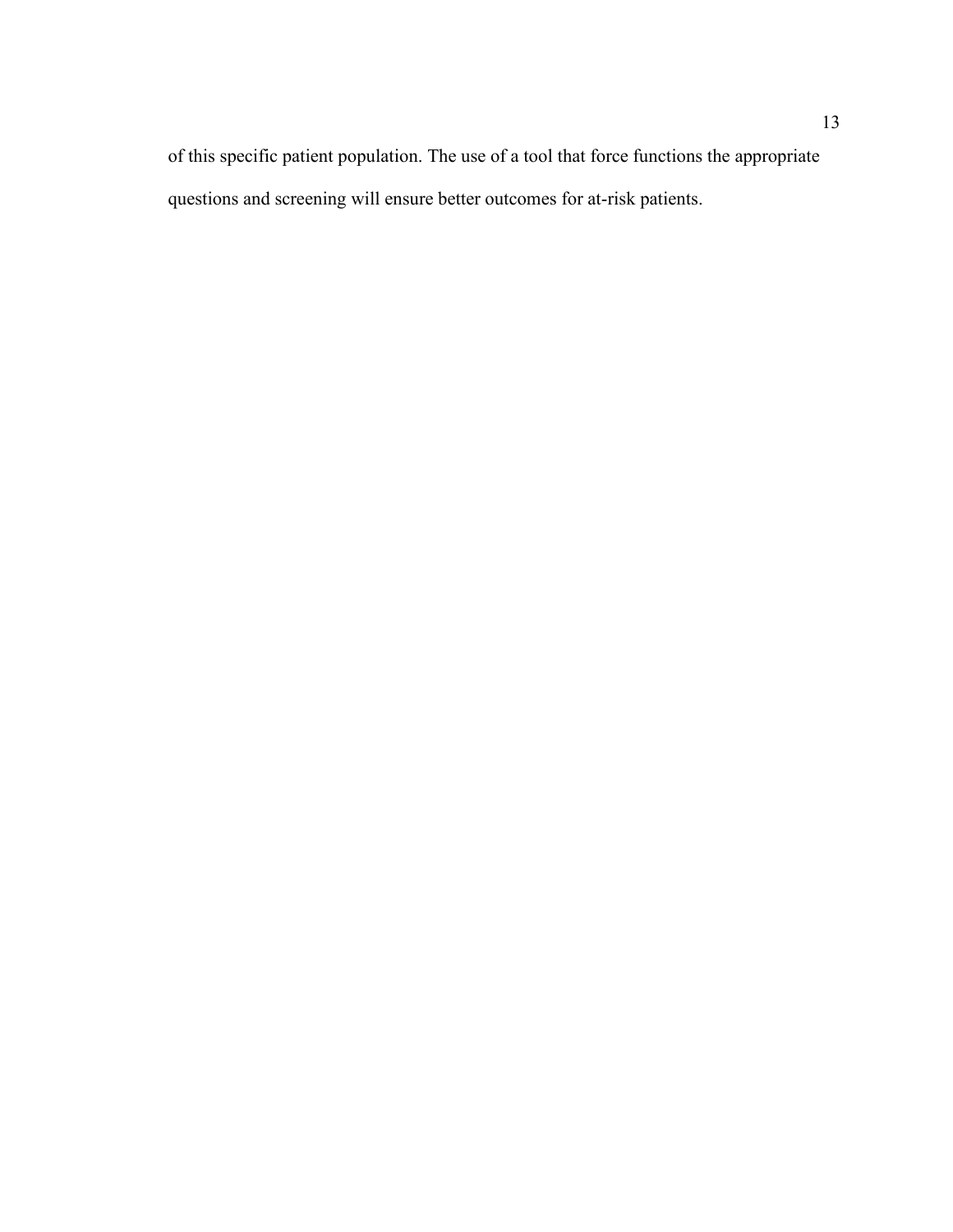of this specific patient population. The use of a tool that force functions the appropriate questions and screening will ensure better outcomes for at-risk patients.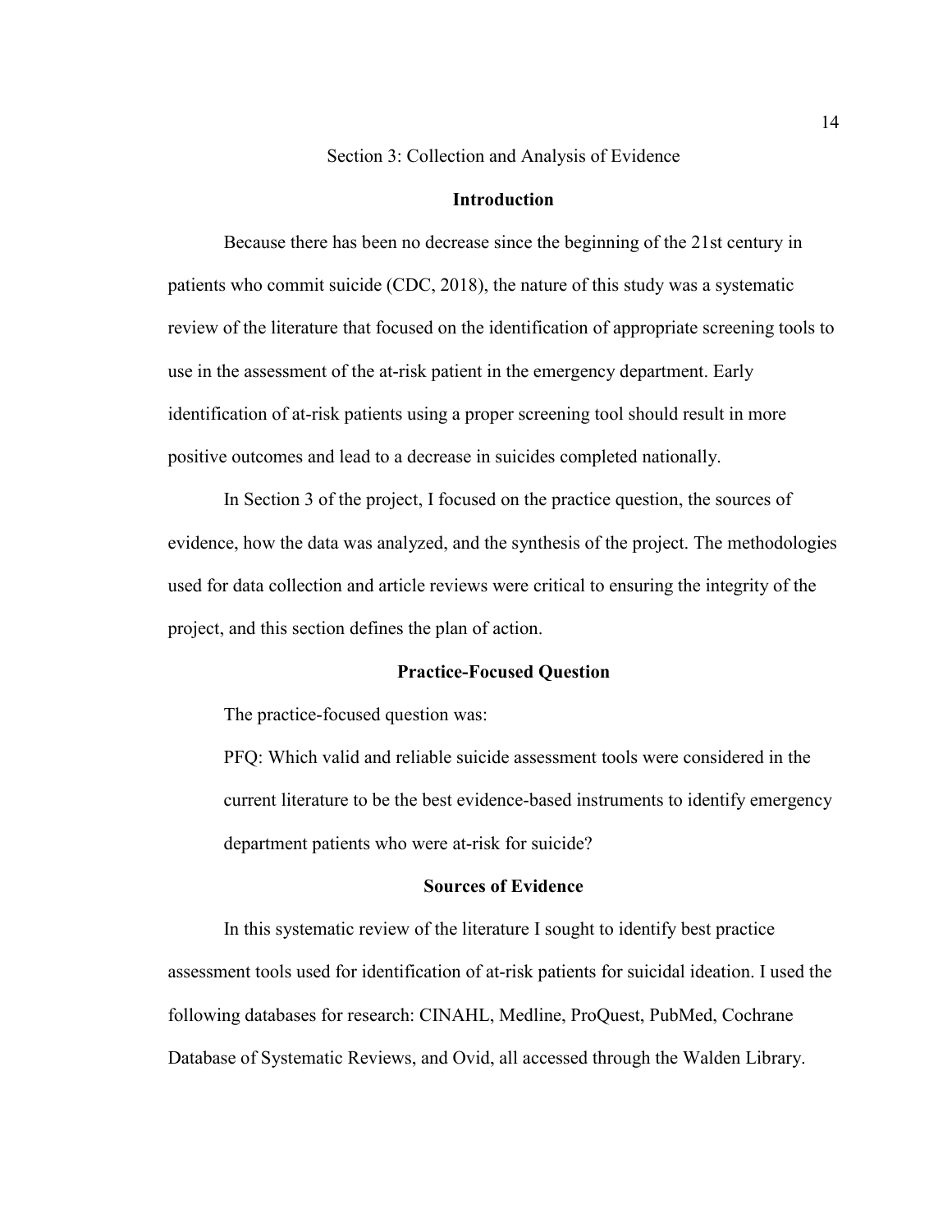# Section 3: Collection and Analysis of Evidence

## Introduction

Because there has been no decrease since the beginning of the 21st century in patients who commit suicide (CDC, 2018), the nature of this study was a systematic review of the literature that focused on the identification of appropriate screening tools to use in the assessment of the at-risk patient in the emergency department. Early identification of at-risk patients using a proper screening tool should result in more positive outcomes and lead to a decrease in suicides completed nationally.

In Section 3 of the project, I focused on the practice question, the sources of evidence, how the data was analyzed, and the synthesis of the project. The methodologies used for data collection and article reviews were critical to ensuring the integrity of the project, and this section defines the plan of action.

## Practice-Focused Question

The practice-focused question was:

> PFQ: Which valid and reliable suicide assessment tools were considered in the current literature to be the best evidence-based instruments to identify emergency department patients who were at-risk for suicide?

## Sources of Evidence

In this systematic review of the literature I sought to identify best practice assessment tools used for identification of at-risk patients for suicidal ideation. I used the following databases for research: CINAHL, Medline, ProQuest, PubMed, Cochrane Database of Systematic Reviews, and Ovid, all accessed through the Walden Library.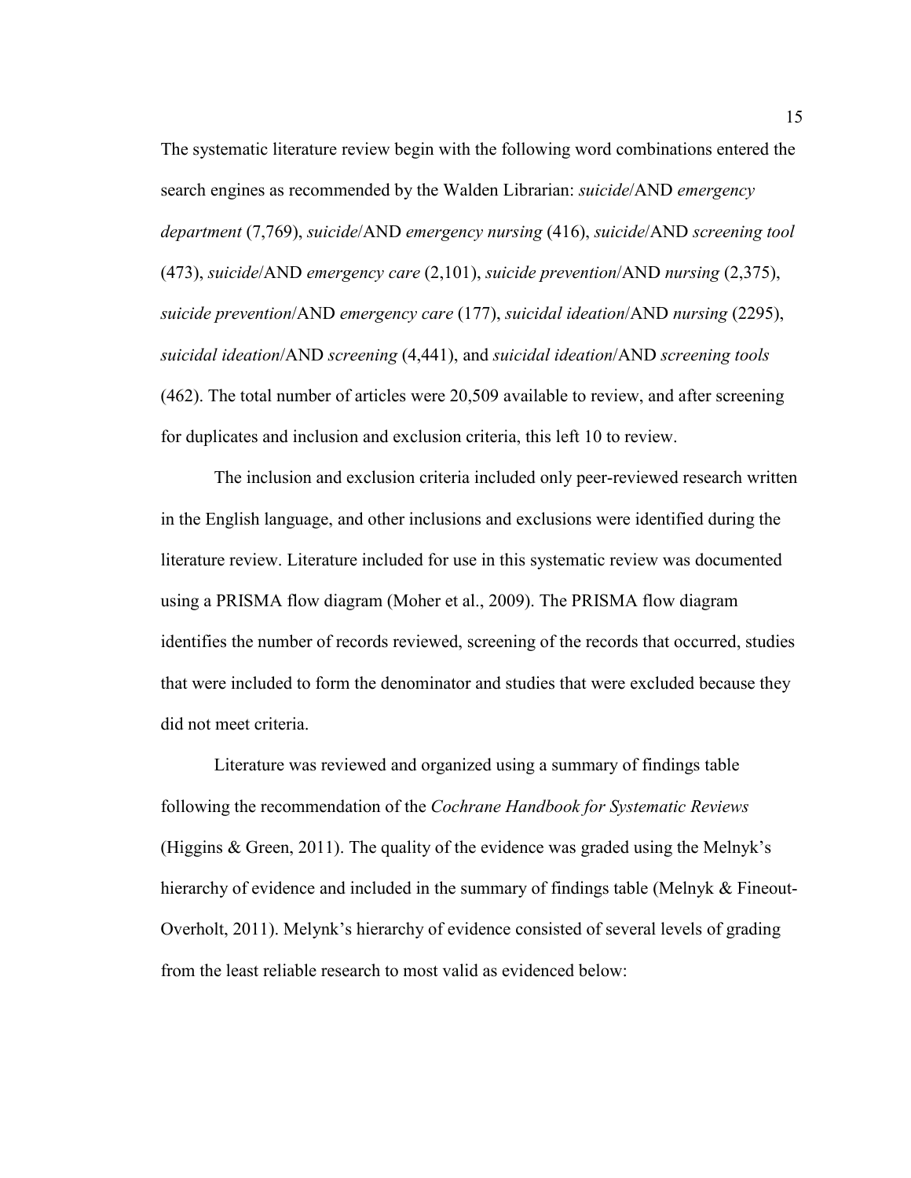The systematic literature review begin with the following word combinations entered the search engines as recommended by the Walden Librarian: *suicide*/AND *emergency department* (7,769), *suicide*/AND *emergency nursing* (416), *suicide*/AND *screening tool* (473), *suicide*/AND *emergency care* (2,101), *suicide prevention*/AND *nursing* (2,375), *suicide prevention*/AND *emergency care* (177), *suicidal ideation*/AND *nursing* (2295), *suicidal ideation*/AND *screening* (4,441), and *suicidal ideation*/AND *screening tools* (462). The total number of articles were 20,509 available to review, and after screening for duplicates and inclusion and exclusion criteria, this left 10 to review.

The inclusion and exclusion criteria included only peer-reviewed research written in the English language, and other inclusions and exclusions were identified during the literature review. Literature included for use in this systematic review was documented using a PRISMA flow diagram (Moher et al., 2009). The PRISMA flow diagram identifies the number of records reviewed, screening of the records that occurred, studies that were included to form the denominator and studies that were excluded because they did not meet criteria.

Literature was reviewed and organized using a summary of findings table following the recommendation of the *Cochrane Handbook for Systematic Reviews* (Higgins & Green, 2011). The quality of the evidence was graded using the Melnyk's hierarchy of evidence and included in the summary of findings table (Melnyk & Fineout-Overholt, 2011). Melynk's hierarchy of evidence consisted of several levels of grading from the least reliable research to most valid as evidenced below: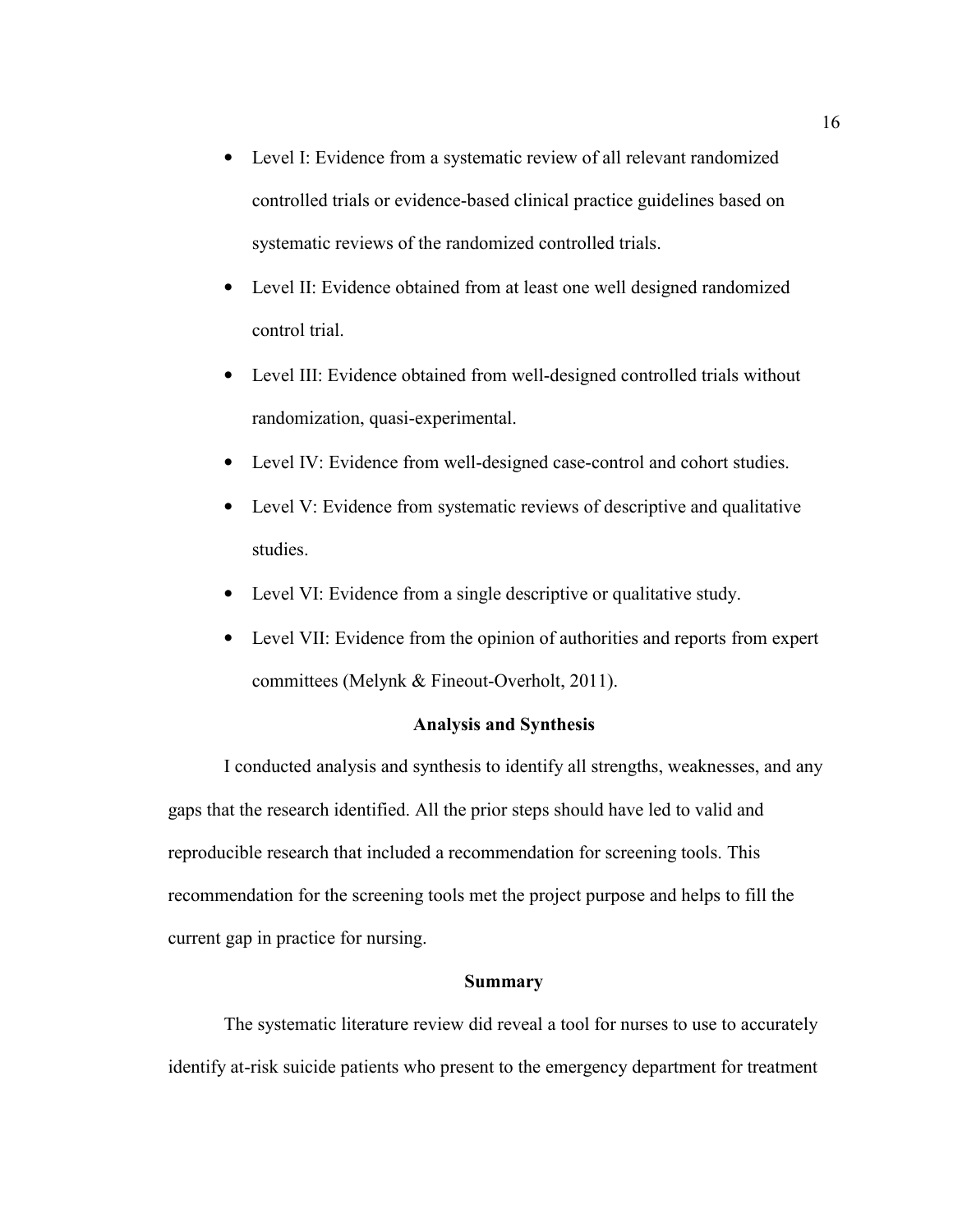- Level I: Evidence from a systematic review of all relevant randomized controlled trials or evidence-based clinical practice guidelines based on systematic reviews of the randomized controlled trials.
- Level II: Evidence obtained from at least one well designed randomized control trial.
- Level III: Evidence obtained from well-designed controlled trials without randomization, quasi-experimental.
- Level IV: Evidence from well-designed case-control and cohort studies.
- Level V: Evidence from systematic reviews of descriptive and qualitative studies.
- Level VI: Evidence from a single descriptive or qualitative study.
- Level VII: Evidence from the opinion of authorities and reports from expert committees (Melynk & Fineout-Overholt, 2011).

## Analysis and Synthesis

I conducted analysis and synthesis to identify all strengths, weaknesses, and any gaps that the research identified. All the prior steps should have led to valid and reproducible research that included a recommendation for screening tools. This recommendation for the screening tools met the project purpose and helps to fill the current gap in practice for nursing.

## Summary

The systematic literature review did reveal a tool for nurses to use to accurately identify at-risk suicide patients who present to the emergency department for treatment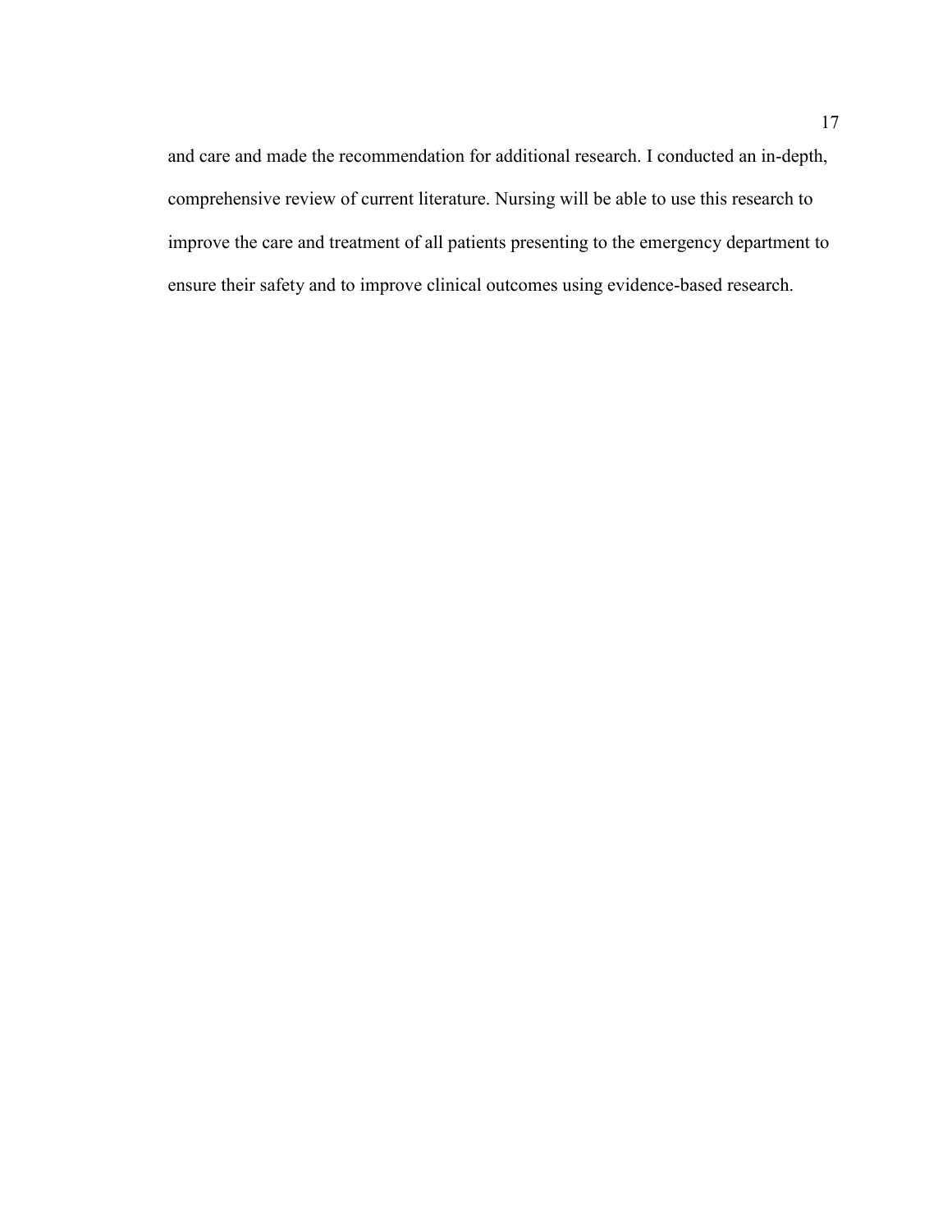and care and made the recommendation for additional research. I conducted an in-depth, comprehensive review of current literature. Nursing will be able to use this research to improve the care and treatment of all patients presenting to the emergency department to ensure their safety and to improve clinical outcomes using evidence-based research.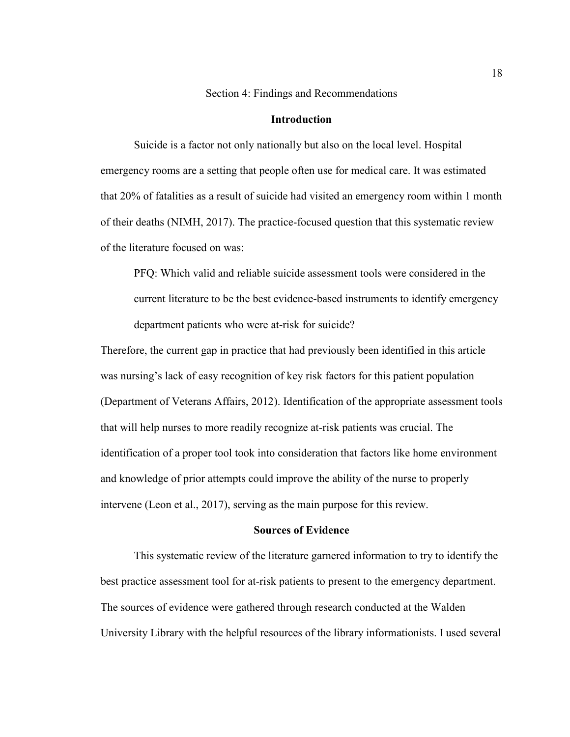# Section 4: Findings and Recommendations

## Introduction

Suicide is a factor not only nationally but also on the local level. Hospital emergency rooms are a setting that people often use for medical care. It was estimated that 20% of fatalities as a result of suicide had visited an emergency room within 1 month of their deaths (NIMH, 2017). The practice-focused question that this systematic review of the literature focused on was:

> PFQ: Which valid and reliable suicide assessment tools were considered in the current literature to be the best evidence-based instruments to identify emergency department patients who were at-risk for suicide?

Therefore, the current gap in practice that had previously been identified in this article was nursing's lack of easy recognition of key risk factors for this patient population (Department of Veterans Affairs, 2012). Identification of the appropriate assessment tools that will help nurses to more readily recognize at-risk patients was crucial. The identification of a proper tool took into consideration that factors like home environment and knowledge of prior attempts could improve the ability of the nurse to properly intervene (Leon et al., 2017), serving as the main purpose for this review.

## Sources of Evidence

This systematic review of the literature garnered information to try to identify the best practice assessment tool for at-risk patients to present to the emergency department. The sources of evidence were gathered through research conducted at the Walden University Library with the helpful resources of the library informationists. I used several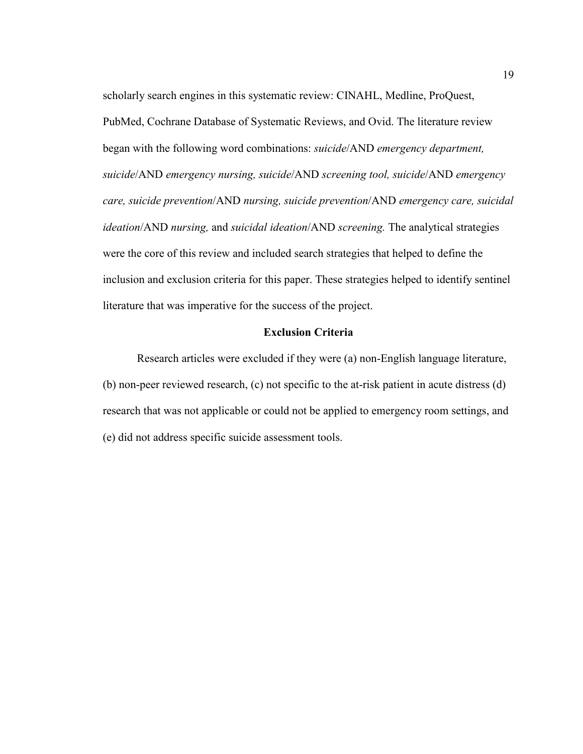scholarly search engines in this systematic review: CINAHL, Medline, ProQuest, PubMed, Cochrane Database of Systematic Reviews, and Ovid. The literature review began with the following word combinations: *suicide*/AND *emergency department, suicide*/AND *emergency nursing, suicide*/AND *screening tool, suicide*/AND *emergency care, suicide prevention*/AND *nursing, suicide prevention*/AND *emergency care, suicidal ideation*/AND *nursing,* and *suicidal ideation*/AND *screening.* The analytical strategies were the core of this review and included search strategies that helped to define the inclusion and exclusion criteria for this paper. These strategies helped to identify sentinel literature that was imperative for the success of the project.

**Exclusion Criteria**

Research articles were excluded if they were (a) non-English language literature, (b) non-peer reviewed research, (c) not specific to the at-risk patient in acute distress (d) research that was not applicable or could not be applied to emergency room settings, and (e) did not address specific suicide assessment tools.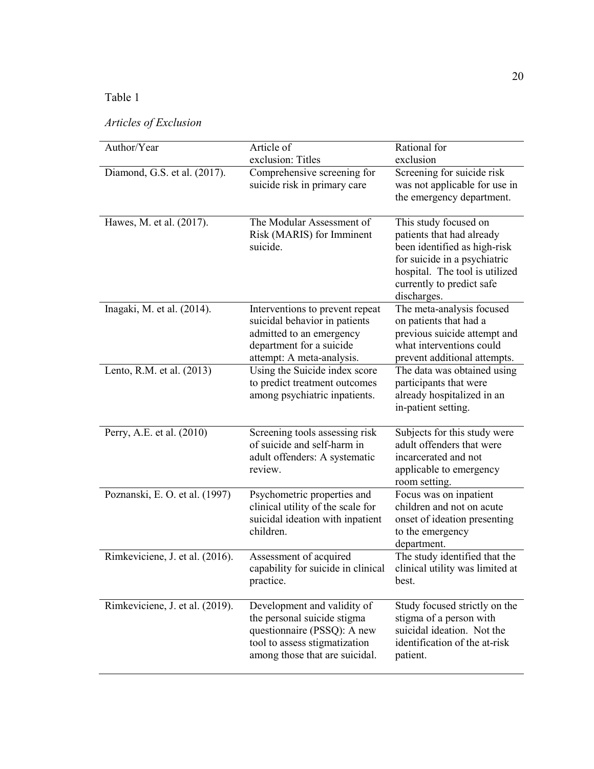Table 1

*Articles of Exclusion*

| Author/Year | Article of exclusion: Titles | Rational for exclusion |
|---|---|---|
| Diamond, G.S. et al. (2017). | Comprehensive screening for suicide risk in primary care | Screening for suicide risk was not applicable for use in the emergency department. |
| Hawes, M. et al. (2017). | The Modular Assessment of Risk (MARIS) for Imminent suicide. | This study focused on patients that had already been identified as high-risk for suicide in a psychiatric hospital. The tool is utilized currently to predict safe discharges. |
| Inagaki, M. et al. (2014). | Interventions to prevent repeat suicidal behavior in patients admitted to an emergency department for a suicide attempt: A meta-analysis. | The meta-analysis focused on patients that had a previous suicide attempt and what interventions could prevent additional attempts. |
| Lento, R.M. et al. (2013) | Using the Suicide index score to predict treatment outcomes among psychiatric inpatients. | The data was obtained using participants that were already hospitalized in an in-patient setting. |
| Perry, A.E. et al. (2010) | Screening tools assessing risk of suicide and self-harm in adult offenders: A systematic review. | Subjects for this study were adult offenders that were incarcerated and not applicable to emergency room setting. |
| Poznanski, E. O. et al. (1997) | Psychometric properties and clinical utility of the scale for suicidal ideation with inpatient children. | Focus was on inpatient children and not on acute onset of ideation presenting to the emergency department. |
| Rimkeviciene, J. et al. (2016). | Assessment of acquired capability for suicide in clinical practice. | The study identified that the clinical utility was limited at best. |
| Rimkeviciene, J. et al. (2019). | Development and validity of the personal suicide stigma questionnaire (PSSQ): A new tool to assess stigmatization among those that are suicidal. | Study focused strictly on the stigma of a person with suicidal ideation. Not the identification of the at-risk patient. |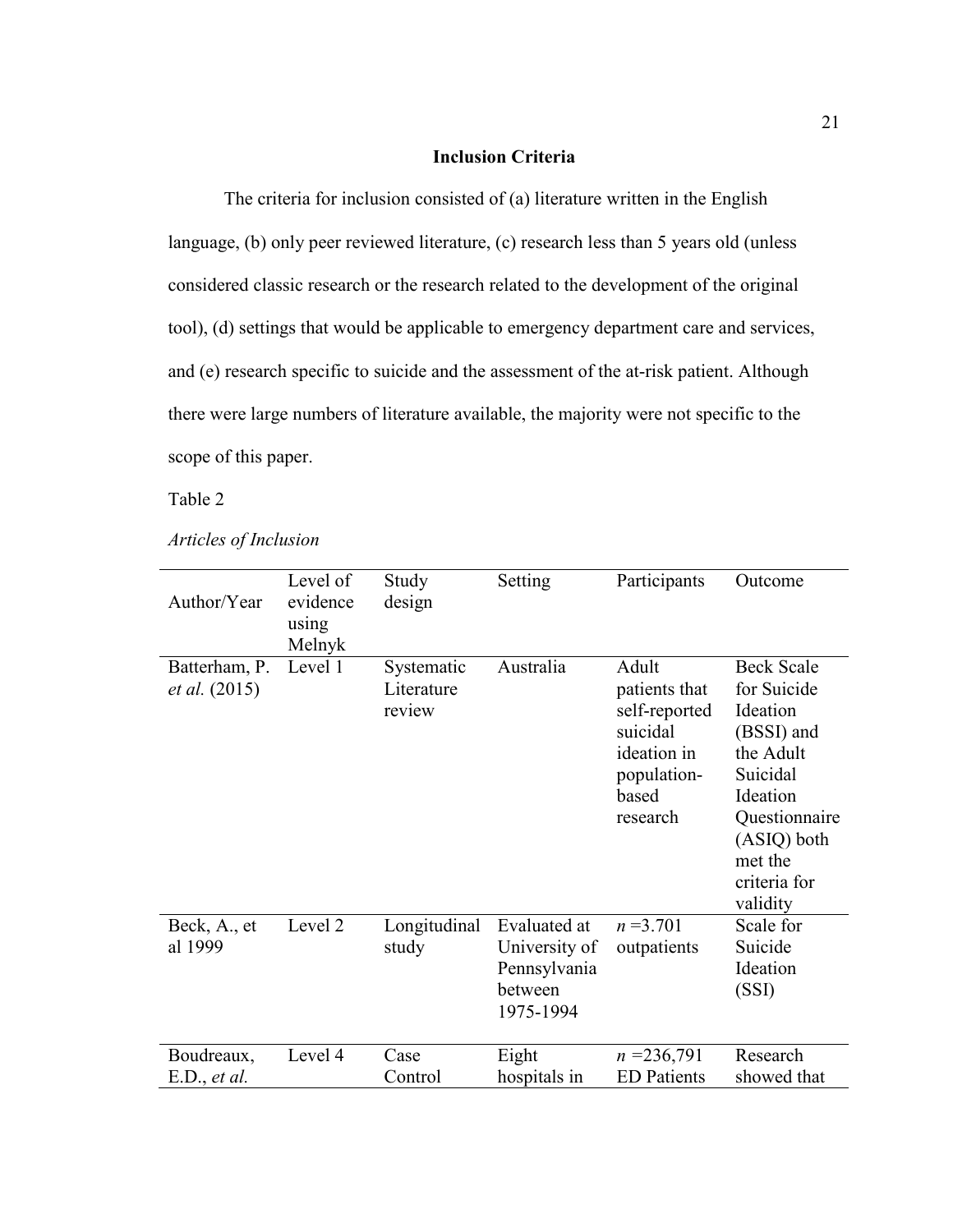## Inclusion Criteria

The criteria for inclusion consisted of (a) literature written in the English language, (b) only peer reviewed literature, (c) research less than 5 years old (unless considered classic research or the research related to the development of the original tool), (d) settings that would be applicable to emergency department care and services, and (e) research specific to suicide and the assessment of the at-risk patient. Although there were large numbers of literature available, the majority were not specific to the scope of this paper.

Table 2

*Articles of Inclusion*

| Author/Year | Level of evidence using Melnyk | Study design | Setting | Participants | Outcome |
|---|---|---|---|---|---|
| Batterham, P. *et al.* (2015) | Level 1 | Systematic Literature review | Australia | Adult patients that self-reported suicidal ideation in population-based research | Beck Scale for Suicide Ideation (BSSI) and the Adult Suicidal Ideation Questionnaire (ASIQ) both met the criteria for validity |
| Beck, A., et al 1999 | Level 2 | Longitudinal study | Evaluated at University of Pennsylvania between 1975-1994 | *n* =3.701 outpatients | Scale for Suicide Ideation (SSI) |
| Boudreaux, E.D., *et al.* | Level 4 | Case Control | Eight hospitals in | *n* =236,791 ED Patients | Research showed that |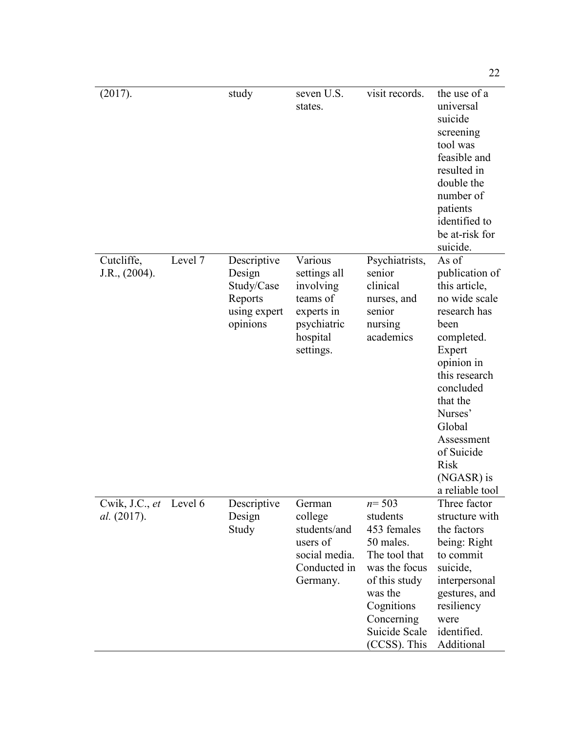| | | | | | |
|---|---|---|---|---|---|
| (2017). | | study | seven U.S. states. | visit records. | the use of a universal suicide screening tool was feasible and resulted in double the number of patients identified to be at-risk for suicide. |
| Cutcliffe, J.R., (2004). | Level 7 | Descriptive Design Study/Case Reports using expert opinions | Various settings all involving teams of experts in psychiatric hospital settings. | Psychiatrists, senior clinical nurses, and senior nursing academics | As of publication of this article, no wide scale research has been completed. Expert opinion in this research concluded that the Nurses' Global Assessment of Suicide Risk (NGASR) is a reliable tool |
| Cwik, J.C., *et al.* (2017). | Level 6 | Descriptive Design Study | German college students/and users of social media. Conducted in Germany. | *n*= 503 students 453 females 50 males. The tool that was the focus of this study was the Cognitions Concerning Suicide Scale (CCSS). This | Three factor structure with the factors being: Right to commit suicide, interpersonal gestures, and resiliency were identified. Additional |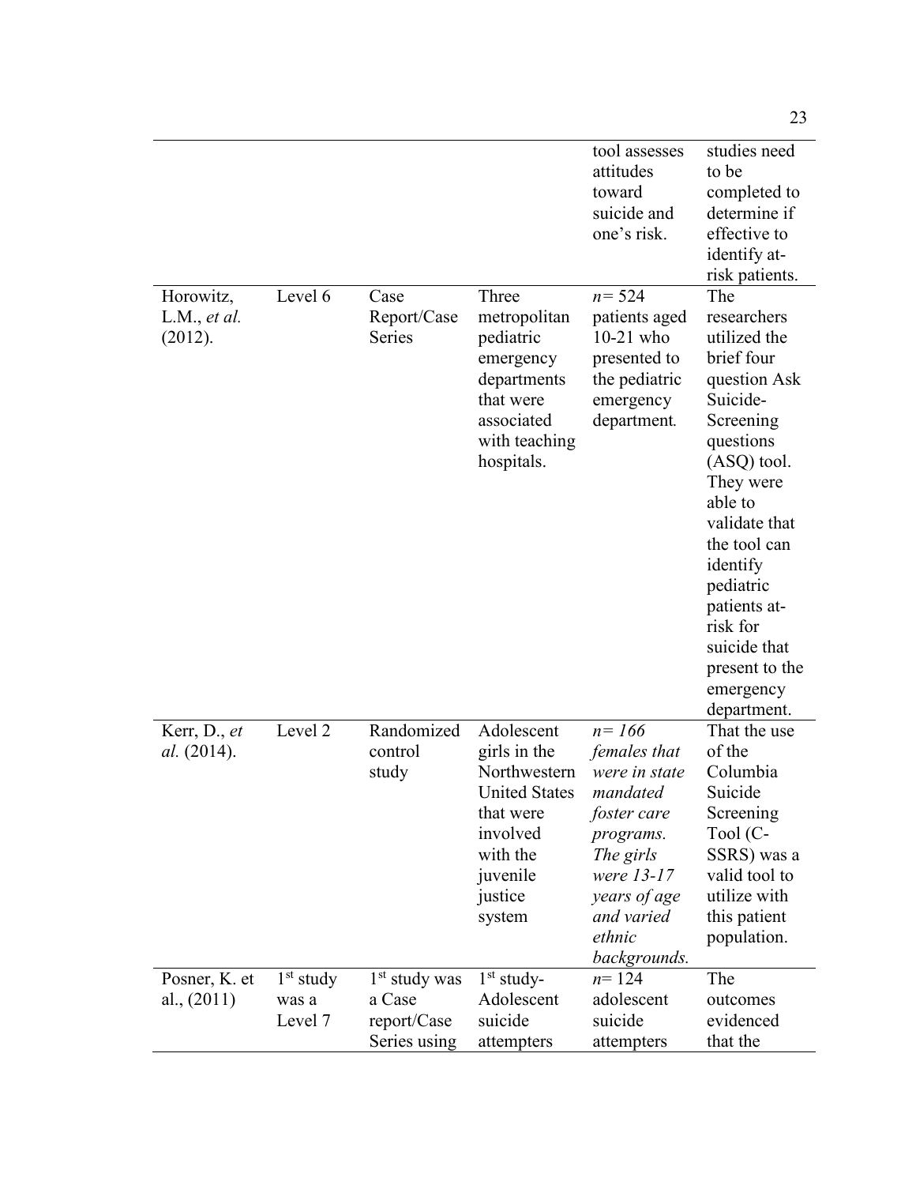| | | | | | |
|---|---|---|---|---|---|
| | | | | tool assesses attitudes toward suicide and one's risk. | studies need to be completed to determine if effective to identify at-risk patients. |
| Horowitz, L.M., *et al.* (2012). | Level 6 | Case Report/Case Series | Three metropolitan pediatric emergency departments that were associated with teaching hospitals. | *n*= 524 patients aged 10-21 who presented to the pediatric emergency department. | The researchers utilized the brief four question Ask Suicide-Screening questions (ASQ) tool. They were able to validate that the tool can identify pediatric patients at-risk for suicide that present to the emergency department. |
| Kerr, D., *et al.* (2014). | Level 2 | Randomized control study | Adolescent girls in the Northwestern United States that were involved with the juvenile justice system | *n= 166 females that were in state mandated foster care programs. The girls were 13-17 years of age and varied ethnic backgrounds.* | That the use of the Columbia Suicide Screening Tool (C-SSRS) was a valid tool to utilize with this patient population. |
| Posner, K. et al., (2011) | 1st study was a Level 7 | 1st study was a Case report/Case Series using | 1st study- Adolescent suicide attempters | *n*= 124 adolescent suicide attempters | The outcomes evidenced that the |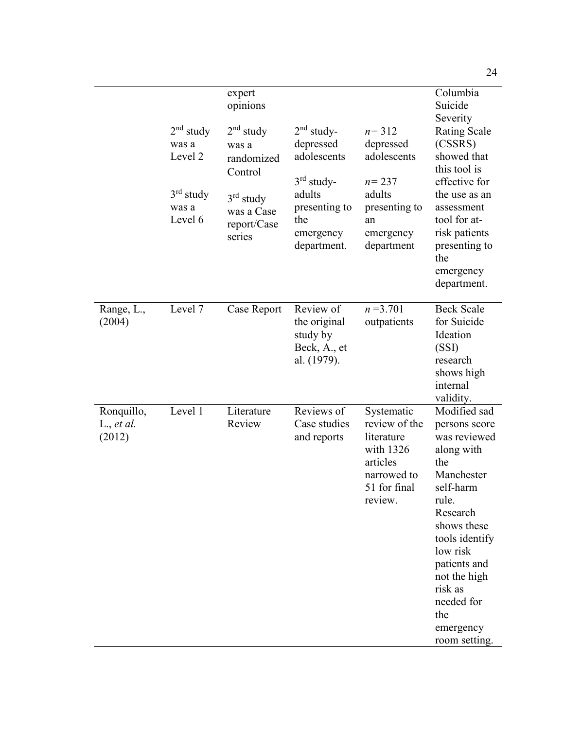| | | | | | |
|---|---|---|---|---|---|
| | 2nd study was a Level 2<br><br>3rd study was a Level 6 | expert opinions<br><br>2nd study was a randomized Control<br><br>3rd study was a Case report/Case series | 2nd study- depressed adolescents<br><br>3rd study- adults presenting to the emergency department. | *n*= 312 depressed adolescents<br><br>*n*= 237 adults presenting to an emergency department | Columbia Suicide Severity Rating Scale (CSSRS) showed that this tool is effective for the use as an assessment tool for at-risk patients presenting to the emergency department. |
| Range, L., (2004) | Level 7 | Case Report | Review of the original study by Beck, A., et al. (1979). | *n* =3.701 outpatients | Beck Scale for Suicide Ideation (SSI) research shows high internal validity. |
| Ronquillo, L., *et al.* (2012) | Level 1 | Literature Review | Reviews of Case studies and reports | Systematic review of the literature with 1326 articles narrowed to 51 for final review. | Modified sad persons score was reviewed along with the Manchester self-harm rule. Research shows these tools identify low risk patients and not the high risk as needed for the emergency room setting. |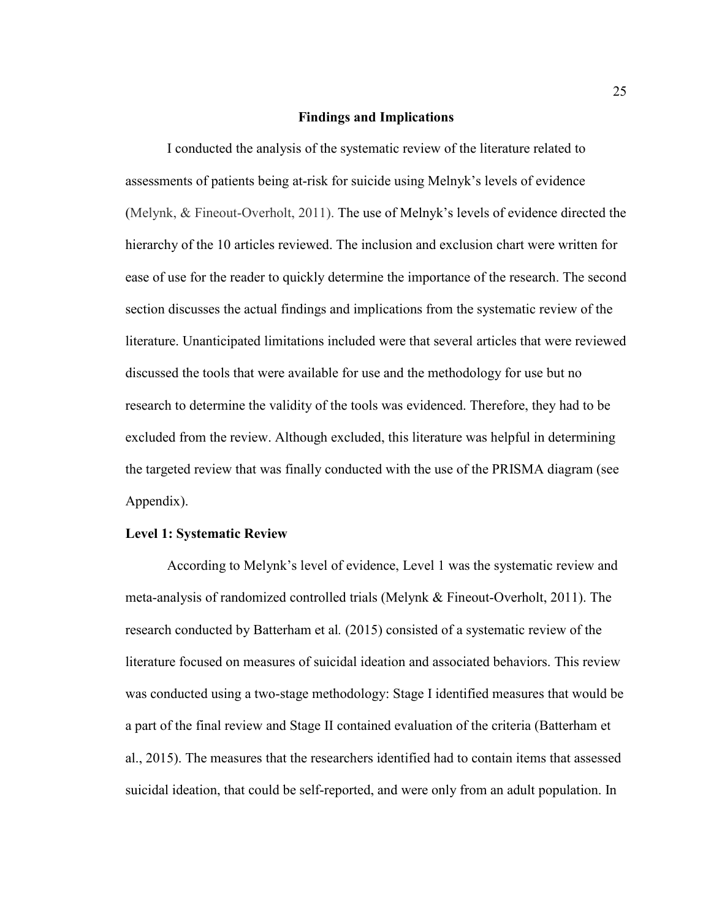# Findings and Implications

I conducted the analysis of the systematic review of the literature related to assessments of patients being at-risk for suicide using Melnyk's levels of evidence (Melynk, & Fineout-Overholt, 2011). The use of Melnyk's levels of evidence directed the hierarchy of the 10 articles reviewed. The inclusion and exclusion chart were written for ease of use for the reader to quickly determine the importance of the research. The second section discusses the actual findings and implications from the systematic review of the literature. Unanticipated limitations included were that several articles that were reviewed discussed the tools that were available for use and the methodology for use but no research to determine the validity of the tools was evidenced. Therefore, they had to be excluded from the review. Although excluded, this literature was helpful in determining the targeted review that was finally conducted with the use of the PRISMA diagram (see Appendix).

## Level 1: Systematic Review

According to Melynk's level of evidence, Level 1 was the systematic review and meta-analysis of randomized controlled trials (Melynk & Fineout-Overholt, 2011). The research conducted by Batterham et al*.* (2015) consisted of a systematic review of the literature focused on measures of suicidal ideation and associated behaviors. This review was conducted using a two-stage methodology: Stage I identified measures that would be a part of the final review and Stage II contained evaluation of the criteria (Batterham et al., 2015). The measures that the researchers identified had to contain items that assessed suicidal ideation, that could be self-reported, and were only from an adult population. In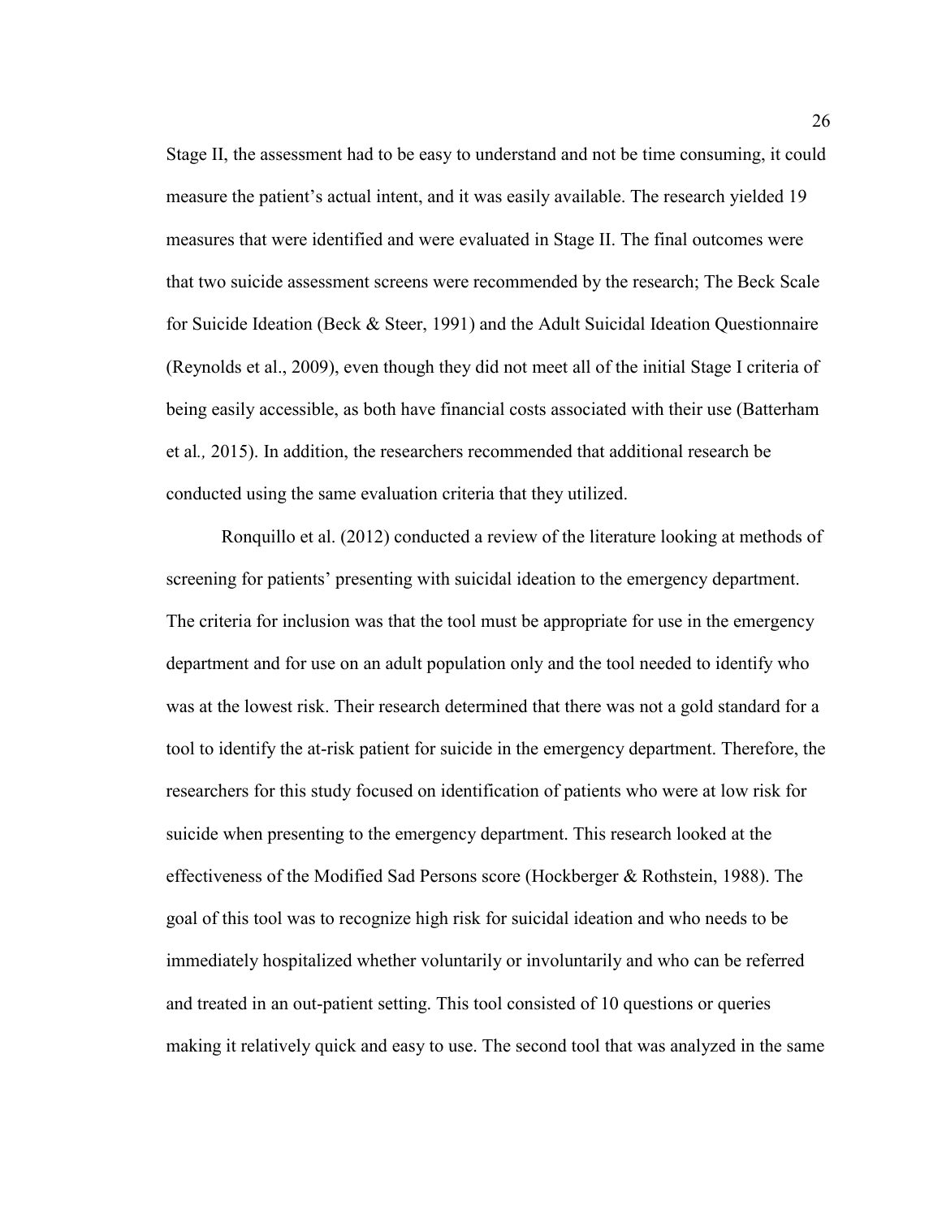Stage II, the assessment had to be easy to understand and not be time consuming, it could measure the patient's actual intent, and it was easily available. The research yielded 19 measures that were identified and were evaluated in Stage II. The final outcomes were that two suicide assessment screens were recommended by the research; The Beck Scale for Suicide Ideation (Beck & Steer, 1991) and the Adult Suicidal Ideation Questionnaire (Reynolds et al., 2009), even though they did not meet all of the initial Stage I criteria of being easily accessible, as both have financial costs associated with their use (Batterham et al*.,* 2015). In addition, the researchers recommended that additional research be conducted using the same evaluation criteria that they utilized.

Ronquillo et al. (2012) conducted a review of the literature looking at methods of screening for patients' presenting with suicidal ideation to the emergency department. The criteria for inclusion was that the tool must be appropriate for use in the emergency department and for use on an adult population only and the tool needed to identify who was at the lowest risk. Their research determined that there was not a gold standard for a tool to identify the at-risk patient for suicide in the emergency department. Therefore, the researchers for this study focused on identification of patients who were at low risk for suicide when presenting to the emergency department. This research looked at the effectiveness of the Modified Sad Persons score (Hockberger & Rothstein, 1988). The goal of this tool was to recognize high risk for suicidal ideation and who needs to be immediately hospitalized whether voluntarily or involuntarily and who can be referred and treated in an out-patient setting. This tool consisted of 10 questions or queries making it relatively quick and easy to use. The second tool that was analyzed in the same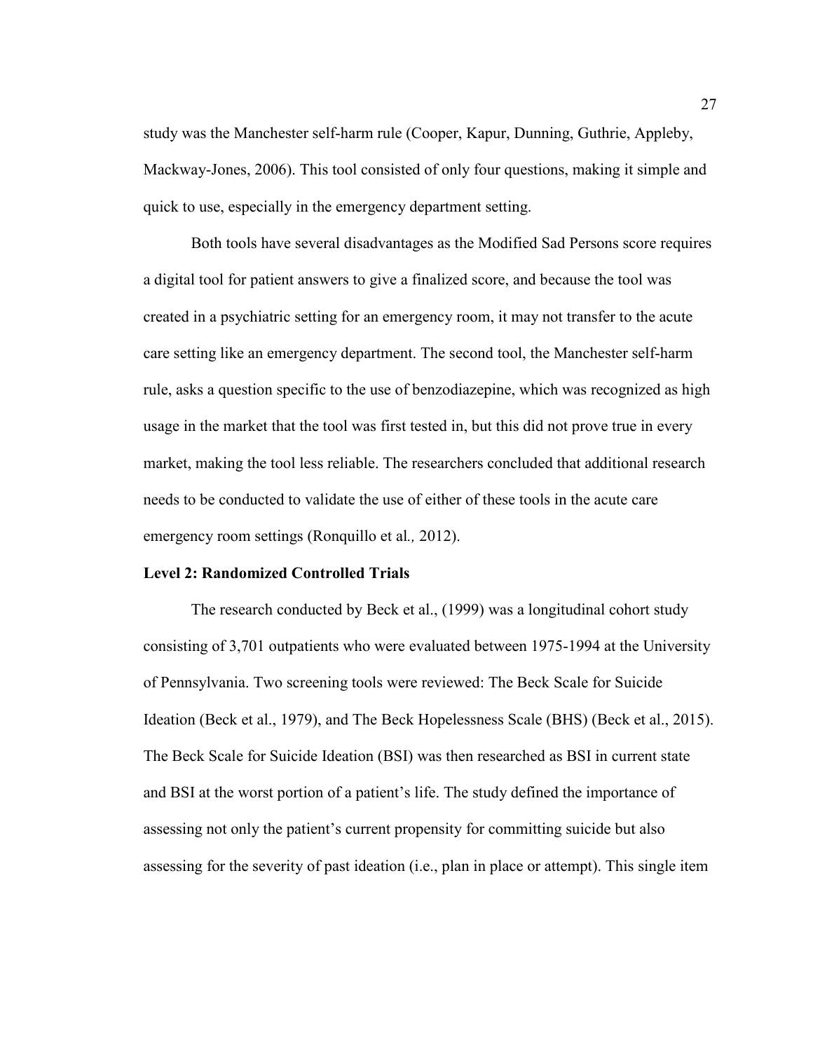study was the Manchester self-harm rule (Cooper, Kapur, Dunning, Guthrie, Appleby, Mackway-Jones, 2006). This tool consisted of only four questions, making it simple and quick to use, especially in the emergency department setting.

Both tools have several disadvantages as the Modified Sad Persons score requires a digital tool for patient answers to give a finalized score, and because the tool was created in a psychiatric setting for an emergency room, it may not transfer to the acute care setting like an emergency department. The second tool, the Manchester self-harm rule, asks a question specific to the use of benzodiazepine, which was recognized as high usage in the market that the tool was first tested in, but this did not prove true in every market, making the tool less reliable. The researchers concluded that additional research needs to be conducted to validate the use of either of these tools in the acute care emergency room settings (Ronquillo et al*.,* 2012).

**Level 2: Randomized Controlled Trials**

The research conducted by Beck et al., (1999) was a longitudinal cohort study consisting of 3,701 outpatients who were evaluated between 1975-1994 at the University of Pennsylvania. Two screening tools were reviewed: The Beck Scale for Suicide Ideation (Beck et al., 1979), and The Beck Hopelessness Scale (BHS) (Beck et al., 2015). The Beck Scale for Suicide Ideation (BSI) was then researched as BSI in current state and BSI at the worst portion of a patient's life. The study defined the importance of assessing not only the patient's current propensity for committing suicide but also assessing for the severity of past ideation (i.e., plan in place or attempt). This single item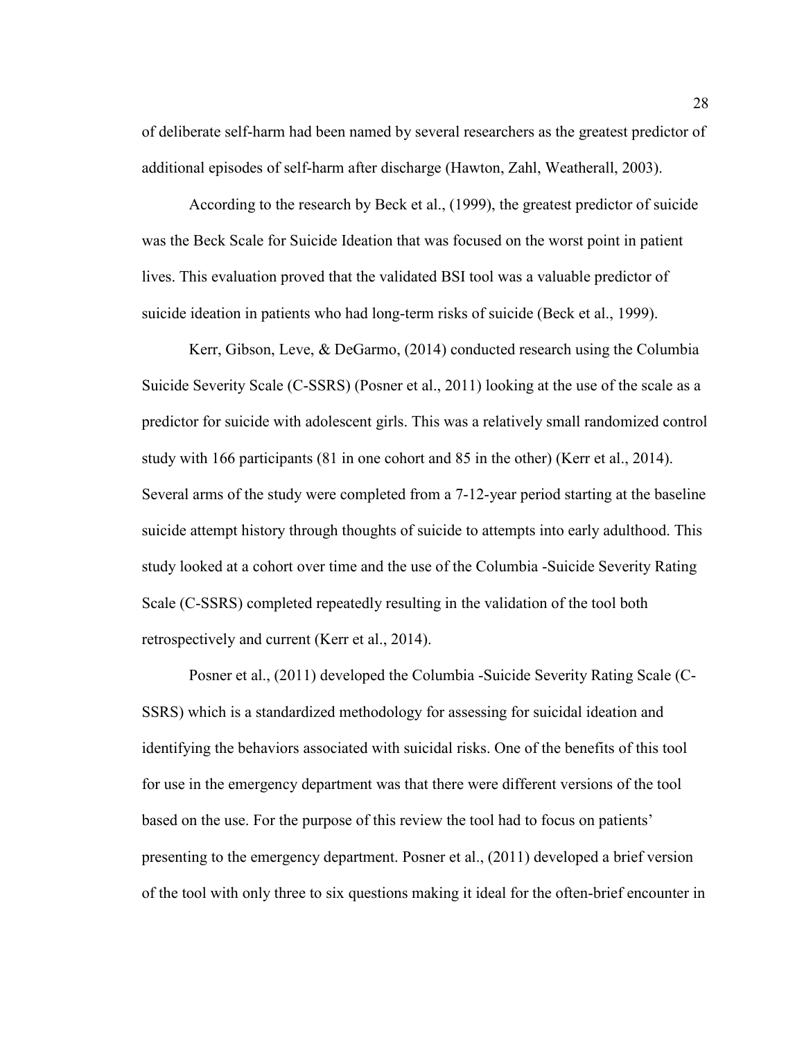of deliberate self-harm had been named by several researchers as the greatest predictor of additional episodes of self-harm after discharge (Hawton, Zahl, Weatherall, 2003).

According to the research by Beck et al., (1999), the greatest predictor of suicide was the Beck Scale for Suicide Ideation that was focused on the worst point in patient lives. This evaluation proved that the validated BSI tool was a valuable predictor of suicide ideation in patients who had long-term risks of suicide (Beck et al., 1999).

Kerr, Gibson, Leve, & DeGarmo, (2014) conducted research using the Columbia Suicide Severity Scale (C-SSRS) (Posner et al., 2011) looking at the use of the scale as a predictor for suicide with adolescent girls. This was a relatively small randomized control study with 166 participants (81 in one cohort and 85 in the other) (Kerr et al., 2014). Several arms of the study were completed from a 7-12-year period starting at the baseline suicide attempt history through thoughts of suicide to attempts into early adulthood. This study looked at a cohort over time and the use of the Columbia -Suicide Severity Rating Scale (C-SSRS) completed repeatedly resulting in the validation of the tool both retrospectively and current (Kerr et al., 2014).

Posner et al., (2011) developed the Columbia -Suicide Severity Rating Scale (C-SSRS) which is a standardized methodology for assessing for suicidal ideation and identifying the behaviors associated with suicidal risks. One of the benefits of this tool for use in the emergency department was that there were different versions of the tool based on the use. For the purpose of this review the tool had to focus on patients' presenting to the emergency department. Posner et al., (2011) developed a brief version of the tool with only three to six questions making it ideal for the often-brief encounter in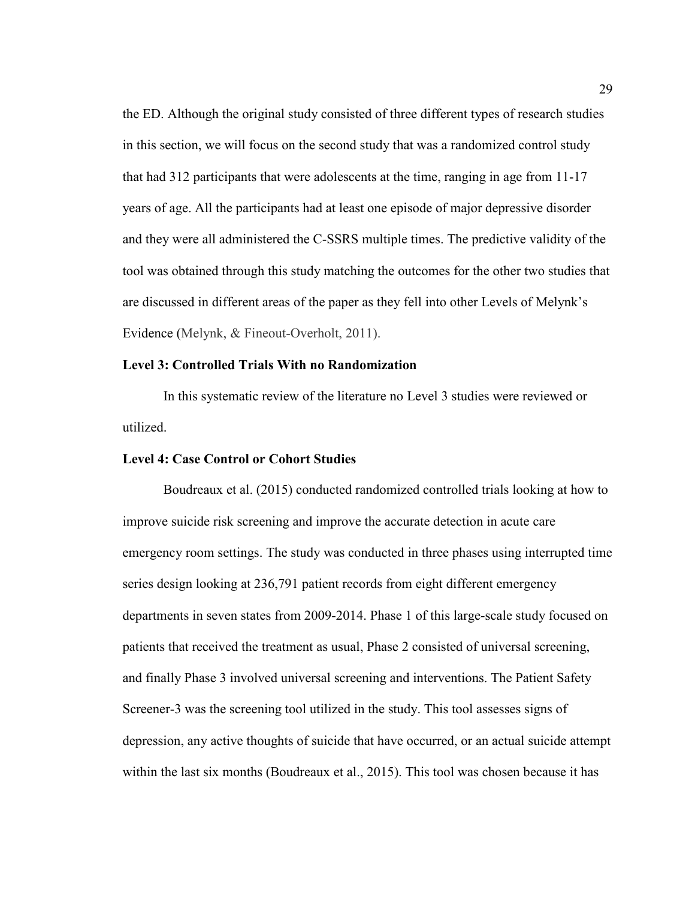the ED. Although the original study consisted of three different types of research studies in this section, we will focus on the second study that was a randomized control study that had 312 participants that were adolescents at the time, ranging in age from 11-17 years of age. All the participants had at least one episode of major depressive disorder and they were all administered the C-SSRS multiple times. The predictive validity of the tool was obtained through this study matching the outcomes for the other two studies that are discussed in different areas of the paper as they fell into other Levels of Melynk's Evidence (Melynk, & Fineout-Overholt, 2011).

### Level 3: Controlled Trials With no Randomization

In this systematic review of the literature no Level 3 studies were reviewed or utilized.

### Level 4: Case Control or Cohort Studies

Boudreaux et al. (2015) conducted randomized controlled trials looking at how to improve suicide risk screening and improve the accurate detection in acute care emergency room settings. The study was conducted in three phases using interrupted time series design looking at 236,791 patient records from eight different emergency departments in seven states from 2009-2014. Phase 1 of this large-scale study focused on patients that received the treatment as usual, Phase 2 consisted of universal screening, and finally Phase 3 involved universal screening and interventions. The Patient Safety Screener-3 was the screening tool utilized in the study. This tool assesses signs of depression, any active thoughts of suicide that have occurred, or an actual suicide attempt within the last six months (Boudreaux et al., 2015). This tool was chosen because it has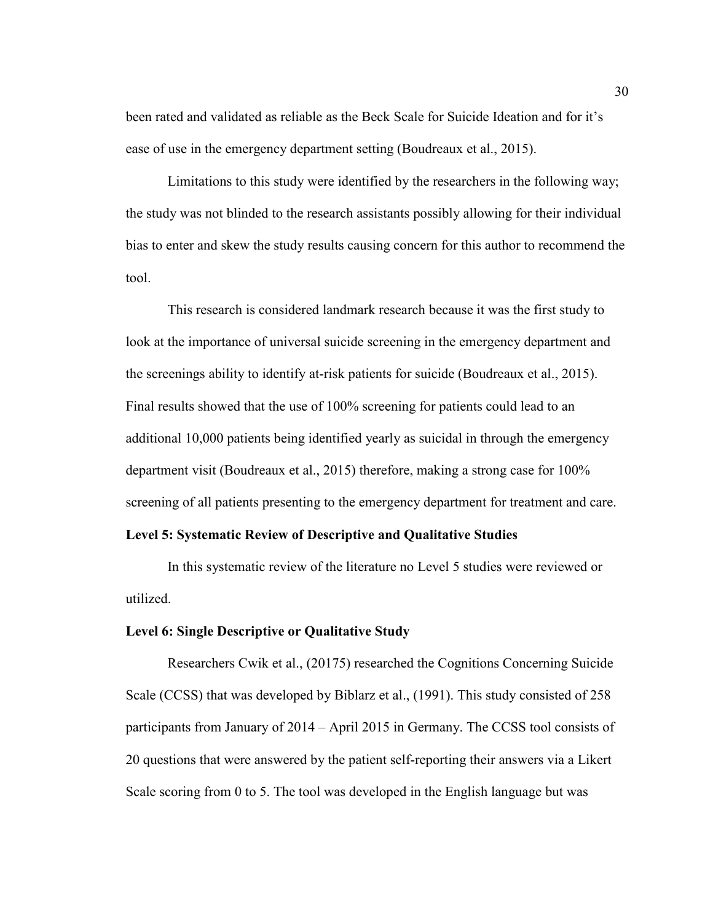been rated and validated as reliable as the Beck Scale for Suicide Ideation and for it's ease of use in the emergency department setting (Boudreaux et al., 2015).

Limitations to this study were identified by the researchers in the following way; the study was not blinded to the research assistants possibly allowing for their individual bias to enter and skew the study results causing concern for this author to recommend the tool.

This research is considered landmark research because it was the first study to look at the importance of universal suicide screening in the emergency department and the screenings ability to identify at-risk patients for suicide (Boudreaux et al., 2015). Final results showed that the use of 100% screening for patients could lead to an additional 10,000 patients being identified yearly as suicidal in through the emergency department visit (Boudreaux et al., 2015) therefore, making a strong case for 100% screening of all patients presenting to the emergency department for treatment and care.

**Level 5: Systematic Review of Descriptive and Qualitative Studies**

In this systematic review of the literature no Level 5 studies were reviewed or utilized.

**Level 6: Single Descriptive or Qualitative Study**

Researchers Cwik et al., (20175) researched the Cognitions Concerning Suicide Scale (CCSS) that was developed by Biblarz et al., (1991). This study consisted of 258 participants from January of 2014 – April 2015 in Germany. The CCSS tool consists of 20 questions that were answered by the patient self-reporting their answers via a Likert Scale scoring from 0 to 5. The tool was developed in the English language but was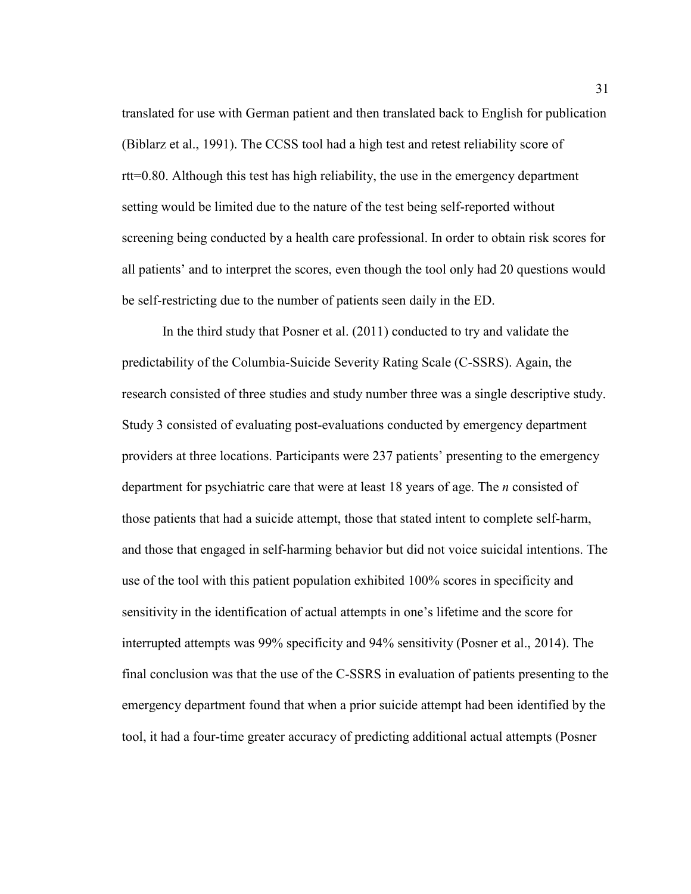translated for use with German patient and then translated back to English for publication (Biblarz et al., 1991). The CCSS tool had a high test and retest reliability score of rtt=0.80. Although this test has high reliability, the use in the emergency department setting would be limited due to the nature of the test being self-reported without screening being conducted by a health care professional. In order to obtain risk scores for all patients' and to interpret the scores, even though the tool only had 20 questions would be self-restricting due to the number of patients seen daily in the ED.

In the third study that Posner et al. (2011) conducted to try and validate the predictability of the Columbia-Suicide Severity Rating Scale (C-SSRS). Again, the research consisted of three studies and study number three was a single descriptive study. Study 3 consisted of evaluating post-evaluations conducted by emergency department providers at three locations. Participants were 237 patients' presenting to the emergency department for psychiatric care that were at least 18 years of age. The *n* consisted of those patients that had a suicide attempt, those that stated intent to complete self-harm, and those that engaged in self-harming behavior but did not voice suicidal intentions. The use of the tool with this patient population exhibited 100% scores in specificity and sensitivity in the identification of actual attempts in one's lifetime and the score for interrupted attempts was 99% specificity and 94% sensitivity (Posner et al., 2014). The final conclusion was that the use of the C-SSRS in evaluation of patients presenting to the emergency department found that when a prior suicide attempt had been identified by the tool, it had a four-time greater accuracy of predicting additional actual attempts (Posner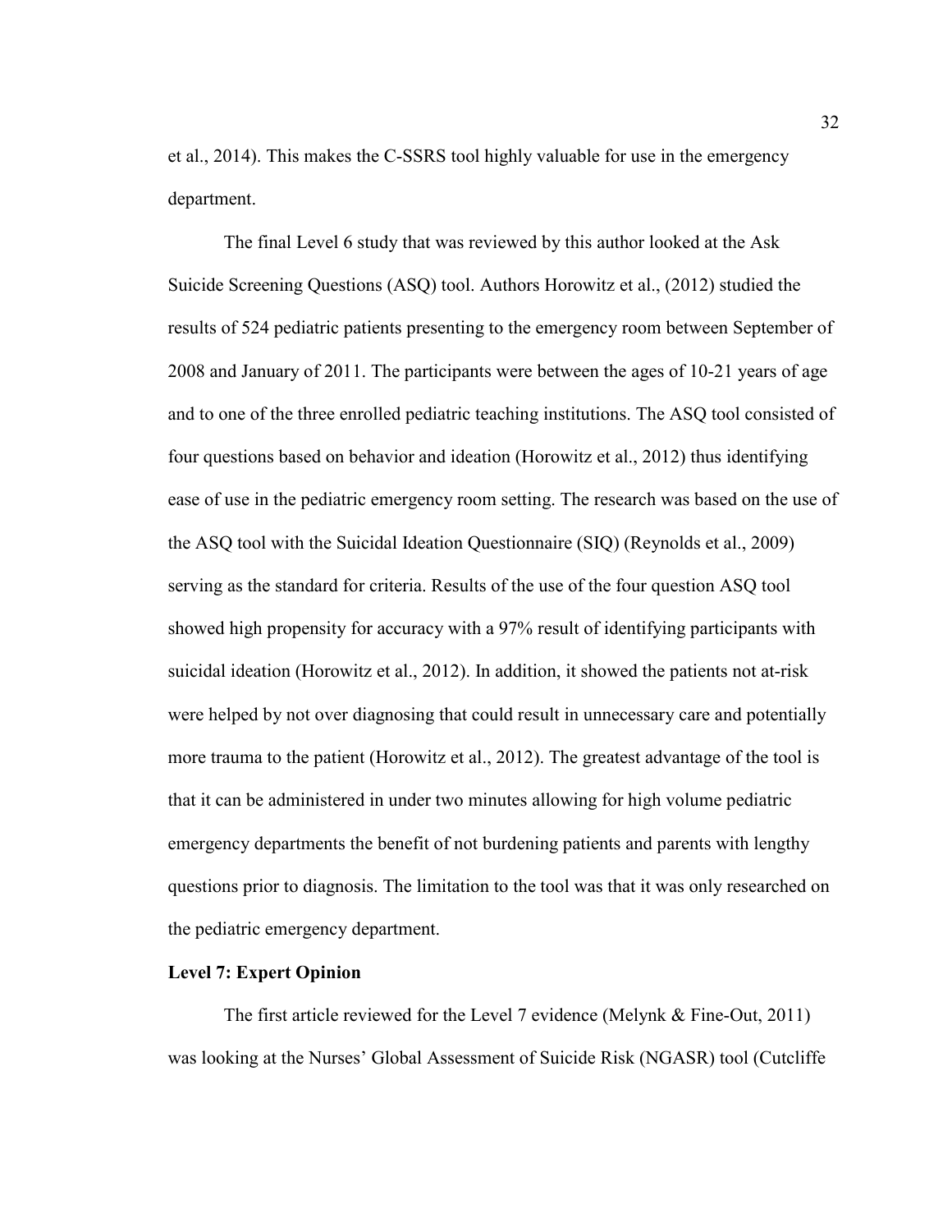et al., 2014). This makes the C-SSRS tool highly valuable for use in the emergency department.

The final Level 6 study that was reviewed by this author looked at the Ask Suicide Screening Questions (ASQ) tool. Authors Horowitz et al., (2012) studied the results of 524 pediatric patients presenting to the emergency room between September of 2008 and January of 2011. The participants were between the ages of 10-21 years of age and to one of the three enrolled pediatric teaching institutions. The ASQ tool consisted of four questions based on behavior and ideation (Horowitz et al., 2012) thus identifying ease of use in the pediatric emergency room setting. The research was based on the use of the ASQ tool with the Suicidal Ideation Questionnaire (SIQ) (Reynolds et al., 2009) serving as the standard for criteria. Results of the use of the four question ASQ tool showed high propensity for accuracy with a 97% result of identifying participants with suicidal ideation (Horowitz et al., 2012). In addition, it showed the patients not at-risk were helped by not over diagnosing that could result in unnecessary care and potentially more trauma to the patient (Horowitz et al., 2012). The greatest advantage of the tool is that it can be administered in under two minutes allowing for high volume pediatric emergency departments the benefit of not burdening patients and parents with lengthy questions prior to diagnosis. The limitation to the tool was that it was only researched on the pediatric emergency department.

**Level 7: Expert Opinion**

The first article reviewed for the Level 7 evidence (Melynk & Fine-Out, 2011) was looking at the Nurses' Global Assessment of Suicide Risk (NGASR) tool (Cutcliffe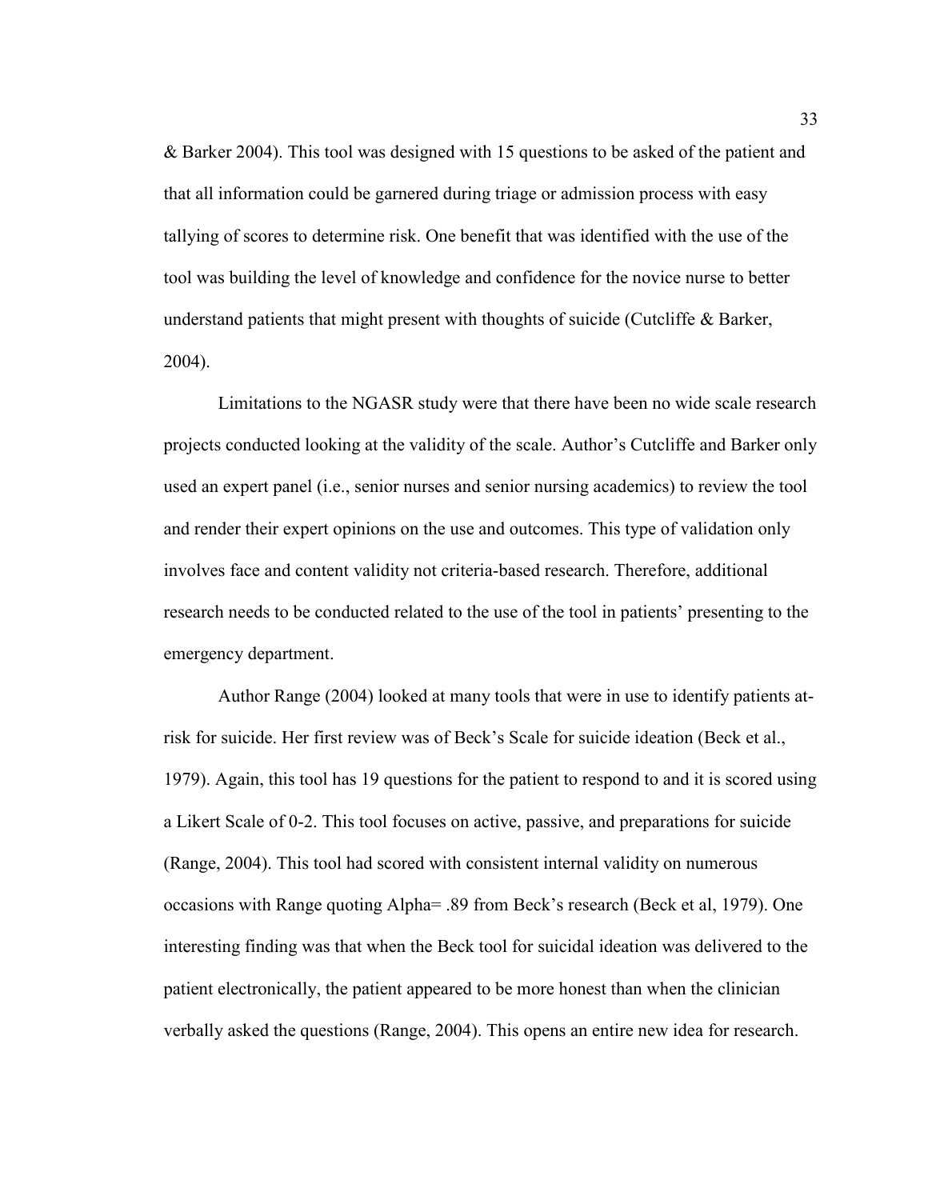& Barker 2004). This tool was designed with 15 questions to be asked of the patient and that all information could be garnered during triage or admission process with easy tallying of scores to determine risk. One benefit that was identified with the use of the tool was building the level of knowledge and confidence for the novice nurse to better understand patients that might present with thoughts of suicide (Cutcliffe & Barker, 2004).

Limitations to the NGASR study were that there have been no wide scale research projects conducted looking at the validity of the scale. Author's Cutcliffe and Barker only used an expert panel (i.e., senior nurses and senior nursing academics) to review the tool and render their expert opinions on the use and outcomes. This type of validation only involves face and content validity not criteria-based research. Therefore, additional research needs to be conducted related to the use of the tool in patients' presenting to the emergency department.

Author Range (2004) looked at many tools that were in use to identify patients at-risk for suicide. Her first review was of Beck's Scale for suicide ideation (Beck et al., 1979). Again, this tool has 19 questions for the patient to respond to and it is scored using a Likert Scale of 0-2. This tool focuses on active, passive, and preparations for suicide (Range, 2004). This tool had scored with consistent internal validity on numerous occasions with Range quoting Alpha= .89 from Beck's research (Beck et al, 1979). One interesting finding was that when the Beck tool for suicidal ideation was delivered to the patient electronically, the patient appeared to be more honest than when the clinician verbally asked the questions (Range, 2004). This opens an entire new idea for research.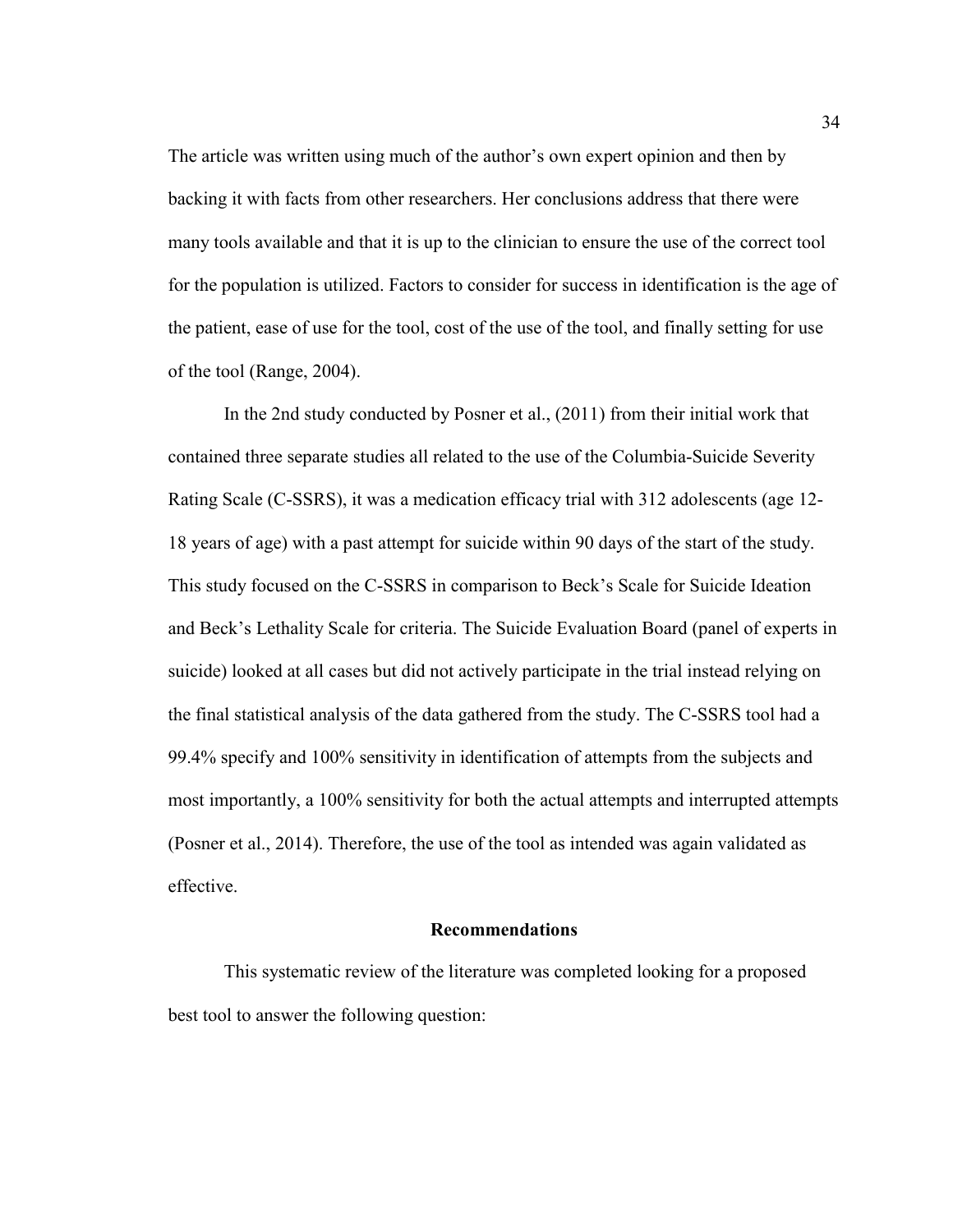The article was written using much of the author's own expert opinion and then by backing it with facts from other researchers. Her conclusions address that there were many tools available and that it is up to the clinician to ensure the use of the correct tool for the population is utilized. Factors to consider for success in identification is the age of the patient, ease of use for the tool, cost of the use of the tool, and finally setting for use of the tool (Range, 2004).

In the 2nd study conducted by Posner et al., (2011) from their initial work that contained three separate studies all related to the use of the Columbia-Suicide Severity Rating Scale (C-SSRS), it was a medication efficacy trial with 312 adolescents (age 12-18 years of age) with a past attempt for suicide within 90 days of the start of the study. This study focused on the C-SSRS in comparison to Beck's Scale for Suicide Ideation and Beck's Lethality Scale for criteria. The Suicide Evaluation Board (panel of experts in suicide) looked at all cases but did not actively participate in the trial instead relying on the final statistical analysis of the data gathered from the study. The C-SSRS tool had a 99.4% specify and 100% sensitivity in identification of attempts from the subjects and most importantly, a 100% sensitivity for both the actual attempts and interrupted attempts (Posner et al., 2014). Therefore, the use of the tool as intended was again validated as effective.

## Recommendations

This systematic review of the literature was completed looking for a proposed best tool to answer the following question: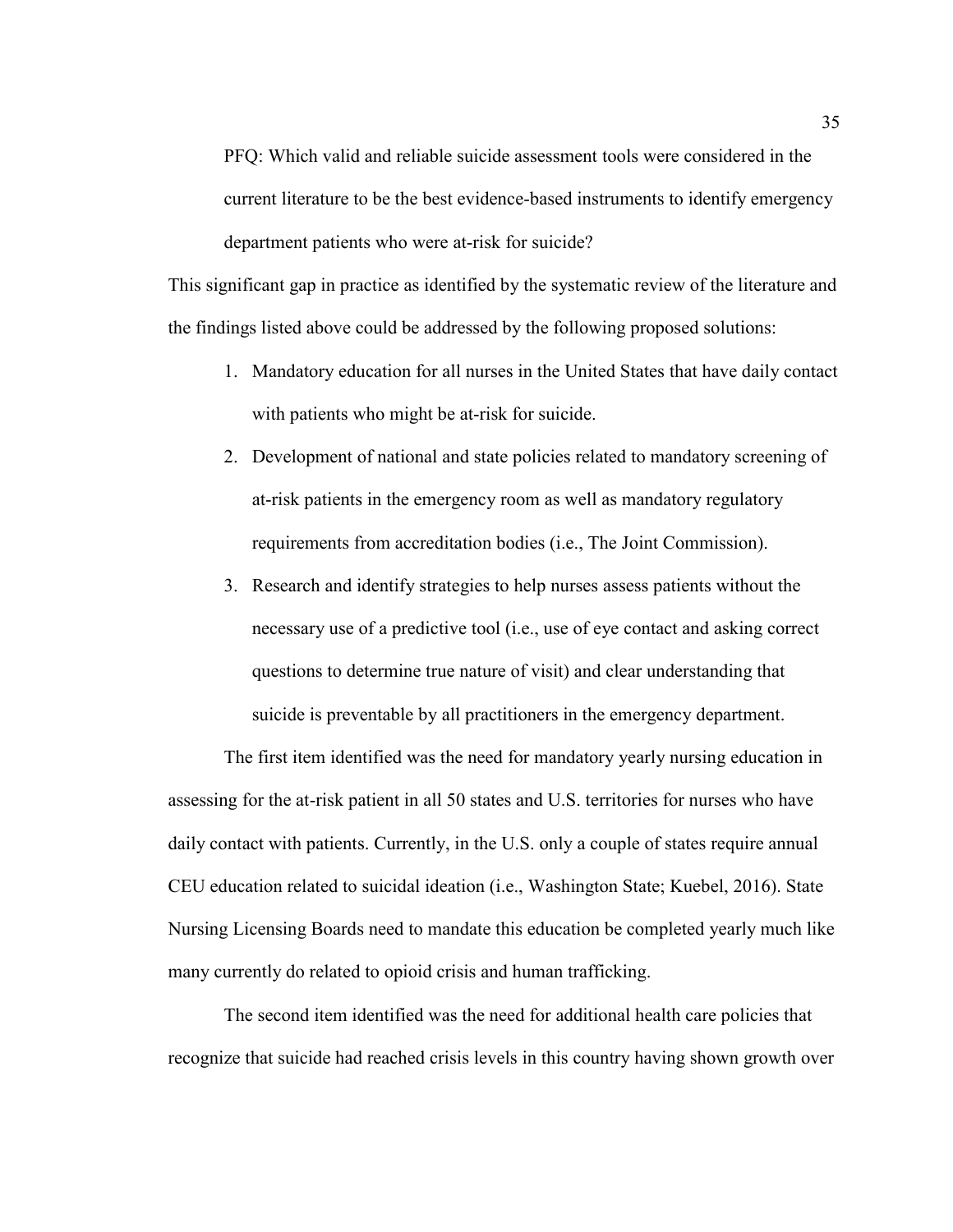PFQ: Which valid and reliable suicide assessment tools were considered in the current literature to be the best evidence-based instruments to identify emergency department patients who were at-risk for suicide?

This significant gap in practice as identified by the systematic review of the literature and the findings listed above could be addressed by the following proposed solutions:

1. Mandatory education for all nurses in the United States that have daily contact with patients who might be at-risk for suicide.
2. Development of national and state policies related to mandatory screening of at-risk patients in the emergency room as well as mandatory regulatory requirements from accreditation bodies (i.e., The Joint Commission).
3. Research and identify strategies to help nurses assess patients without the necessary use of a predictive tool (i.e., use of eye contact and asking correct questions to determine true nature of visit) and clear understanding that suicide is preventable by all practitioners in the emergency department.

The first item identified was the need for mandatory yearly nursing education in assessing for the at-risk patient in all 50 states and U.S. territories for nurses who have daily contact with patients. Currently, in the U.S. only a couple of states require annual CEU education related to suicidal ideation (i.e., Washington State; Kuebel, 2016). State Nursing Licensing Boards need to mandate this education be completed yearly much like many currently do related to opioid crisis and human trafficking.

The second item identified was the need for additional health care policies that recognize that suicide had reached crisis levels in this country having shown growth over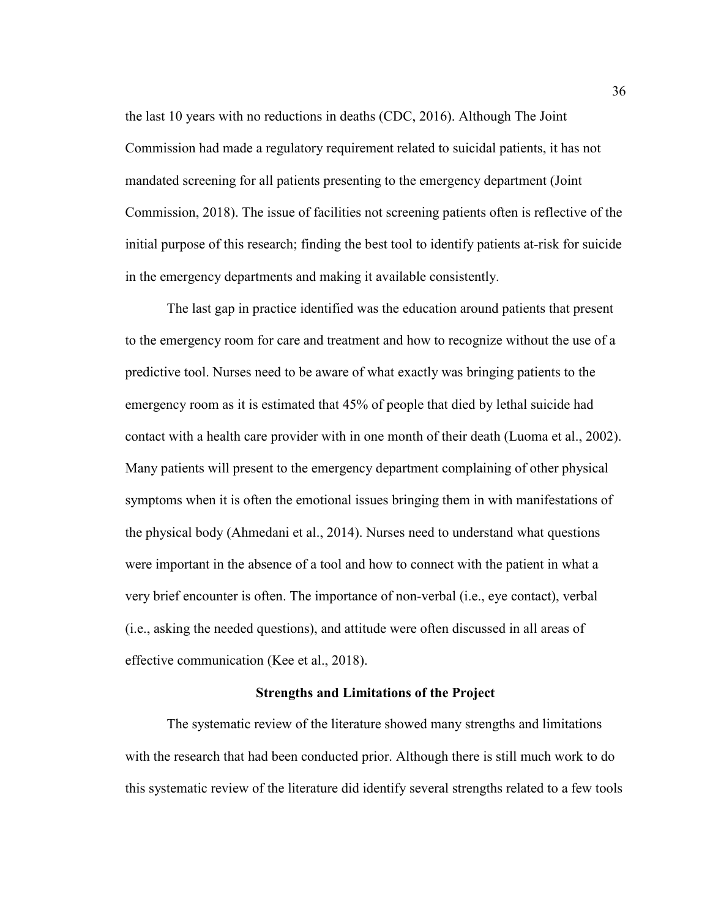the last 10 years with no reductions in deaths (CDC, 2016). Although The Joint Commission had made a regulatory requirement related to suicidal patients, it has not mandated screening for all patients presenting to the emergency department (Joint Commission, 2018). The issue of facilities not screening patients often is reflective of the initial purpose of this research; finding the best tool to identify patients at-risk for suicide in the emergency departments and making it available consistently.

The last gap in practice identified was the education around patients that present to the emergency room for care and treatment and how to recognize without the use of a predictive tool. Nurses need to be aware of what exactly was bringing patients to the emergency room as it is estimated that 45% of people that died by lethal suicide had contact with a health care provider with in one month of their death (Luoma et al., 2002). Many patients will present to the emergency department complaining of other physical symptoms when it is often the emotional issues bringing them in with manifestations of the physical body (Ahmedani et al., 2014). Nurses need to understand what questions were important in the absence of a tool and how to connect with the patient in what a very brief encounter is often. The importance of non-verbal (i.e., eye contact), verbal (i.e., asking the needed questions), and attitude were often discussed in all areas of effective communication (Kee et al., 2018).

## Strengths and Limitations of the Project

The systematic review of the literature showed many strengths and limitations with the research that had been conducted prior. Although there is still much work to do this systematic review of the literature did identify several strengths related to a few tools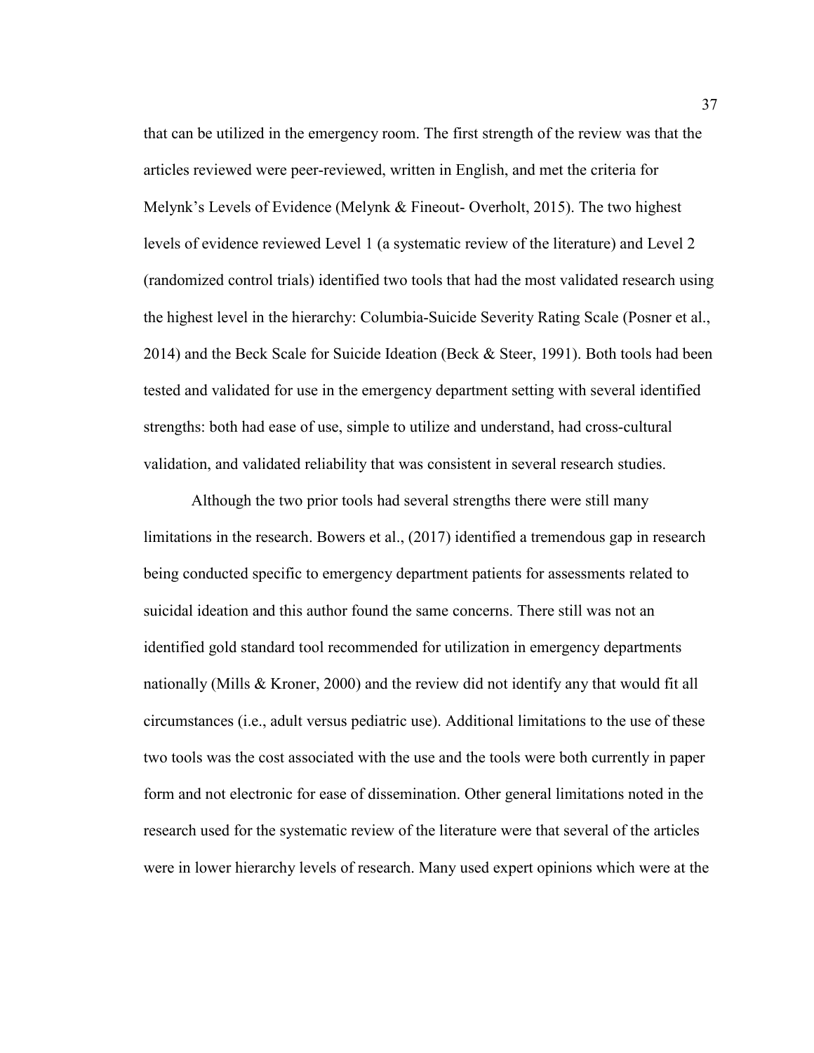that can be utilized in the emergency room. The first strength of the review was that the articles reviewed were peer-reviewed, written in English, and met the criteria for Melynk's Levels of Evidence (Melynk & Fineout- Overholt, 2015). The two highest levels of evidence reviewed Level 1 (a systematic review of the literature) and Level 2 (randomized control trials) identified two tools that had the most validated research using the highest level in the hierarchy: Columbia-Suicide Severity Rating Scale (Posner et al., 2014) and the Beck Scale for Suicide Ideation (Beck & Steer, 1991). Both tools had been tested and validated for use in the emergency department setting with several identified strengths: both had ease of use, simple to utilize and understand, had cross-cultural validation, and validated reliability that was consistent in several research studies.

Although the two prior tools had several strengths there were still many limitations in the research. Bowers et al., (2017) identified a tremendous gap in research being conducted specific to emergency department patients for assessments related to suicidal ideation and this author found the same concerns. There still was not an identified gold standard tool recommended for utilization in emergency departments nationally (Mills & Kroner, 2000) and the review did not identify any that would fit all circumstances (i.e., adult versus pediatric use). Additional limitations to the use of these two tools was the cost associated with the use and the tools were both currently in paper form and not electronic for ease of dissemination. Other general limitations noted in the research used for the systematic review of the literature were that several of the articles were in lower hierarchy levels of research. Many used expert opinions which were at the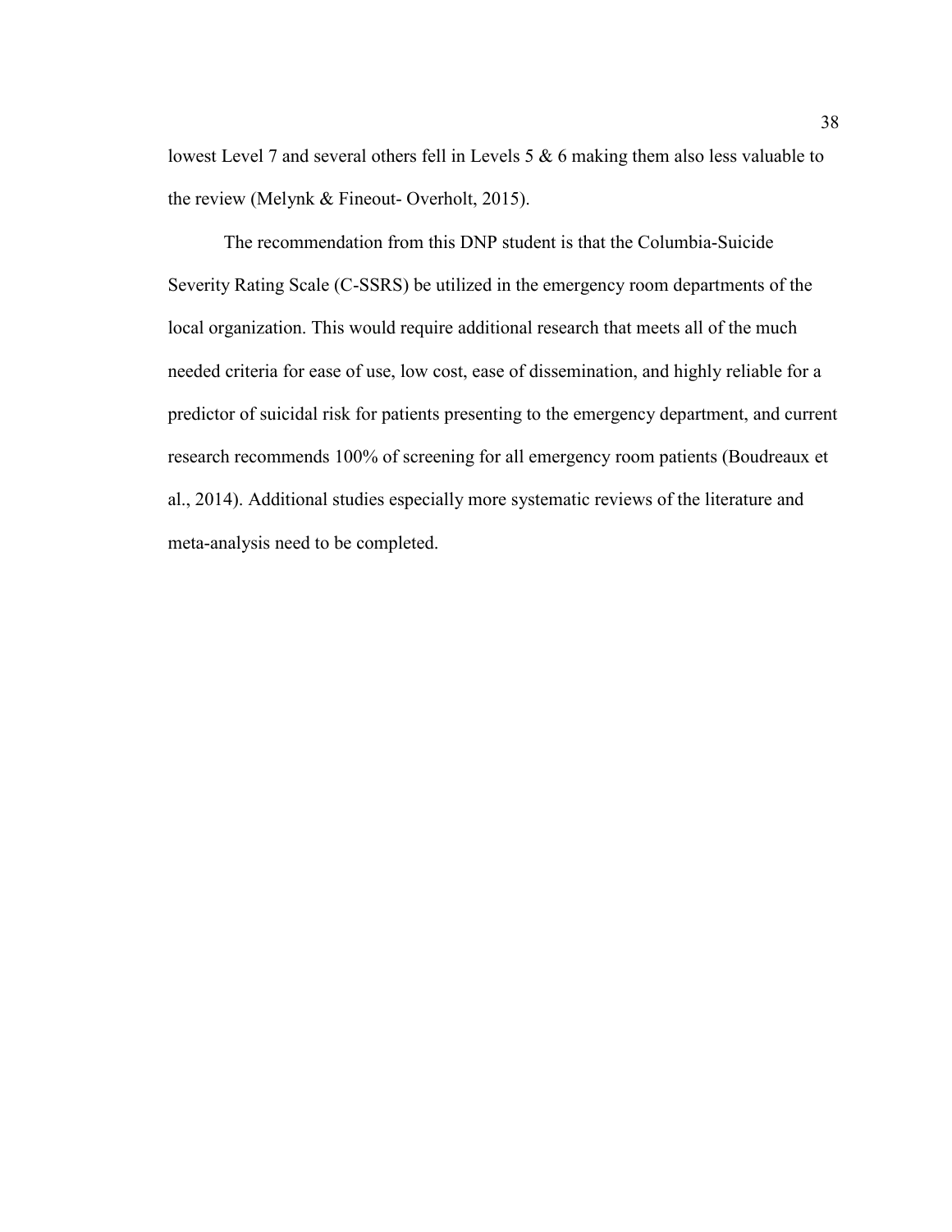lowest Level 7 and several others fell in Levels 5 & 6 making them also less valuable to the review (Melynk & Fineout- Overholt, 2015).

The recommendation from this DNP student is that the Columbia-Suicide Severity Rating Scale (C-SSRS) be utilized in the emergency room departments of the local organization. This would require additional research that meets all of the much needed criteria for ease of use, low cost, ease of dissemination, and highly reliable for a predictor of suicidal risk for patients presenting to the emergency department, and current research recommends 100% of screening for all emergency room patients (Boudreaux et al., 2014). Additional studies especially more systematic reviews of the literature and meta-analysis need to be completed.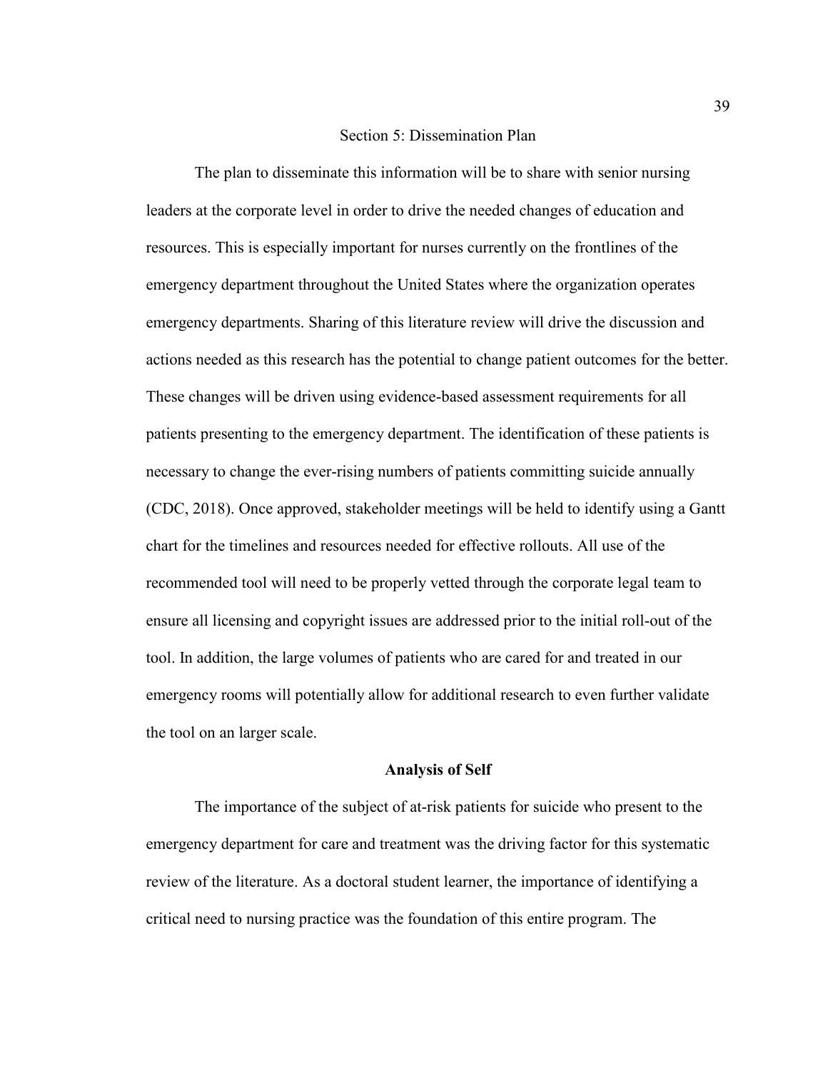# Section 5: Dissemination Plan

The plan to disseminate this information will be to share with senior nursing leaders at the corporate level in order to drive the needed changes of education and resources. This is especially important for nurses currently on the frontlines of the emergency department throughout the United States where the organization operates emergency departments. Sharing of this literature review will drive the discussion and actions needed as this research has the potential to change patient outcomes for the better. These changes will be driven using evidence-based assessment requirements for all patients presenting to the emergency department. The identification of these patients is necessary to change the ever-rising numbers of patients committing suicide annually (CDC, 2018). Once approved, stakeholder meetings will be held to identify using a Gantt chart for the timelines and resources needed for effective rollouts. All use of the recommended tool will need to be properly vetted through the corporate legal team to ensure all licensing and copyright issues are addressed prior to the initial roll-out of the tool. In addition, the large volumes of patients who are cared for and treated in our emergency rooms will potentially allow for additional research to even further validate the tool on an larger scale.

## Analysis of Self

The importance of the subject of at-risk patients for suicide who present to the emergency department for care and treatment was the driving factor for this systematic review of the literature. As a doctoral student learner, the importance of identifying a critical need to nursing practice was the foundation of this entire program. The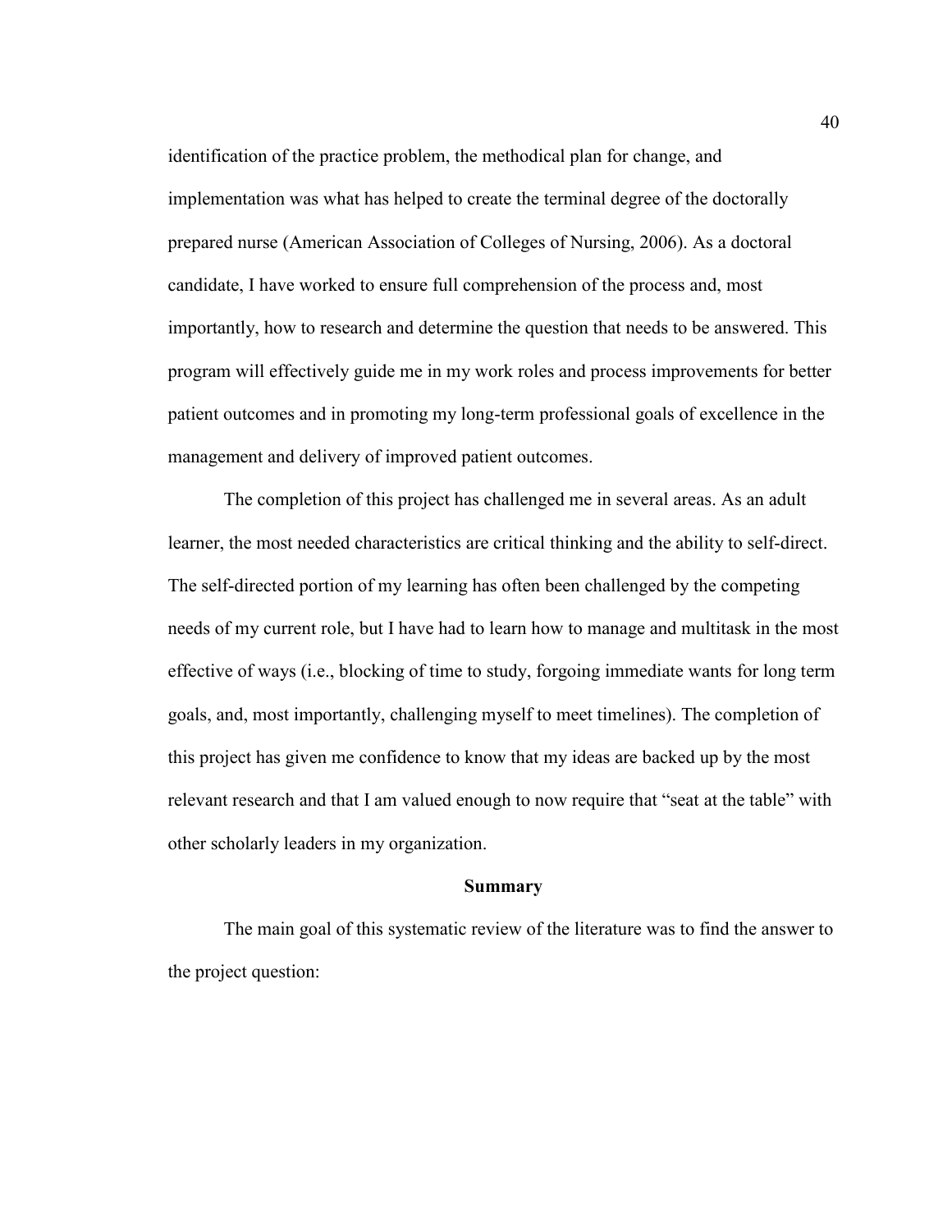identification of the practice problem, the methodical plan for change, and implementation was what has helped to create the terminal degree of the doctorally prepared nurse (American Association of Colleges of Nursing, 2006). As a doctoral candidate, I have worked to ensure full comprehension of the process and, most importantly, how to research and determine the question that needs to be answered. This program will effectively guide me in my work roles and process improvements for better patient outcomes and in promoting my long-term professional goals of excellence in the management and delivery of improved patient outcomes.

The completion of this project has challenged me in several areas. As an adult learner, the most needed characteristics are critical thinking and the ability to self-direct. The self-directed portion of my learning has often been challenged by the competing needs of my current role, but I have had to learn how to manage and multitask in the most effective of ways (i.e., blocking of time to study, forgoing immediate wants for long term goals, and, most importantly, challenging myself to meet timelines). The completion of this project has given me confidence to know that my ideas are backed up by the most relevant research and that I am valued enough to now require that "seat at the table" with other scholarly leaders in my organization.

## Summary

The main goal of this systematic review of the literature was to find the answer to the project question: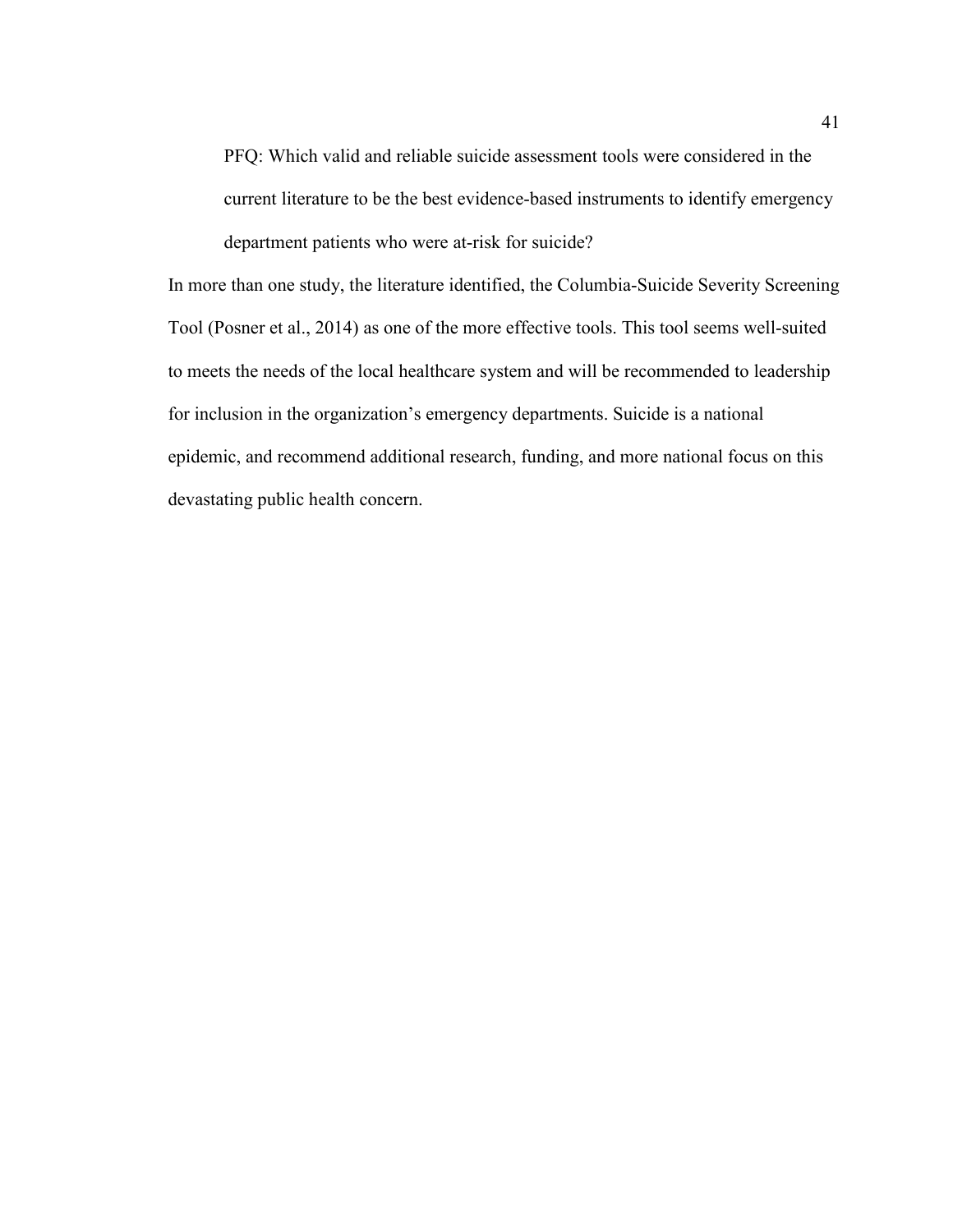> PFQ: Which valid and reliable suicide assessment tools were considered in the current literature to be the best evidence-based instruments to identify emergency department patients who were at-risk for suicide?

In more than one study, the literature identified, the Columbia-Suicide Severity Screening Tool (Posner et al., 2014) as one of the more effective tools. This tool seems well-suited to meets the needs of the local healthcare system and will be recommended to leadership for inclusion in the organization's emergency departments. Suicide is a national epidemic, and recommend additional research, funding, and more national focus on this devastating public health concern.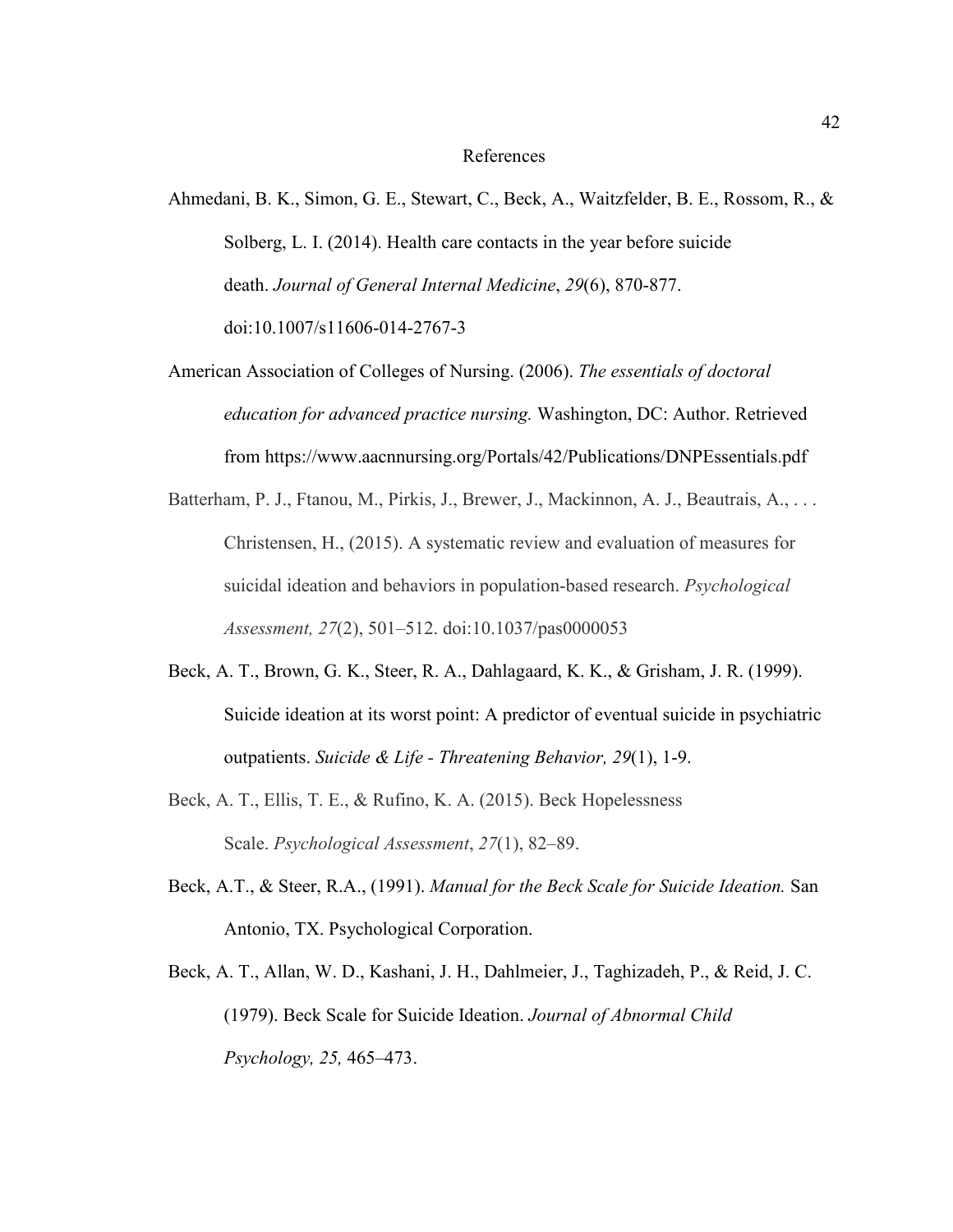# References

Ahmedani, B. K., Simon, G. E., Stewart, C., Beck, A., Waitzfelder, B. E., Rossom, R., & Solberg, L. I. (2014). Health care contacts in the year before suicide death. *Journal of General Internal Medicine*, *29*(6), 870-877. doi:10.1007/s11606-014-2767-3

American Association of Colleges of Nursing. (2006). *The essentials of doctoral education for advanced practice nursing.* Washington, DC: Author. Retrieved from https://www.aacnnursing.org/Portals/42/Publications/DNPEssentials.pdf

Batterham, P. J., Ftanou, M., Pirkis, J., Brewer, J., Mackinnon, A. J., Beautrais, A., . . . Christensen, H., (2015). A systematic review and evaluation of measures for suicidal ideation and behaviors in population-based research. *Psychological Assessment, 27*(2), 501–512. doi:10.1037/pas0000053

Beck, A. T., Brown, G. K., Steer, R. A., Dahlagaard, K. K., & Grisham, J. R. (1999). Suicide ideation at its worst point: A predictor of eventual suicide in psychiatric outpatients. *Suicide & Life - Threatening Behavior, 29*(1), 1-9.

Beck, A. T., Ellis, T. E., & Rufino, K. A. (2015). Beck Hopelessness Scale. *Psychological Assessment*, *27*(1), 82–89.

Beck, A.T., & Steer, R.A., (1991). *Manual for the Beck Scale for Suicide Ideation.* San Antonio, TX. Psychological Corporation.

Beck, A. T., Allan, W. D., Kashani, J. H., Dahlmeier, J., Taghizadeh, P., & Reid, J. C. (1979). Beck Scale for Suicide Ideation. *Journal of Abnormal Child Psychology, 25,* 465–473.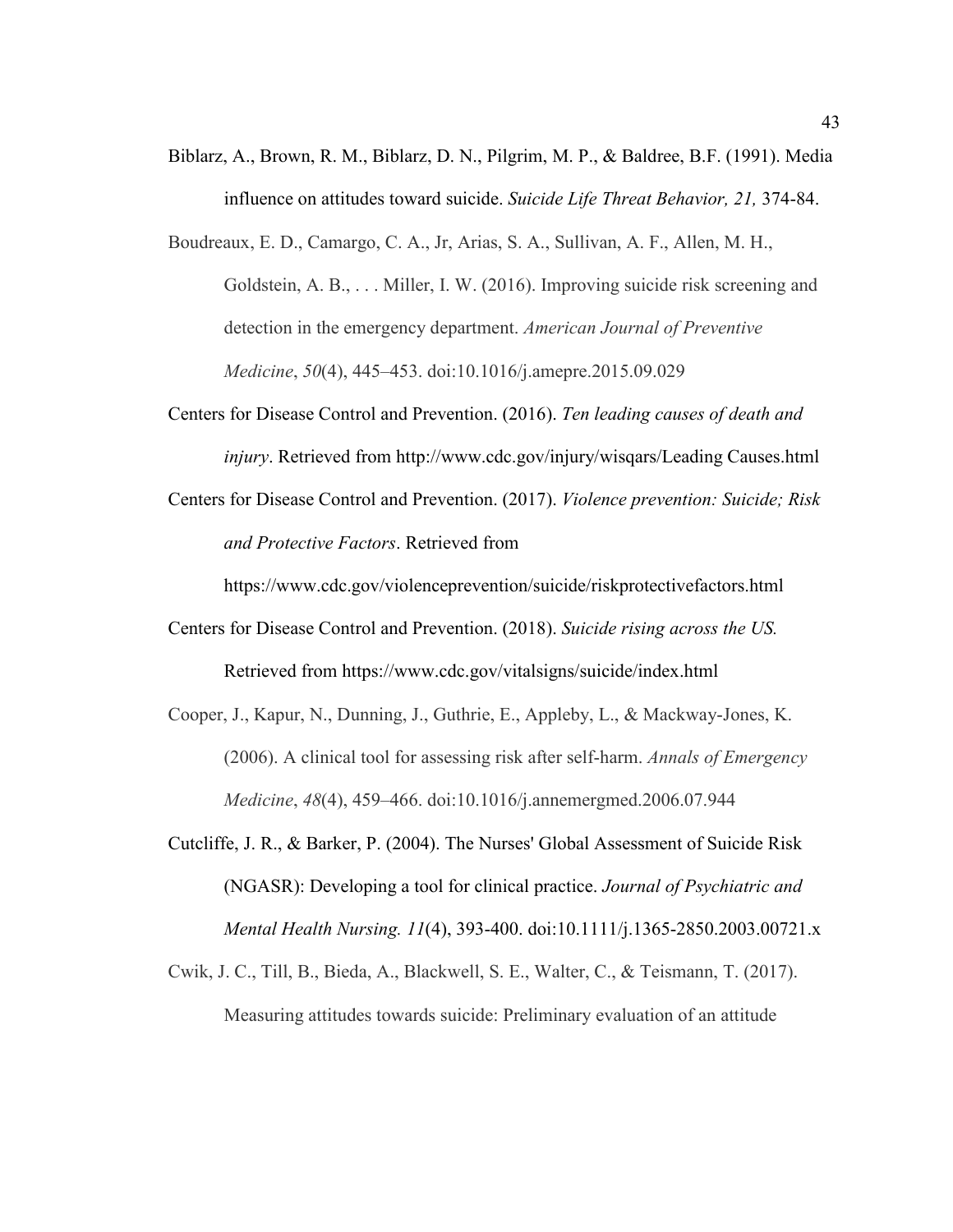Biblarz, A., Brown, R. M., Biblarz, D. N., Pilgrim, M. P., & Baldree, B.F. (1991). Media influence on attitudes toward suicide. *Suicide Life Threat Behavior, 21,* 374-84.

Boudreaux, E. D., Camargo, C. A., Jr, Arias, S. A., Sullivan, A. F., Allen, M. H., Goldstein, A. B., . . . Miller, I. W. (2016). Improving suicide risk screening and detection in the emergency department. *American Journal of Preventive Medicine*, *50*(4), 445–453. doi:10.1016/j.amepre.2015.09.029

Centers for Disease Control and Prevention. (2016). *Ten leading causes of death and injury*. Retrieved from http://www.cdc.gov/injury/wisqars/Leading Causes.html

Centers for Disease Control and Prevention. (2017). *Violence prevention: Suicide; Risk and Protective Factors*. Retrieved from https://www.cdc.gov/violenceprevention/suicide/riskprotectivefactors.html

Centers for Disease Control and Prevention. (2018). *Suicide rising across the US.* Retrieved from https://www.cdc.gov/vitalsigns/suicide/index.html

Cooper, J., Kapur, N., Dunning, J., Guthrie, E., Appleby, L., & Mackway-Jones, K. (2006). A clinical tool for assessing risk after self-harm. *Annals of Emergency Medicine*, *48*(4), 459–466. doi:10.1016/j.annemergmed.2006.07.944

Cutcliffe, J. R., & Barker, P. (2004). The Nurses' Global Assessment of Suicide Risk (NGASR): Developing a tool for clinical practice. *Journal of Psychiatric and Mental Health Nursing. 11*(4), 393-400. doi:10.1111/j.1365-2850.2003.00721.x

Cwik, J. C., Till, B., Bieda, A., Blackwell, S. E., Walter, C., & Teismann, T. (2017). Measuring attitudes towards suicide: Preliminary evaluation of an attitude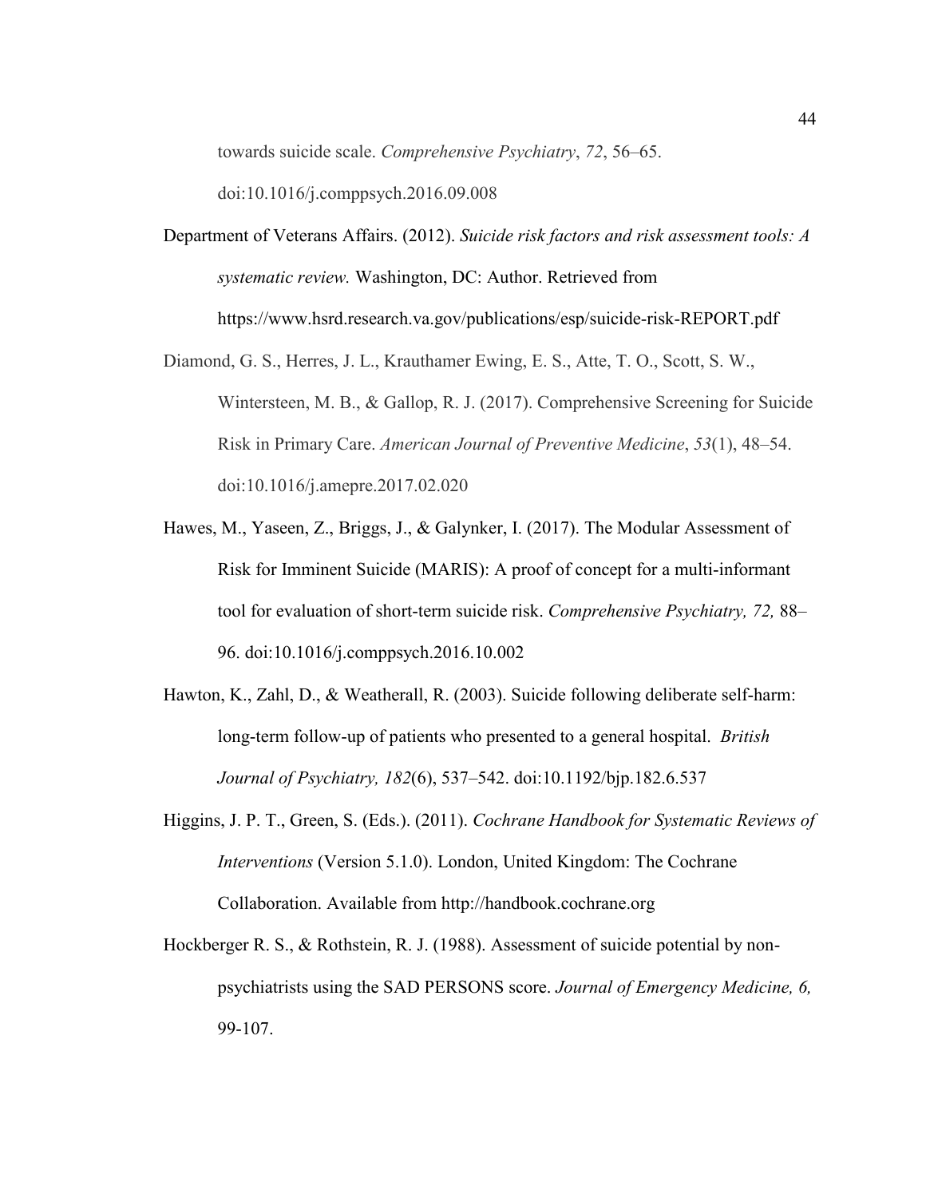towards suicide scale. *Comprehensive Psychiatry*, *72*, 56–65. doi:10.1016/j.comppsych.2016.09.008

Department of Veterans Affairs. (2012). *Suicide risk factors and risk assessment tools: A systematic review.* Washington, DC: Author. Retrieved from https://www.hsrd.research.va.gov/publications/esp/suicide-risk-REPORT.pdf

Diamond, G. S., Herres, J. L., Krauthamer Ewing, E. S., Atte, T. O., Scott, S. W., Wintersteen, M. B., & Gallop, R. J. (2017). Comprehensive Screening for Suicide Risk in Primary Care. *American Journal of Preventive Medicine*, *53*(1), 48–54. doi:10.1016/j.amepre.2017.02.020

Hawes, M., Yaseen, Z., Briggs, J., & Galynker, I. (2017). The Modular Assessment of Risk for Imminent Suicide (MARIS): A proof of concept for a multi-informant tool for evaluation of short-term suicide risk. *Comprehensive Psychiatry, 72,* 88–96. doi:10.1016/j.comppsych.2016.10.002

Hawton, K., Zahl, D., & Weatherall, R. (2003). Suicide following deliberate self-harm: long-term follow-up of patients who presented to a general hospital. *British Journal of Psychiatry, 182*(6), 537–542. doi:10.1192/bjp.182.6.537

Higgins, J. P. T., Green, S. (Eds.). (2011). *Cochrane Handbook for Systematic Reviews of Interventions* (Version 5.1.0). London, United Kingdom: The Cochrane Collaboration. Available from http://handbook.cochrane.org

Hockberger R. S., & Rothstein, R. J. (1988). Assessment of suicide potential by non-psychiatrists using the SAD PERSONS score. *Journal of Emergency Medicine, 6,* 99-107.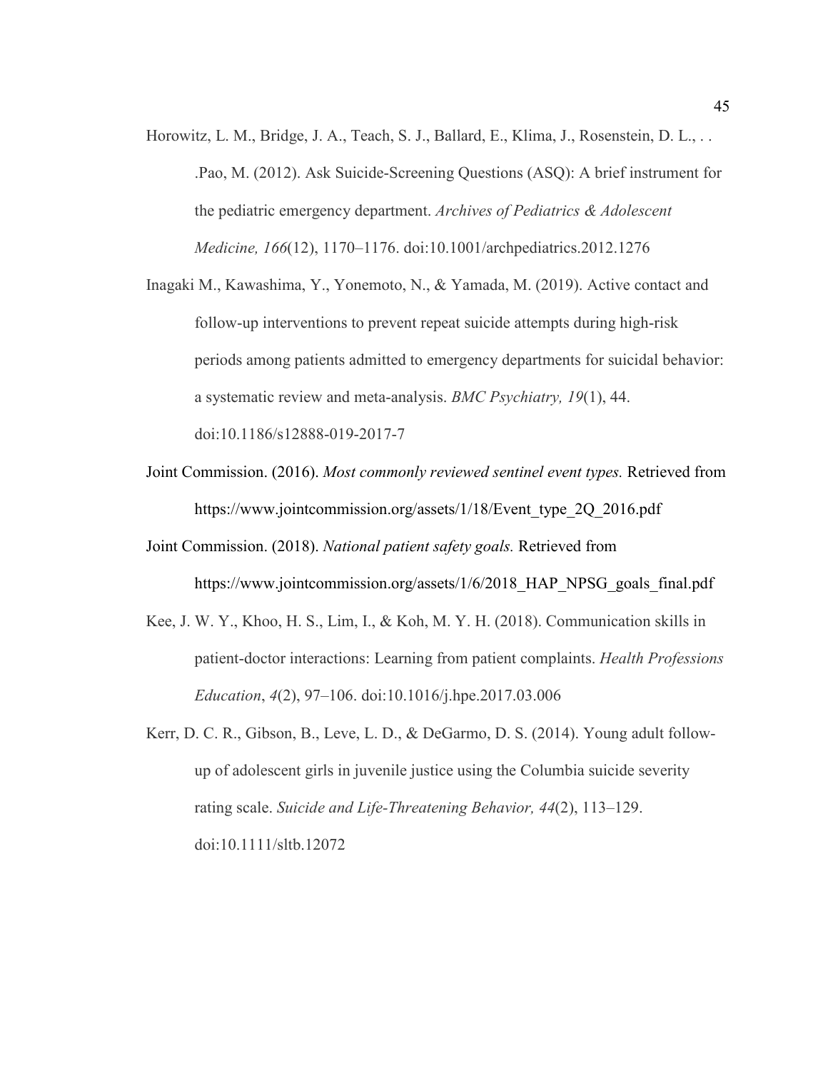Horowitz, L. M., Bridge, J. A., Teach, S. J., Ballard, E., Klima, J., Rosenstein, D. L., . . .Pao, M. (2012). Ask Suicide-Screening Questions (ASQ): A brief instrument for the pediatric emergency department. *Archives of Pediatrics & Adolescent Medicine, 166*(12), 1170–1176. doi:10.1001/archpediatrics.2012.1276

Inagaki M., Kawashima, Y., Yonemoto, N., & Yamada, M. (2019). Active contact and follow-up interventions to prevent repeat suicide attempts during high-risk periods among patients admitted to emergency departments for suicidal behavior: a systematic review and meta-analysis. *BMC Psychiatry, 19*(1), 44. doi:10.1186/s12888-019-2017-7

Joint Commission. (2016). *Most commonly reviewed sentinel event types.* Retrieved from https://www.jointcommission.org/assets/1/18/Event_type_2Q_2016.pdf

Joint Commission. (2018). *National patient safety goals.* Retrieved from https://www.jointcommission.org/assets/1/6/2018_HAP_NPSG_goals_final.pdf

Kee, J. W. Y., Khoo, H. S., Lim, I., & Koh, M. Y. H. (2018). Communication skills in patient-doctor interactions: Learning from patient complaints. *Health Professions Education*, *4*(2), 97–106. doi:10.1016/j.hpe.2017.03.006

Kerr, D. C. R., Gibson, B., Leve, L. D., & DeGarmo, D. S. (2014). Young adult follow-up of adolescent girls in juvenile justice using the Columbia suicide severity rating scale. *Suicide and Life-Threatening Behavior, 44*(2), 113–129. doi:10.1111/sltb.12072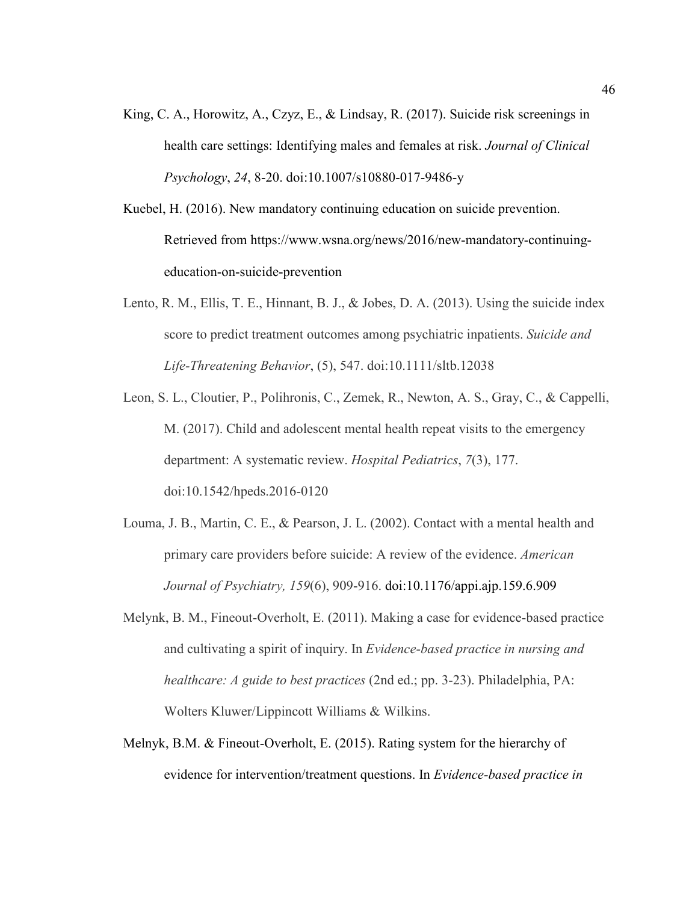King, C. A., Horowitz, A., Czyz, E., & Lindsay, R. (2017). Suicide risk screenings in health care settings: Identifying males and females at risk. *Journal of Clinical Psychology*, *24*, 8-20. doi:10.1007/s10880-017-9486-y

Kuebel, H. (2016). New mandatory continuing education on suicide prevention. Retrieved from https://www.wsna.org/news/2016/new-mandatory-continuing-education-on-suicide-prevention

Lento, R. M., Ellis, T. E., Hinnant, B. J., & Jobes, D. A. (2013). Using the suicide index score to predict treatment outcomes among psychiatric inpatients. *Suicide and Life-Threatening Behavior*, (5), 547. doi:10.1111/sltb.12038

Leon, S. L., Cloutier, P., Polihronis, C., Zemek, R., Newton, A. S., Gray, C., & Cappelli, M. (2017). Child and adolescent mental health repeat visits to the emergency department: A systematic review. *Hospital Pediatrics*, *7*(3), 177. doi:10.1542/hpeds.2016-0120

Louma, J. B., Martin, C. E., & Pearson, J. L. (2002). Contact with a mental health and primary care providers before suicide: A review of the evidence. *American Journal of Psychiatry, 159*(6), 909-916. doi:10.1176/appi.ajp.159.6.909

Melynk, B. M., Fineout-Overholt, E. (2011). Making a case for evidence-based practice and cultivating a spirit of inquiry. In *Evidence-based practice in nursing and healthcare: A guide to best practices* (2nd ed.; pp. 3-23). Philadelphia, PA: Wolters Kluwer/Lippincott Williams & Wilkins.

Melnyk, B.M. & Fineout-Overholt, E. (2015). Rating system for the hierarchy of evidence for intervention/treatment questions. In *Evidence-based practice in*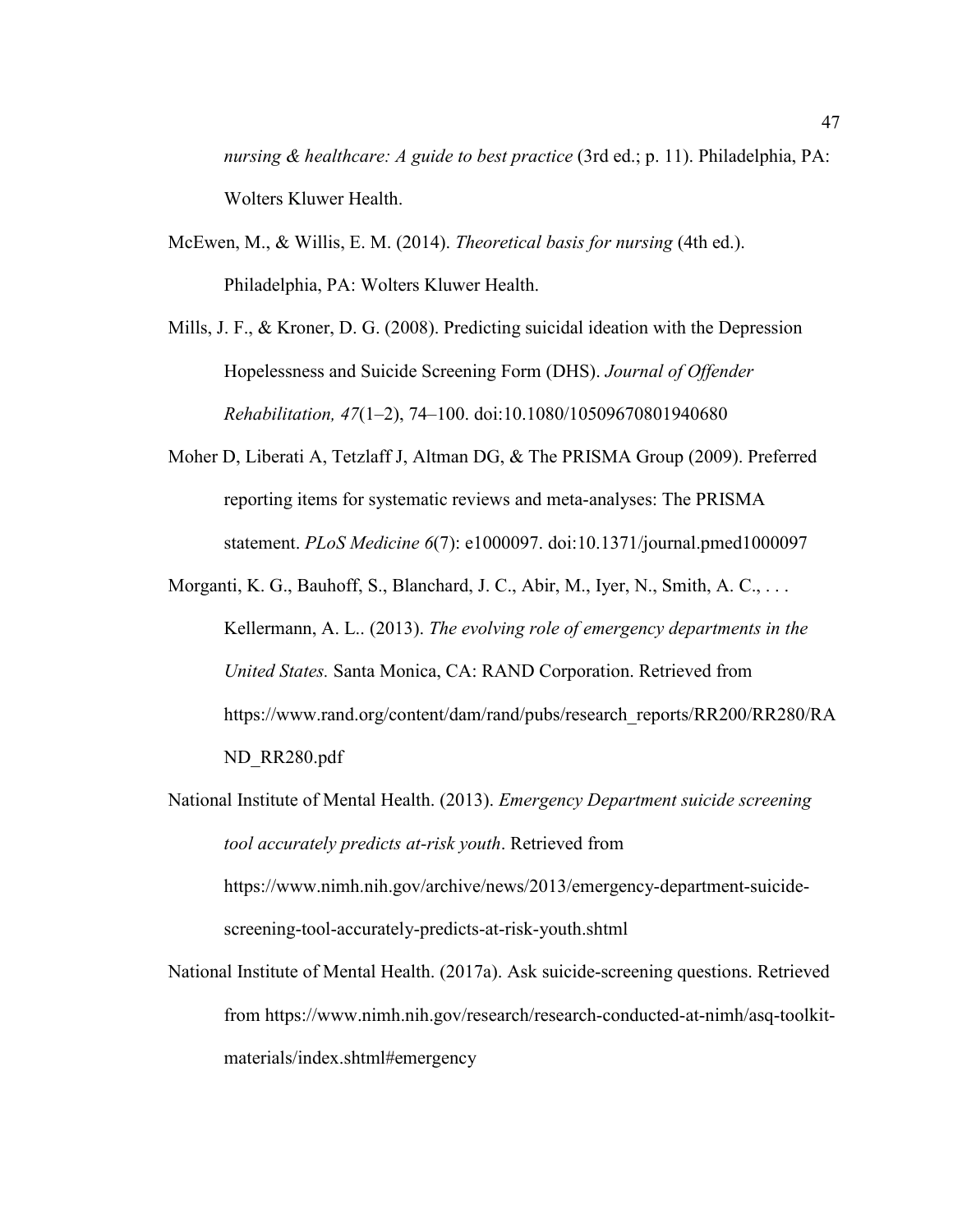*nursing & healthcare: A guide to best practice* (3rd ed.; p. 11). Philadelphia, PA: Wolters Kluwer Health.

McEwen, M., & Willis, E. M. (2014). *Theoretical basis for nursing* (4th ed.). Philadelphia, PA: Wolters Kluwer Health.

Mills, J. F., & Kroner, D. G. (2008). Predicting suicidal ideation with the Depression Hopelessness and Suicide Screening Form (DHS). *Journal of Offender Rehabilitation, 47*(1–2), 74–100. doi:10.1080/10509670801940680

Moher D, Liberati A, Tetzlaff J, Altman DG, & The PRISMA Group (2009). Preferred reporting items for systematic reviews and meta-analyses: The PRISMA statement. *PLoS Medicine 6*(7): e1000097. doi:10.1371/journal.pmed1000097

Morganti, K. G., Bauhoff, S., Blanchard, J. C., Abir, M., Iyer, N., Smith, A. C., . . . Kellermann, A. L.. (2013). *The evolving role of emergency departments in the United States.* Santa Monica, CA: RAND Corporation. Retrieved from https://www.rand.org/content/dam/rand/pubs/research_reports/RR200/RR280/RAND_RR280.pdf

National Institute of Mental Health. (2013). *Emergency Department suicide screening tool accurately predicts at-risk youth*. Retrieved from https://www.nimh.nih.gov/archive/news/2013/emergency-department-suicide-screening-tool-accurately-predicts-at-risk-youth.shtml

National Institute of Mental Health. (2017a). Ask suicide-screening questions. Retrieved from https://www.nimh.nih.gov/research/research-conducted-at-nimh/asq-toolkit-materials/index.shtml#emergency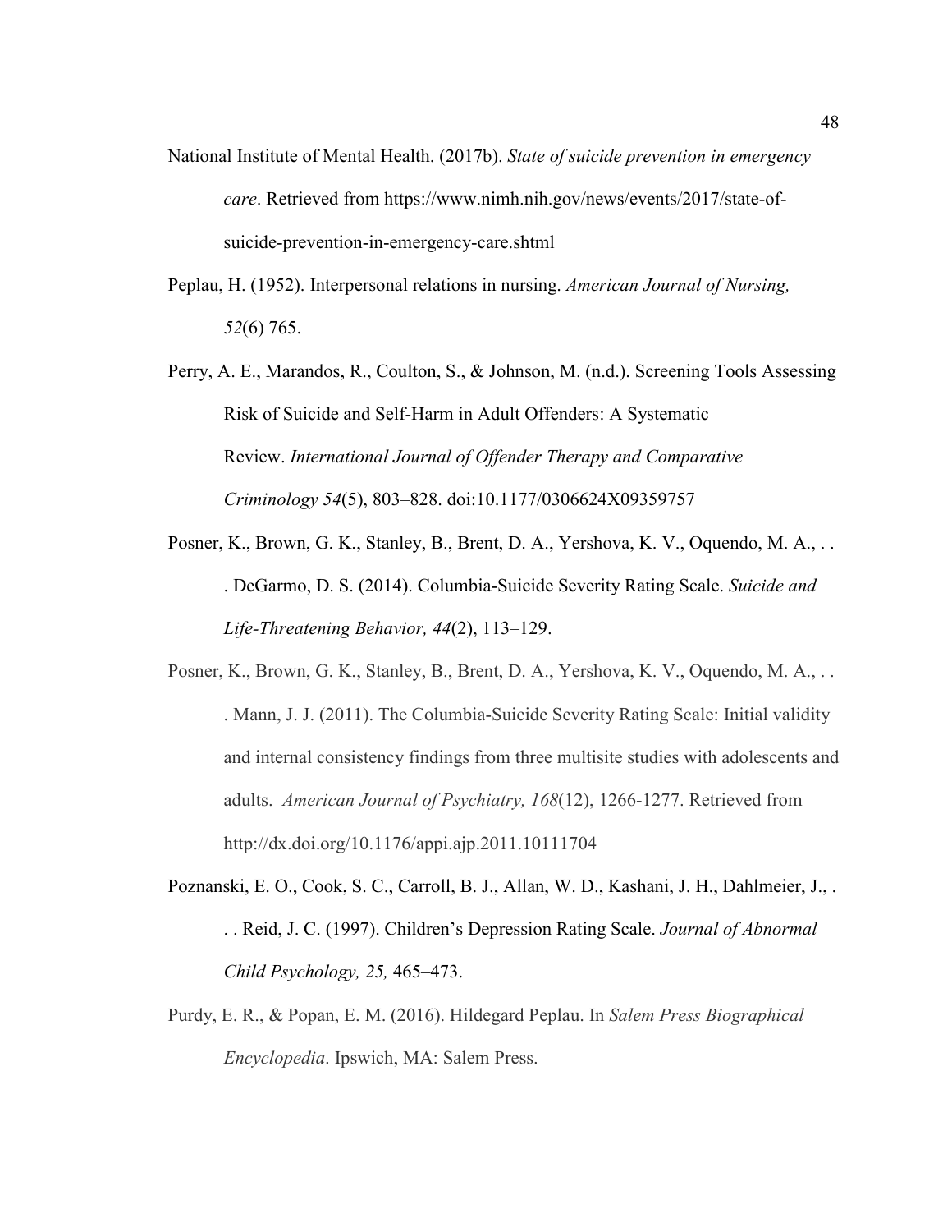National Institute of Mental Health. (2017b). *State of suicide prevention in emergency care*. Retrieved from https://www.nimh.nih.gov/news/events/2017/state-of-suicide-prevention-in-emergency-care.shtml

Peplau, H. (1952). Interpersonal relations in nursing. *American Journal of Nursing, 52*(6) 765.

Perry, A. E., Marandos, R., Coulton, S., & Johnson, M. (n.d.). Screening Tools Assessing Risk of Suicide and Self-Harm in Adult Offenders: A Systematic Review. *International Journal of Offender Therapy and Comparative Criminology 54*(5), 803–828. doi:10.1177/0306624X09359757

Posner, K., Brown, G. K., Stanley, B., Brent, D. A., Yershova, K. V., Oquendo, M. A., . . . DeGarmo, D. S. (2014). Columbia-Suicide Severity Rating Scale. *Suicide and Life-Threatening Behavior, 44*(2), 113–129.

Posner, K., Brown, G. K., Stanley, B., Brent, D. A., Yershova, K. V., Oquendo, M. A., . . . Mann, J. J. (2011). The Columbia-Suicide Severity Rating Scale: Initial validity and internal consistency findings from three multisite studies with adolescents and adults. *American Journal of Psychiatry, 168*(12), 1266-1277. Retrieved from http://dx.doi.org/10.1176/appi.ajp.2011.10111704

Poznanski, E. O., Cook, S. C., Carroll, B. J., Allan, W. D., Kashani, J. H., Dahlmeier, J., . . . Reid, J. C. (1997). Children's Depression Rating Scale. *Journal of Abnormal Child Psychology, 25,* 465–473.

Purdy, E. R., & Popan, E. M. (2016). Hildegard Peplau. In *Salem Press Biographical Encyclopedia*. Ipswich, MA: Salem Press.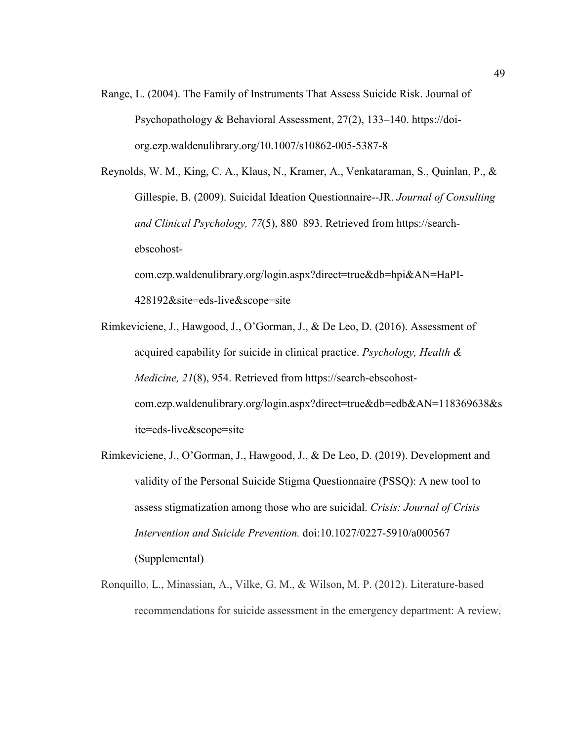Range, L. (2004). The Family of Instruments That Assess Suicide Risk. Journal of Psychopathology & Behavioral Assessment, 27(2), 133–140. https://doi-org.ezp.waldenulibrary.org/10.1007/s10862-005-5387-8

Reynolds, W. M., King, C. A., Klaus, N., Kramer, A., Venkataraman, S., Quinlan, P., & Gillespie, B. (2009). Suicidal Ideation Questionnaire--JR. *Journal of Consulting and Clinical Psychology, 77*(5), 880–893. Retrieved from https://search-ebscohost-com.ezp.waldenulibrary.org/login.aspx?direct=true&db=hpi&AN=HaPI-428192&site=eds-live&scope=site

Rimkeviciene, J., Hawgood, J., O'Gorman, J., & De Leo, D. (2016). Assessment of acquired capability for suicide in clinical practice. *Psychology, Health & Medicine, 21*(8), 954. Retrieved from https://search-ebscohost-com.ezp.waldenulibrary.org/login.aspx?direct=true&db=edb&AN=118369638&site=eds-live&scope=site

Rimkeviciene, J., O'Gorman, J., Hawgood, J., & De Leo, D. (2019). Development and validity of the Personal Suicide Stigma Questionnaire (PSSQ): A new tool to assess stigmatization among those who are suicidal. *Crisis: Journal of Crisis Intervention and Suicide Prevention.* doi:10.1027/0227-5910/a000567 (Supplemental)

Ronquillo, L., Minassian, A., Vilke, G. M., & Wilson, M. P. (2012). Literature-based recommendations for suicide assessment in the emergency department: A review.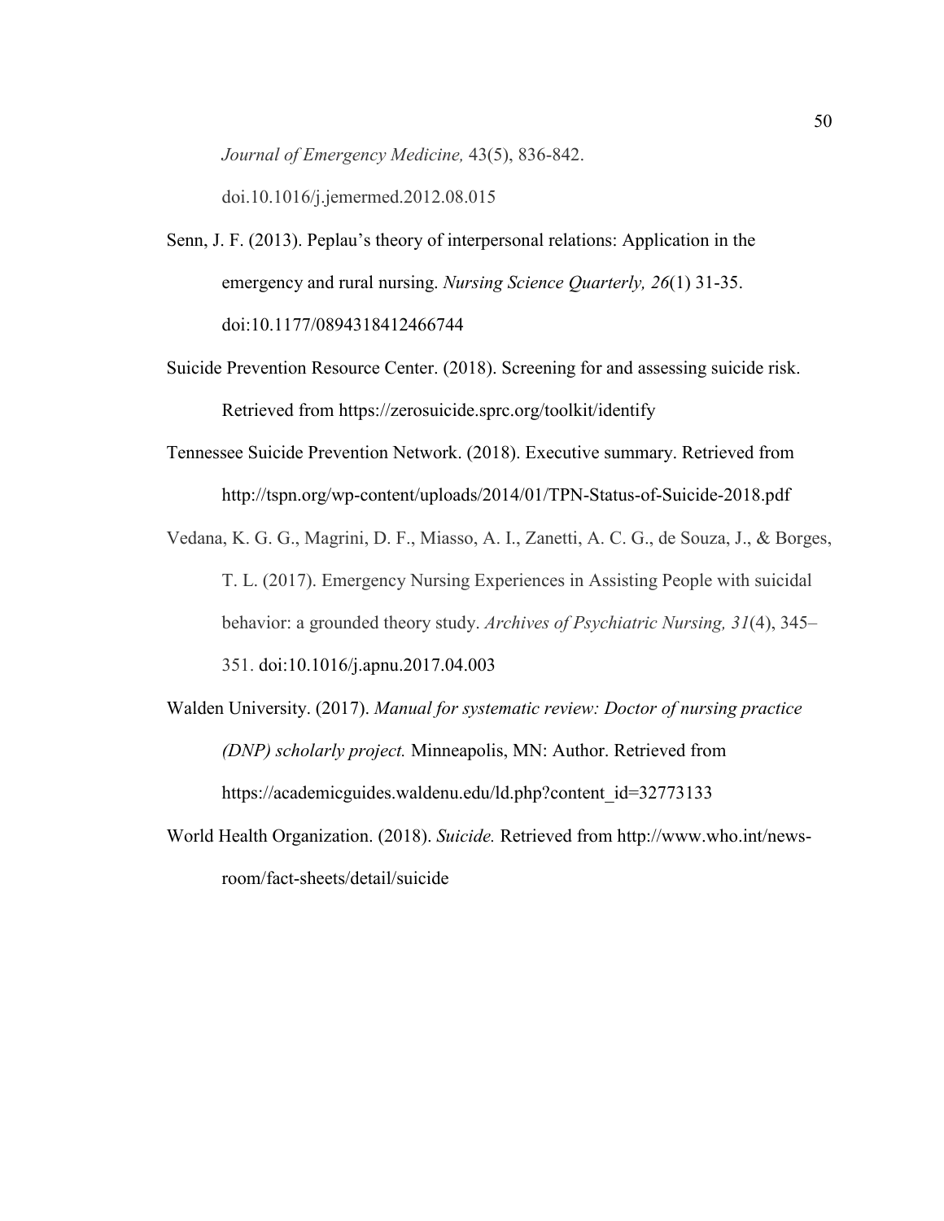*Journal of Emergency Medicine,* 43(5), 836-842. doi.10.1016/j.jemermed.2012.08.015

Senn, J. F. (2013). Peplau's theory of interpersonal relations: Application in the emergency and rural nursing. *Nursing Science Quarterly, 26*(1) 31-35. doi:10.1177/0894318412466744

Suicide Prevention Resource Center. (2018). Screening for and assessing suicide risk. Retrieved from https://zerosuicide.sprc.org/toolkit/identify

Tennessee Suicide Prevention Network. (2018). Executive summary. Retrieved from http://tspn.org/wp-content/uploads/2014/01/TPN-Status-of-Suicide-2018.pdf

Vedana, K. G. G., Magrini, D. F., Miasso, A. I., Zanetti, A. C. G., de Souza, J., & Borges, T. L. (2017). Emergency Nursing Experiences in Assisting People with suicidal behavior: a grounded theory study. *Archives of Psychiatric Nursing, 31*(4), 345–351. doi:10.1016/j.apnu.2017.04.003

Walden University. (2017). *Manual for systematic review: Doctor of nursing practice (DNP) scholarly project.* Minneapolis, MN: Author. Retrieved from https://academicguides.waldenu.edu/ld.php?content_id=32773133

World Health Organization. (2018). *Suicide.* Retrieved from http://www.who.int/news-room/fact-sheets/detail/suicide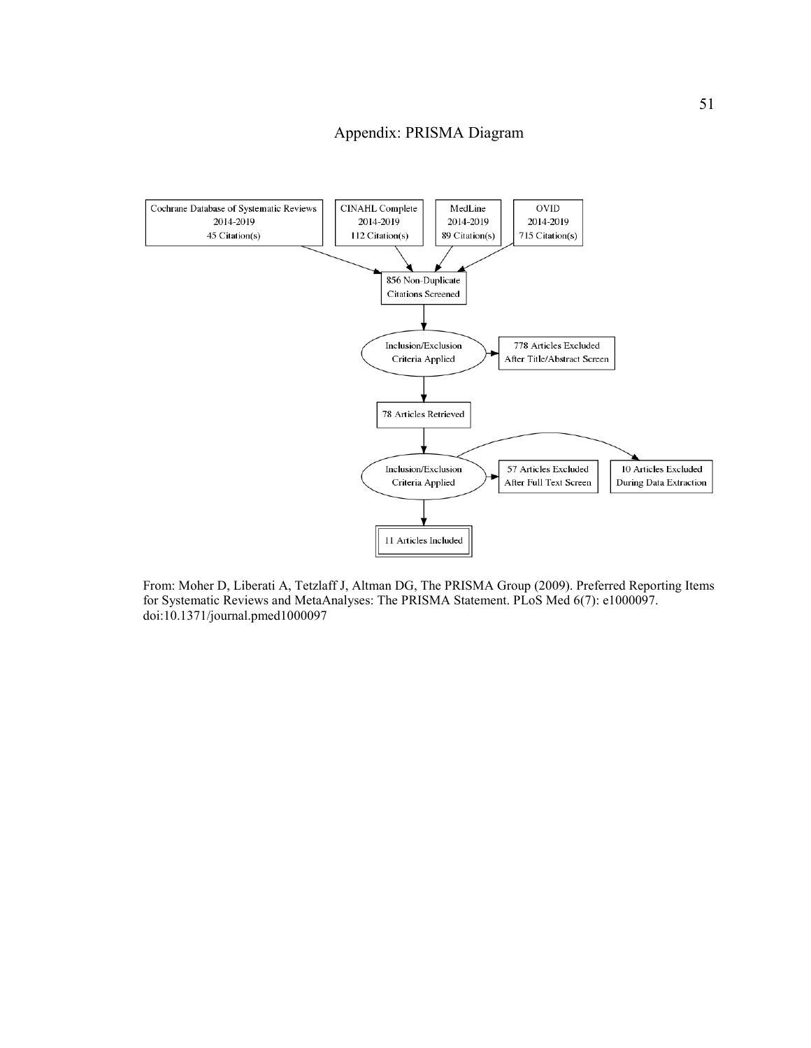# Appendix: PRISMA Diagram

Cochrane Database of Systematic Reviews
2014-2019
45 Citation(s)

CINAHL Complete
2014-2019
112 Citation(s)

MedLine
2014-2019
89 Citation(s)

OVID
2014-2019
715 Citation(s)

856 Non-Duplicate
Citations Screened

Inclusion/Exclusion
Criteria Applied

778 Articles Excluded
After Title/Abstract Screen

78 Articles Retrieved

Inclusion/Exclusion
Criteria Applied

57 Articles Excluded
After Full Text Screen

10 Articles Excluded
During Data Extraction

11 Articles Included

From: Moher D, Liberati A, Tetzlaff J, Altman DG, The PRISMA Group (2009). Preferred Reporting Items for Systematic Reviews and MetaAnalyses: The PRISMA Statement. PLoS Med 6(7): e1000097. doi:10.1371/journal.pmed1000097